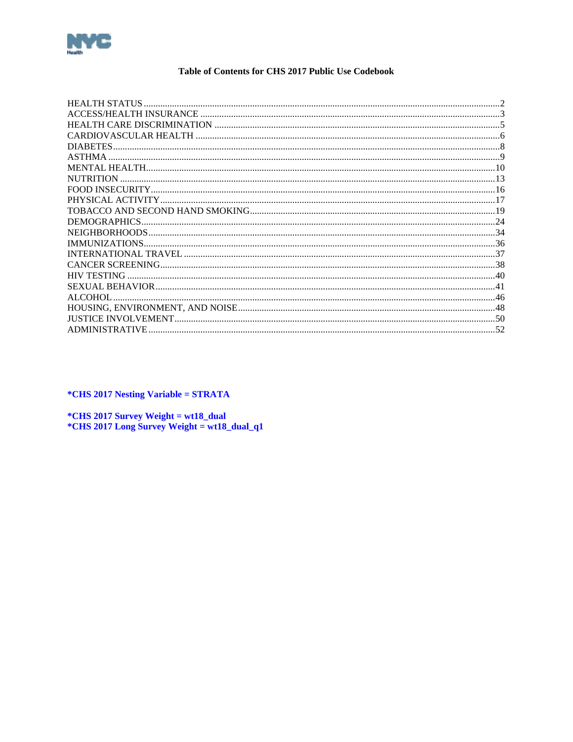# Table of Contents for CHS 2017 Public Use Codebook

| Section | Page |
| --- | --- |
| HEALTH STATUS | 2 |
| ACCESS/HEALTH INSURANCE | 3 |
| HEALTH CARE DISCRIMINATION | 5 |
| CARDIOVASCULAR HEALTH | 6 |
| DIABETES | 8 |
| ASTHMA | 9 |
| MENTAL HEALTH | 10 |
| NUTRITION | 13 |
| FOOD INSECURITY | 16 |
| PHYSICAL ACTIVITY | 17 |
| TOBACCO AND SECOND HAND SMOKING | 19 |
| DEMOGRAPHICS | 24 |
| NEIGHBORHOODS | 34 |
| IMMUNIZATIONS | 36 |
| INTERNATIONAL TRAVEL | 37 |
| CANCER SCREENING | 38 |
| HIV TESTING | 40 |
| SEXUAL BEHAVIOR | 41 |
| ALCOHOL | 46 |
| HOUSING, ENVIRONMENT, AND NOISE | 48 |
| JUSTICE INVOLVEMENT | 50 |
| ADMINISTRATIVE | 52 |

**\*CHS 2017 Nesting Variable = STRATA**

**\*CHS 2017 Survey Weight = wt18_dual**
**\*CHS 2017 Long Survey Weight = wt18_dual_q1**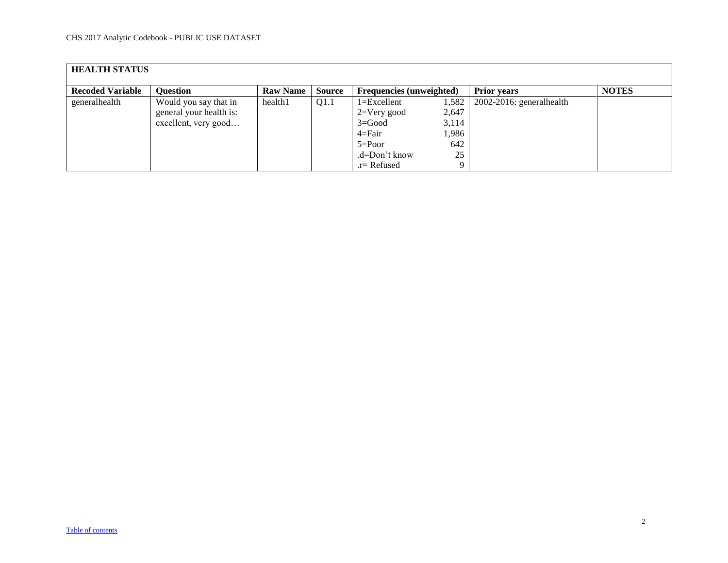| HEALTH STATUS | | | | | | | |
|---|---|---|---|---|---|---|---|
| **Recoded Variable** | **Question** | **Raw Name** | **Source** | **Frequencies (unweighted)** | | **Prior years** | **NOTES** |
| generalhealth | Would you say that in general your health is: excellent, very good… | health1 | Q1.1 | 1=Excellent<br>2=Very good<br>3=Good<br>4=Fair<br>5=Poor<br>.d=Don't know<br>.r= Refused | 1,582<br>2,647<br>3,114<br>1,986<br>642<br>25<br>9 | 2002-2016: generalhealth | |

[Table of contents]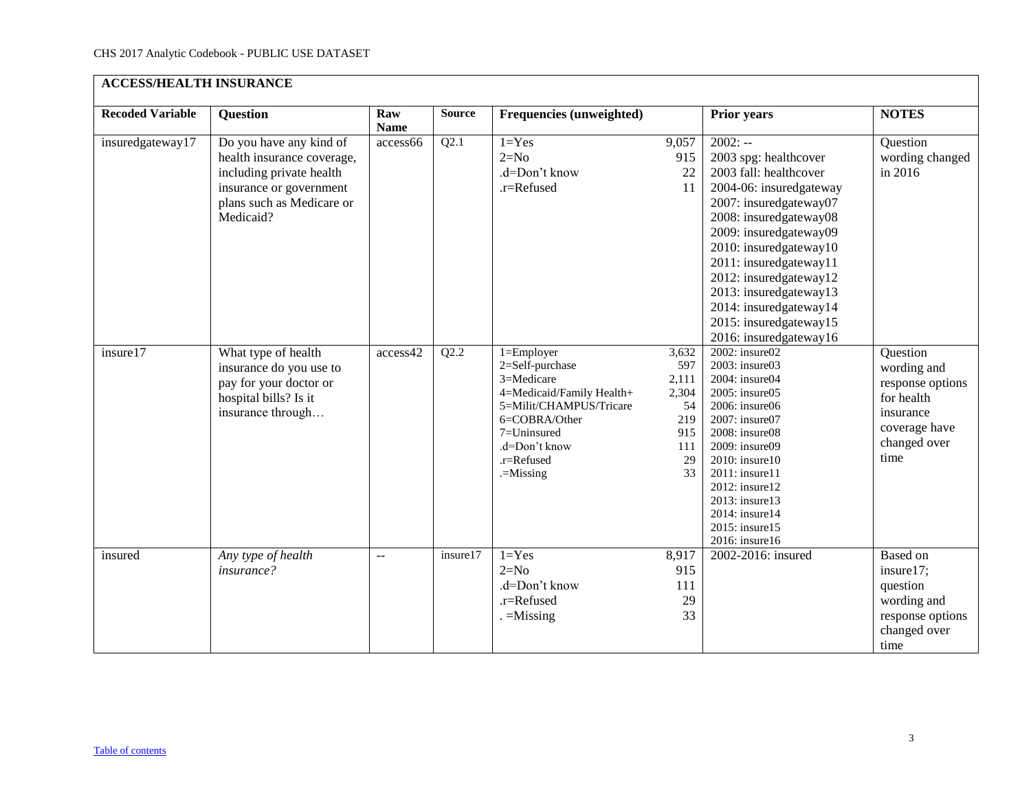| ACCESS/HEALTH INSURANCE | | | | | | |
|---|---|---|---|---|---|---|
| **Recoded Variable** | **Question** | **Raw Name** | **Source** | **Frequencies (unweighted)** | **Prior years** | **NOTES** |
| insuredgateway17 | Do you have any kind of health insurance coverage, including private health insurance or government plans such as Medicare or Medicaid? | access66 | Q2.1 | 1=Yes 9,057<br>2=No 915<br>.d=Don't know 22<br>.r=Refused 11 | 2002: --<br>2003 spg: healthcover<br>2003 fall: healthcover<br>2004-06: insuredgateway<br>2007: insuredgateway07<br>2008: insuredgateway08<br>2009: insuredgateway09<br>2010: insuredgateway10<br>2011: insuredgateway11<br>2012: insuredgateway12<br>2013: insuredgateway13<br>2014: insuredgateway14<br>2015: insuredgateway15<br>2016: insuredgateway16 | Question wording changed in 2016 |
| insure17 | What type of health insurance do you use to pay for your doctor or hospital bills? Is it insurance through… | access42 | Q2.2 | 1=Employer 3,632<br>2=Self-purchase 597<br>3=Medicare 2,111<br>4=Medicaid/Family Health+ 2,304<br>5=Milit/CHAMPUS/Tricare 54<br>6=COBRA/Other 219<br>7=Uninsured 915<br>.d=Don't know 111<br>.r=Refused 29<br>.=Missing 33 | 2002: insure02<br>2003: insure03<br>2004: insure04<br>2005: insure05<br>2006: insure06<br>2007: insure07<br>2008: insure08<br>2009: insure09<br>2010: insure10<br>2011: insure11<br>2012: insure12<br>2013: insure13<br>2014: insure14<br>2015: insure15<br>2016: insure16 | Question wording and response options for health insurance coverage have changed over time |
| insured | *Any type of health insurance?* | -- | insure17 | 1=Yes 8,917<br>2=No 915<br>.d=Don't know 111<br>.r=Refused 29<br>. =Missing 33 | 2002-2016: insured | Based on insure17; question wording and response options changed over time |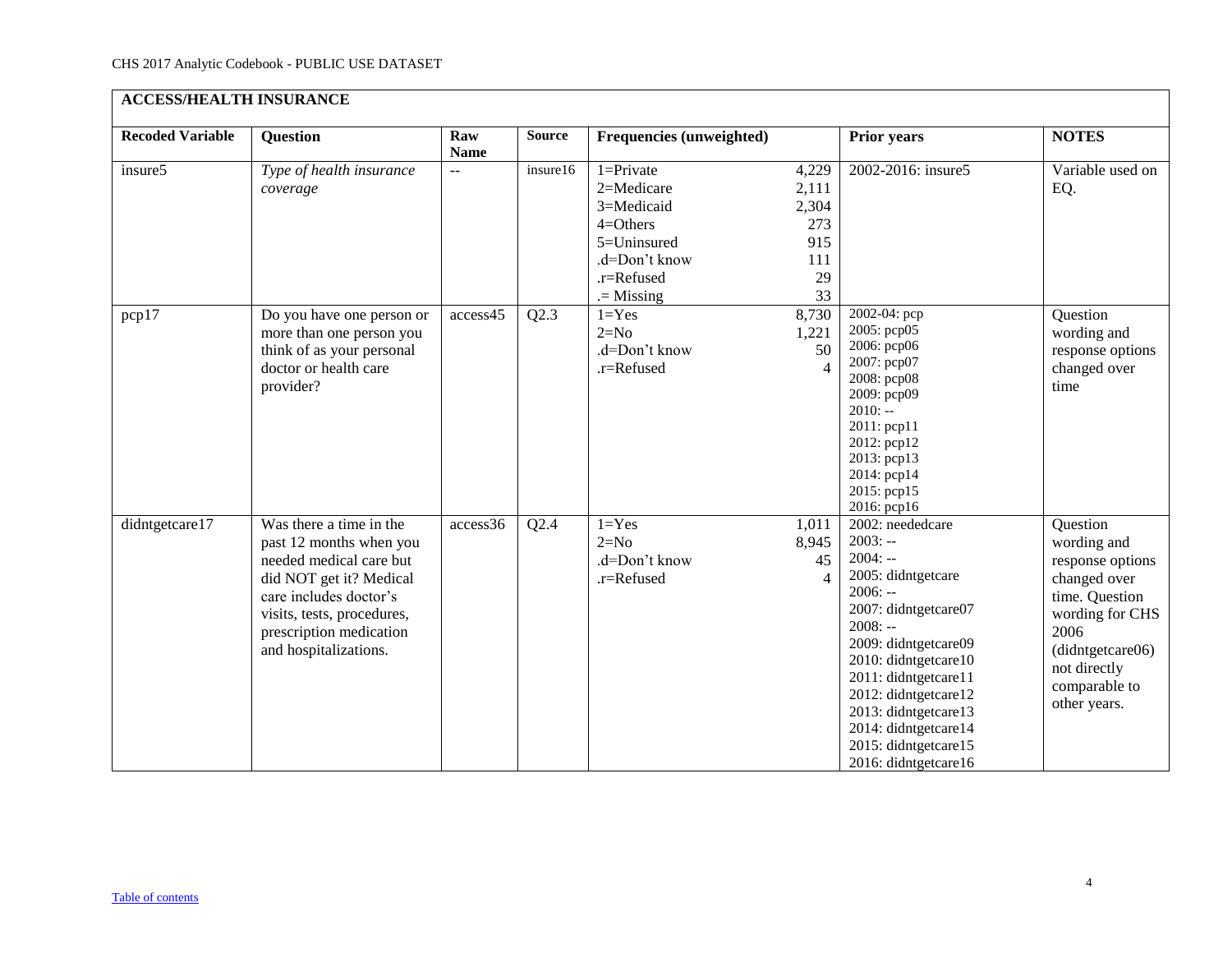| ACCESS/HEALTH INSURANCE | | | | | | | |
|---|---|---|---|---|---|---|---|
| **Recoded Variable** | **Question** | **Raw Name** | **Source** | **Frequencies (unweighted)** | | **Prior years** | **NOTES** |
| insure5 | *Type of health insurance coverage* | -- | insure16 | 1=Private<br>2=Medicare<br>3=Medicaid<br>4=Others<br>5=Uninsured<br>.d=Don't know<br>.r=Refused<br>.= Missing | 4,229<br>2,111<br>2,304<br>273<br>915<br>111<br>29<br>33 | 2002-2016: insure5 | Variable used on EQ. |
| pcp17 | Do you have one person or more than one person you think of as your personal doctor or health care provider? | access45 | Q2.3 | 1=Yes<br>2=No<br>.d=Don't know<br>.r=Refused | 8,730<br>1,221<br>50<br>4 | 2002-04: pcp<br>2005: pcp05<br>2006: pcp06<br>2007: pcp07<br>2008: pcp08<br>2009: pcp09<br>2010: --<br>2011: pcp11<br>2012: pcp12<br>2013: pcp13<br>2014: pcp14<br>2015: pcp15<br>2016: pcp16 | Question wording and response options changed over time |
| didntgetcare17 | Was there a time in the past 12 months when you needed medical care but did NOT get it? Medical care includes doctor's visits, tests, procedures, prescription medication and hospitalizations. | access36 | Q2.4 | 1=Yes<br>2=No<br>.d=Don't know<br>.r=Refused | 1,011<br>8,945<br>45<br>4 | 2002: neededcare<br>2003: --<br>2004: --<br>2005: didntgetcare<br>2006: --<br>2007: didntgetcare07<br>2008: --<br>2009: didntgetcare09<br>2010: didntgetcare10<br>2011: didntgetcare11<br>2012: didntgetcare12<br>2013: didntgetcare13<br>2014: didntgetcare14<br>2015: didntgetcare15<br>2016: didntgetcare16 | Question wording and response options changed over time. Question wording for CHS 2006 (didntgetcare06) not directly comparable to other years. |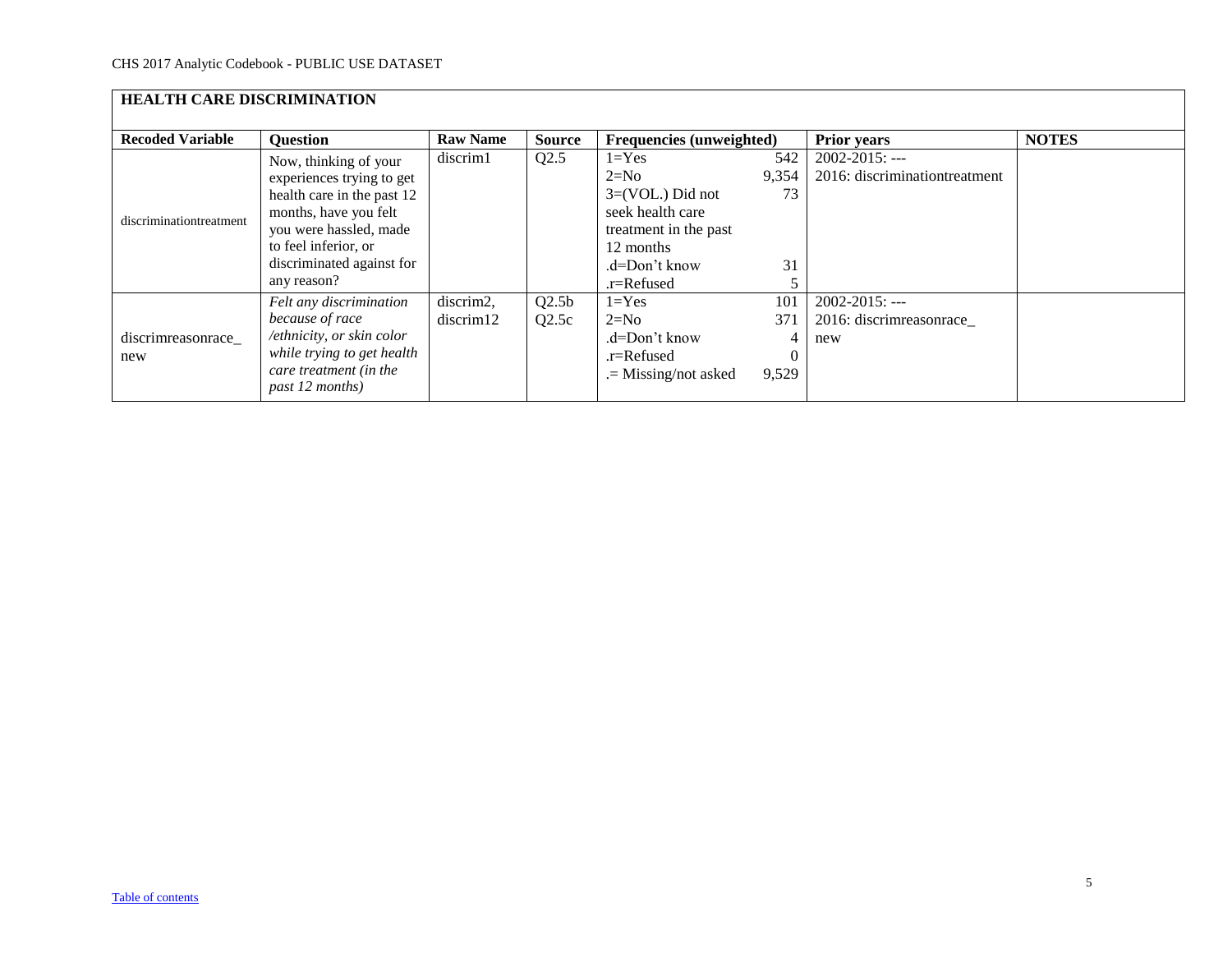| HEALTH CARE DISCRIMINATION | | | | | | |
|---|---|---|---|---|---|---|
| **Recoded Variable** | **Question** | **Raw Name** | **Source** | **Frequencies (unweighted)** | **Prior years** | **NOTES** |
| discriminationtreatment | Now, thinking of your experiences trying to get health care in the past 12 months, have you felt you were hassled, made to feel inferior, or discriminated against for any reason? | discrim1 | Q2.5 | 1=Yes 542<br>2=No 9,354<br>3=(VOL.) Did not seek health care treatment in the past 12 months 73<br>.d=Don't know 31<br>.r=Refused 5 | 2002-2015: ---<br>2016: discriminationtreatment | |
| discrimreasonrace_new | *Felt any discrimination because of race /ethnicity, or skin color while trying to get health care treatment (in the past 12 months)* | discrim2, discrim12 | Q2.5b<br>Q2.5c | 1=Yes 101<br>2=No 371<br>.d=Don't know 4<br>.r=Refused 0<br>.= Missing/not asked 9,529 | 2002-2015: ---<br>2016: discrimreasonrace_new | |

Table of contents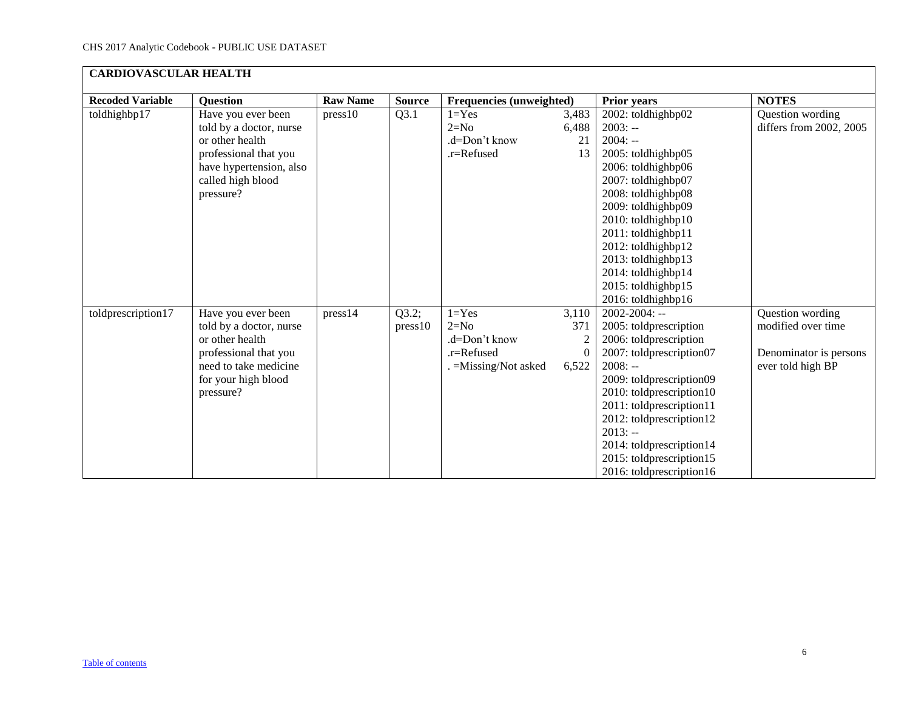| CARDIOVASCULAR HEALTH | | | | | | |
|---|---|---|---|---|---|---|
| **Recoded Variable** | **Question** | **Raw Name** | **Source** | **Frequencies (unweighted)** | **Prior years** | **NOTES** |
| toldhighbp17 | Have you ever been told by a doctor, nurse or other health professional that you have hypertension, also called high blood pressure? | press10 | Q3.1 | 1=Yes 3,483<br>2=No 6,488<br>.d=Don't know 21<br>.r=Refused 13 | 2002: toldhighbp02<br>2003: --<br>2004: --<br>2005: toldhighbp05<br>2006: toldhighbp06<br>2007: toldhighbp07<br>2008: toldhighbp08<br>2009: toldhighbp09<br>2010: toldhighbp10<br>2011: toldhighbp11<br>2012: toldhighbp12<br>2013: toldhighbp13<br>2014: toldhighbp14<br>2015: toldhighbp15<br>2016: toldhighbp16 | Question wording differs from 2002, 2005 |
| toldprescription17 | Have you ever been told by a doctor, nurse or other health professional that you need to take medicine for your high blood pressure? | press14 | Q3.2; press10 | 1=Yes 3,110<br>2=No 371<br>.d=Don't know 2<br>.r=Refused 0<br>. =Missing/Not asked 6,522 | 2002-2004: --<br>2005: toldprescription<br>2006: toldprescription<br>2007: toldprescription07<br>2008: --<br>2009: toldprescription09<br>2010: toldprescription10<br>2011: toldprescription11<br>2012: toldprescription12<br>2013: --<br>2014: toldprescription14<br>2015: toldprescription15<br>2016: toldprescription16 | Question wording modified over time<br><br>Denominator is persons ever told high BP |

Table of contents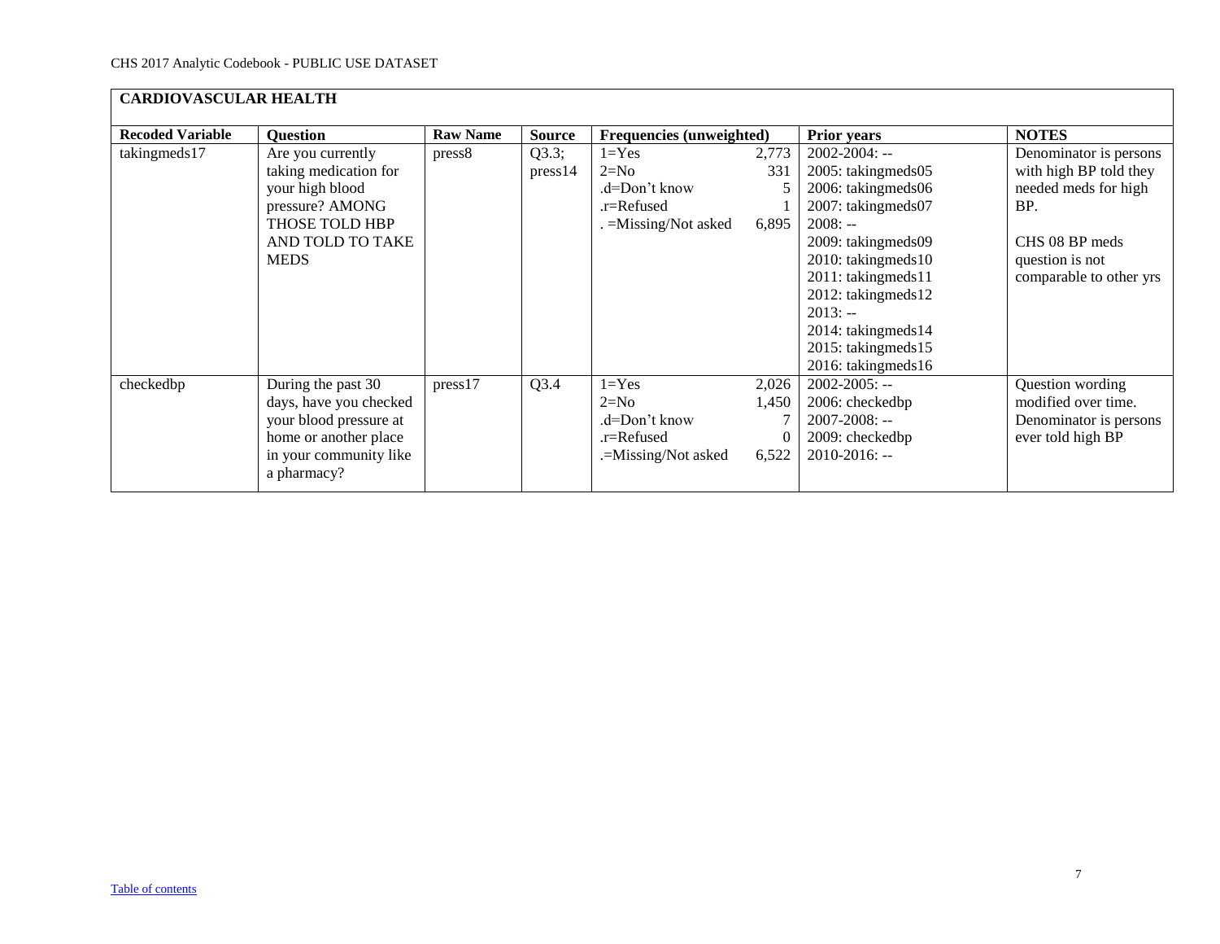## CARDIOVASCULAR HEALTH

| Recoded Variable | Question | Raw Name | Source | Frequencies (unweighted) | | Prior years | NOTES |
|---|---|---|---|---|---|---|---|
| takingmeds17 | Are you currently taking medication for your high blood pressure? AMONG THOSE TOLD HBP AND TOLD TO TAKE MEDS | press8 | Q3.3; press14 | 1=Yes<br>2=No<br>.d=Don't know<br>.r=Refused<br>. =Missing/Not asked | 2,773<br>331<br>5<br>1<br>6,895 | 2002-2004: --<br>2005: takingmeds05<br>2006: takingmeds06<br>2007: takingmeds07<br>2008: --<br>2009: takingmeds09<br>2010: takingmeds10<br>2011: takingmeds11<br>2012: takingmeds12<br>2013: --<br>2014: takingmeds14<br>2015: takingmeds15<br>2016: takingmeds16 | Denominator is persons with high BP told they needed meds for high BP.<br><br>CHS 08 BP meds question is not comparable to other yrs |
| checkedbp | During the past 30 days, have you checked your blood pressure at home or another place in your community like a pharmacy? | press17 | Q3.4 | 1=Yes<br>2=No<br>.d=Don't know<br>.r=Refused<br>.=Missing/Not asked | 2,026<br>1,450<br>7<br>0<br>6,522 | 2002-2005: --<br>2006: checkedbp<br>2007-2008: --<br>2009: checkedbp<br>2010-2016: -- | Question wording modified over time. Denominator is persons ever told high BP |

Table of contents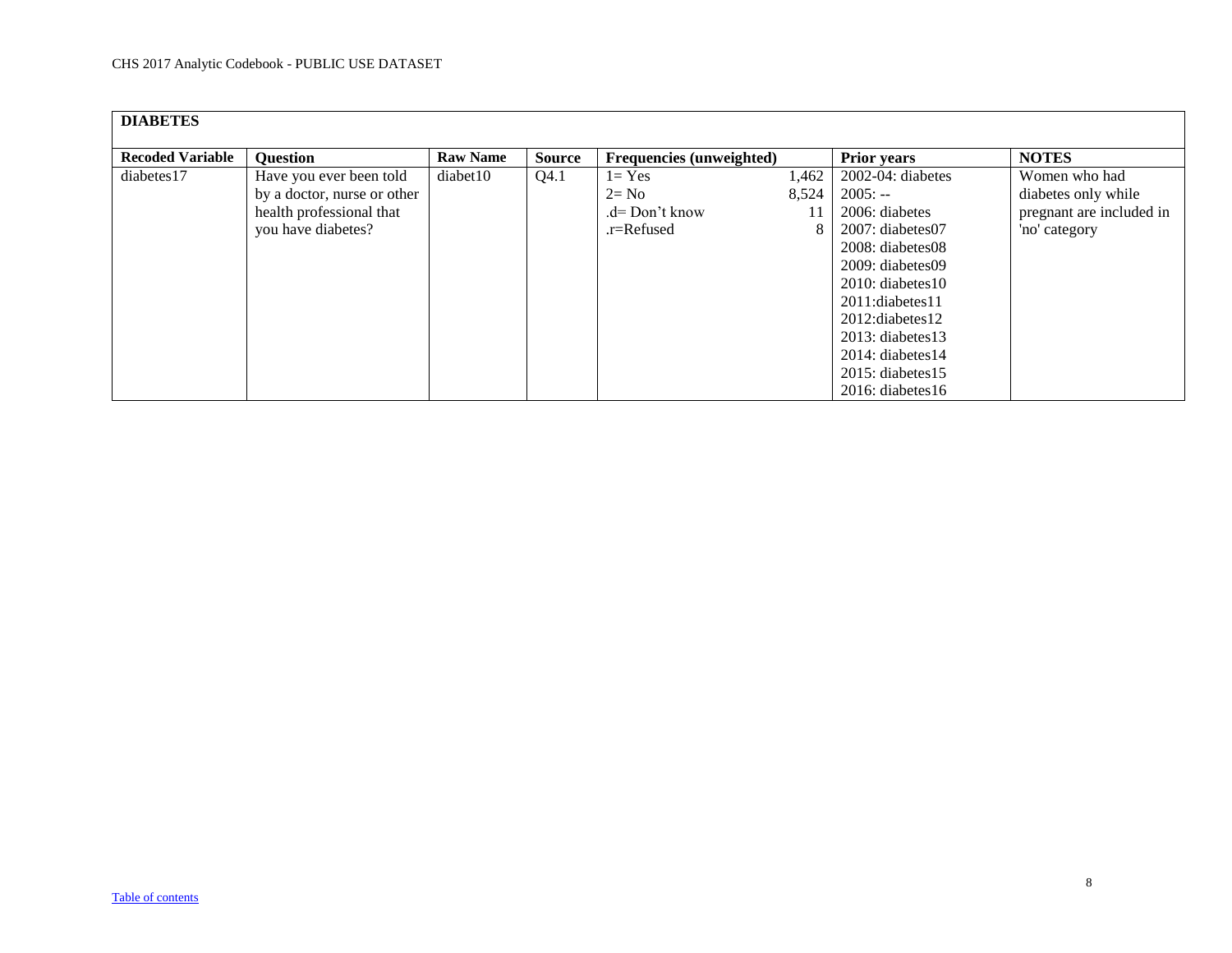| **DIABETES** | | | | | | |
|---|---|---|---|---|---|---|
| **Recoded Variable** | **Question** | **Raw Name** | **Source** | **Frequencies (unweighted)** | **Prior years** | **NOTES** |
| diabetes17 | Have you ever been told by a doctor, nurse or other health professional that you have diabetes? | diabet10 | Q4.1 | 1= Yes 1,462<br>2= No 8,524<br>.d= Don't know 11<br>.r=Refused 8 | 2002-04: diabetes<br>2005: --<br>2006: diabetes<br>2007: diabetes07<br>2008: diabetes08<br>2009: diabetes09<br>2010: diabetes10<br>2011:diabetes11<br>2012:diabetes12<br>2013: diabetes13<br>2014: diabetes14<br>2015: diabetes15<br>2016: diabetes16 | Women who had diabetes only while pregnant are included in 'no' category |

Table of contents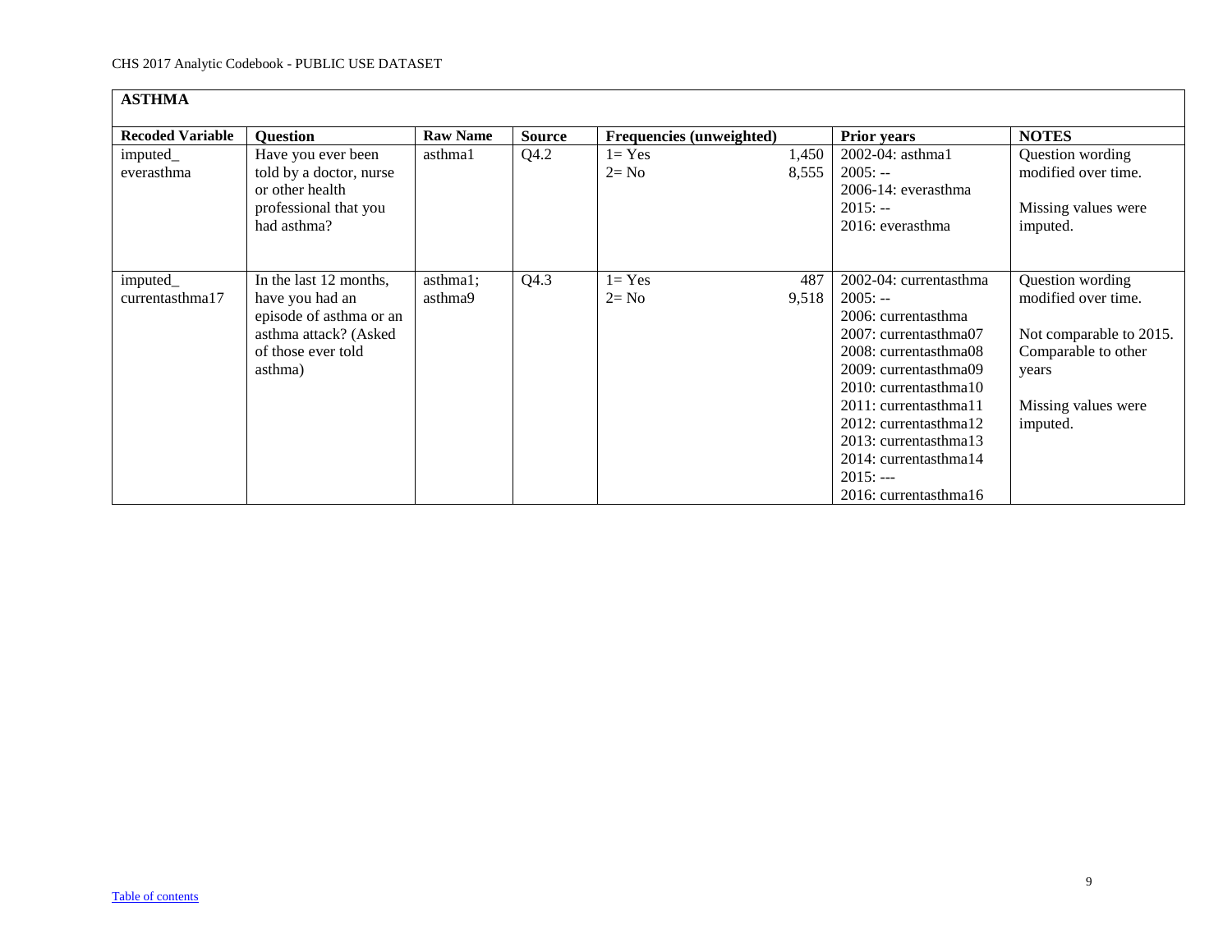## ASTHMA

| Recoded Variable | Question | Raw Name | Source | Frequencies (unweighted) | | Prior years | NOTES |
|---|---|---|---|---|---|---|---|
| imputed_ everasthma | Have you ever been told by a doctor, nurse or other health professional that you had asthma? | asthma1 | Q4.2 | 1= Yes<br>2= No | 1,450<br>8,555 | 2002-04: asthma1<br>2005: --<br>2006-14: everasthma<br>2015: --<br>2016: everasthma | Question wording modified over time.<br><br>Missing values were imputed. |
| imputed_ currentasthma17 | In the last 12 months, have you had an episode of asthma or an asthma attack? (Asked of those ever told asthma) | asthma1; asthma9 | Q4.3 | 1= Yes<br>2= No | 487<br>9,518 | 2002-04: currentasthma<br>2005: --<br>2006: currentasthma<br>2007: currentasthma07<br>2008: currentasthma08<br>2009: currentasthma09<br>2010: currentasthma10<br>2011: currentasthma11<br>2012: currentasthma12<br>2013: currentasthma13<br>2014: currentasthma14<br>2015: ---<br>2016: currentasthma16 | Question wording modified over time.<br><br>Not comparable to 2015. Comparable to other years<br><br>Missing values were imputed. |

Table of contents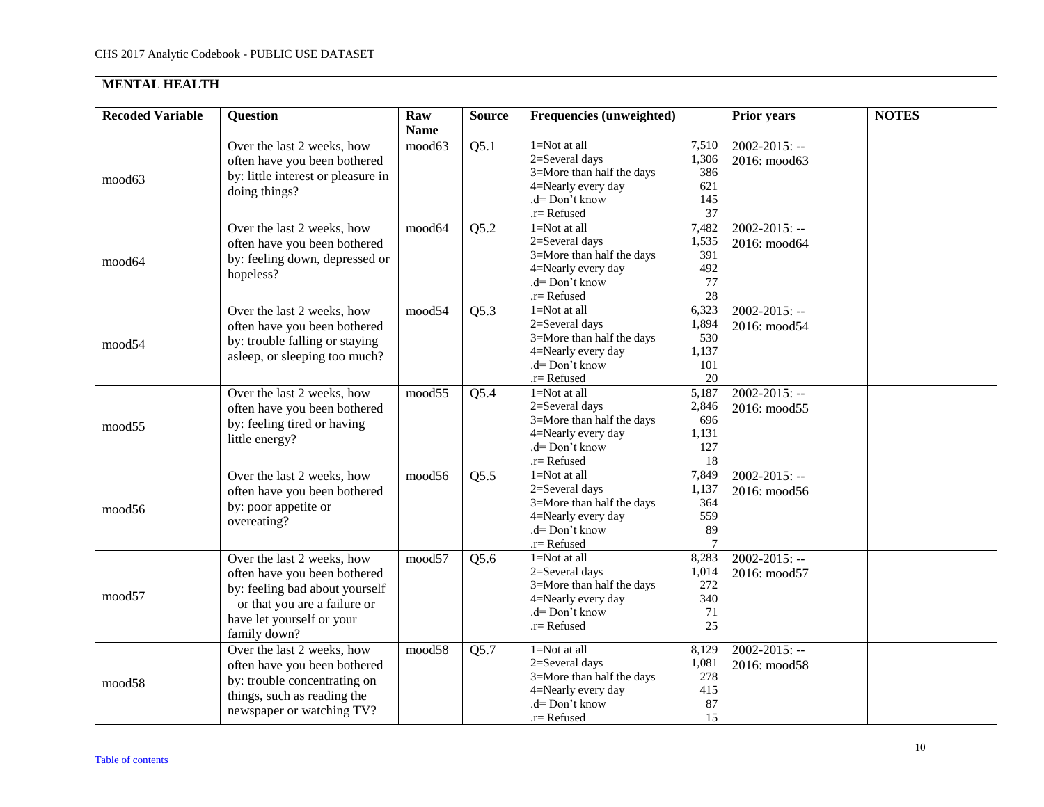## MENTAL HEALTH

| Recoded Variable | Question | Raw Name | Source | Frequencies (unweighted) | Prior years | NOTES |
|---|---|---|---|---|---|---|
| mood63 | Over the last 2 weeks, how often have you been bothered by: little interest or pleasure in doing things? | mood63 | Q5.1 | 1=Not at all 7,510<br>2=Several days 1,306<br>3=More than half the days 386<br>4=Nearly every day 621<br>.d= Don't know 145<br>.r= Refused 37 | 2002-2015: --<br>2016: mood63 | |
| mood64 | Over the last 2 weeks, how often have you been bothered by: feeling down, depressed or hopeless? | mood64 | Q5.2 | 1=Not at all 7,482<br>2=Several days 1,535<br>3=More than half the days 391<br>4=Nearly every day 492<br>.d= Don't know 77<br>.r= Refused 28 | 2002-2015: --<br>2016: mood64 | |
| mood54 | Over the last 2 weeks, how often have you been bothered by: trouble falling or staying asleep, or sleeping too much? | mood54 | Q5.3 | 1=Not at all 6,323<br>2=Several days 1,894<br>3=More than half the days 530<br>4=Nearly every day 1,137<br>.d= Don't know 101<br>.r= Refused 20 | 2002-2015: --<br>2016: mood54 | |
| mood55 | Over the last 2 weeks, how often have you been bothered by: feeling tired or having little energy? | mood55 | Q5.4 | 1=Not at all 5,187<br>2=Several days 2,846<br>3=More than half the days 696<br>4=Nearly every day 1,131<br>.d= Don't know 127<br>.r= Refused 18 | 2002-2015: --<br>2016: mood55 | |
| mood56 | Over the last 2 weeks, how often have you been bothered by: poor appetite or overeating? | mood56 | Q5.5 | 1=Not at all 7,849<br>2=Several days 1,137<br>3=More than half the days 364<br>4=Nearly every day 559<br>.d= Don't know 89<br>.r= Refused 7 | 2002-2015: --<br>2016: mood56 | |
| mood57 | Over the last 2 weeks, how often have you been bothered by: feeling bad about yourself – or that you are a failure or have let yourself or your family down? | mood57 | Q5.6 | 1=Not at all 8,283<br>2=Several days 1,014<br>3=More than half the days 272<br>4=Nearly every day 340<br>.d= Don't know 71<br>.r= Refused 25 | 2002-2015: --<br>2016: mood57 | |
| mood58 | Over the last 2 weeks, how often have you been bothered by: trouble concentrating on things, such as reading the newspaper or watching TV? | mood58 | Q5.7 | 1=Not at all 8,129<br>2=Several days 1,081<br>3=More than half the days 278<br>4=Nearly every day 415<br>.d= Don't know 87<br>.r= Refused 15 | 2002-2015: --<br>2016: mood58 | |

[Table of contents]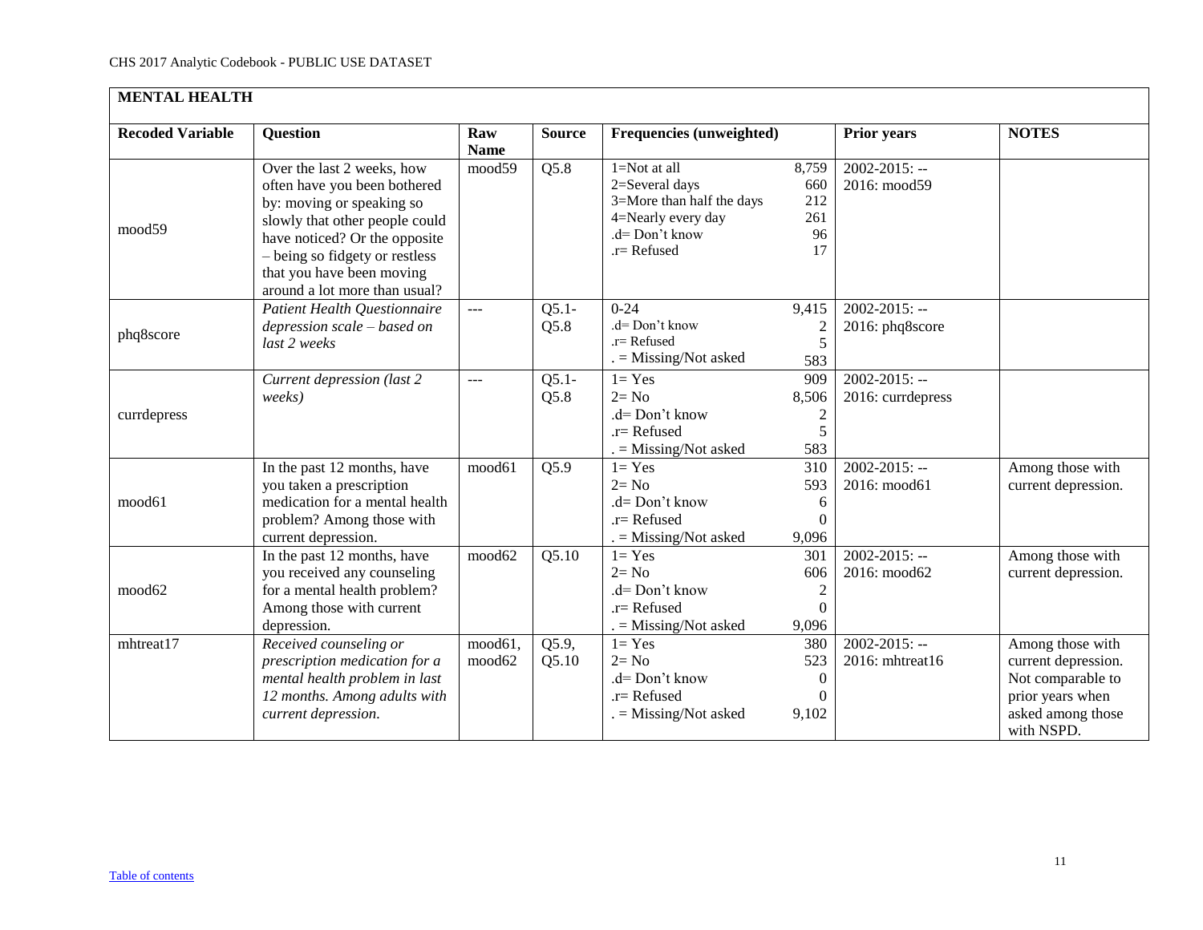## MENTAL HEALTH

| Recoded Variable | Question | Raw Name | Source | Frequencies (unweighted) | | Prior years | NOTES |
|---|---|---|---|---|---|---|---|
| mood59 | Over the last 2 weeks, how often have you been bothered by: moving or speaking so slowly that other people could have noticed? Or the opposite – being so fidgety or restless that you have been moving around a lot more than usual? | mood59 | Q5.8 | 1=Not at all<br>2=Several days<br>3=More than half the days<br>4=Nearly every day<br>.d= Don't know<br>.r= Refused | 8,759<br>660<br>212<br>261<br>96<br>17 | 2002-2015: --<br>2016: mood59 | |
| phq8score | *Patient Health Questionnaire depression scale – based on last 2 weeks* | --- | Q5.1-Q5.8 | 0-24<br>.d= Don't know<br>.r= Refused<br>. = Missing/Not asked | 9,415<br>2<br>5<br>583 | 2002-2015: --<br>2016: phq8score | |
| currdepress | *Current depression (last 2 weeks)* | --- | Q5.1-Q5.8 | 1= Yes<br>2= No<br>.d= Don't know<br>.r= Refused<br>. = Missing/Not asked | 909<br>8,506<br>2<br>5<br>583 | 2002-2015: --<br>2016: currdepress | |
| mood61 | In the past 12 months, have you taken a prescription medication for a mental health problem? Among those with current depression. | mood61 | Q5.9 | 1= Yes<br>2= No<br>.d= Don't know<br>.r= Refused<br>. = Missing/Not asked | 310<br>593<br>6<br>0<br>9,096 | 2002-2015: --<br>2016: mood61 | Among those with current depression. |
| mood62 | In the past 12 months, have you received any counseling for a mental health problem? Among those with current depression. | mood62 | Q5.10 | 1= Yes<br>2= No<br>.d= Don't know<br>.r= Refused<br>. = Missing/Not asked | 301<br>606<br>2<br>0<br>9,096 | 2002-2015: --<br>2016: mood62 | Among those with current depression. |
| mhtreat17 | *Received counseling or prescription medication for a mental health problem in last 12 months. Among adults with current depression.* | mood61, mood62 | Q5.9, Q5.10 | 1= Yes<br>2= No<br>.d= Don't know<br>.r= Refused<br>. = Missing/Not asked | 380<br>523<br>0<br>0<br>9,102 | 2002-2015: --<br>2016: mhtreat16 | Among those with current depression. Not comparable to prior years when asked among those with NSPD. |

Table of contents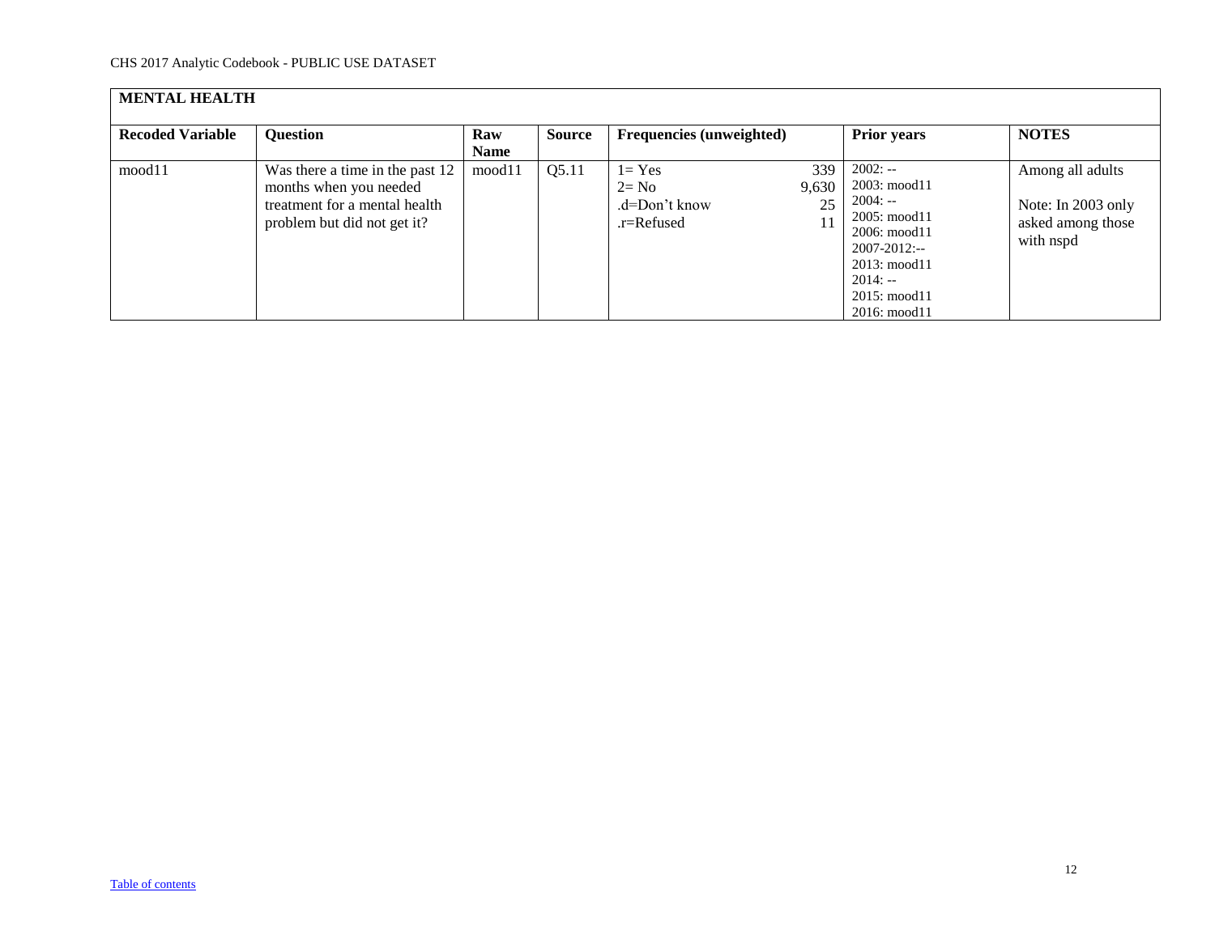## MENTAL HEALTH

| Recoded Variable | Question | Raw Name | Source | Frequencies (unweighted) | | Prior years | NOTES |
|---|---|---|---|---|---|---|---|
| mood11 | Was there a time in the past 12 months when you needed treatment for a mental health problem but did not get it? | mood11 | Q5.11 | 1= Yes<br>2= No<br>.d=Don't know<br>.r=Refused | 339<br>9,630<br>25<br>11 | 2002: --<br>2003: mood11<br>2004: --<br>2005: mood11<br>2006: mood11<br>2007-2012:--<br>2013: mood11<br>2014: --<br>2015: mood11<br>2016: mood11 | Among all adults<br><br>Note: In 2003 only asked among those with nspd |

Table of contents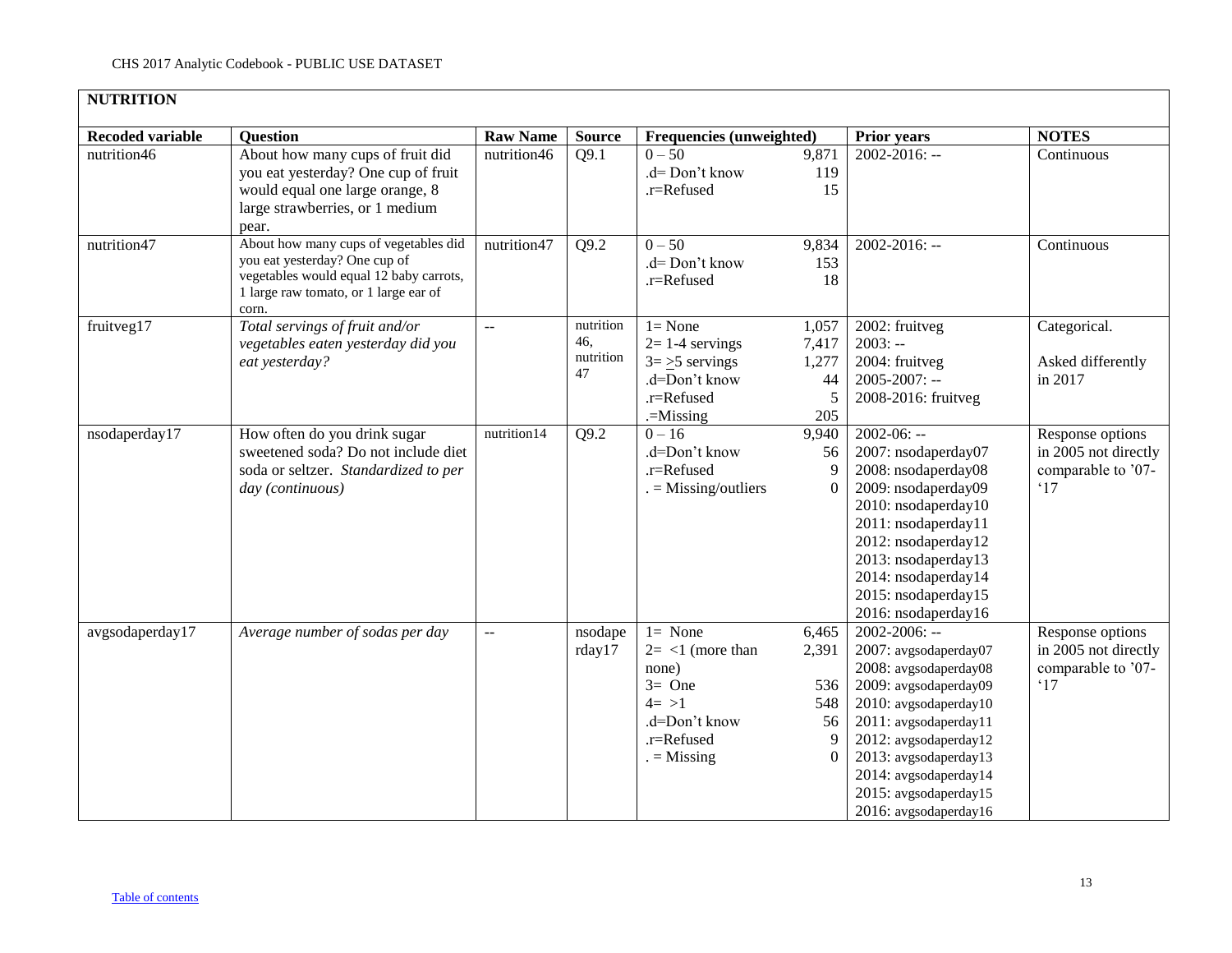## NUTRITION

| Recoded variable | Question | Raw Name | Source | Frequencies (unweighted) | | Prior years | NOTES |
|---|---|---|---|---|---|---|---|
| nutrition46 | About how many cups of fruit did you eat yesterday? One cup of fruit would equal one large orange, 8 large strawberries, or 1 medium pear. | nutrition46 | Q9.1 | 0 – 50<br>.d= Don't know<br>.r=Refused | 9,871<br>119<br>15 | 2002-2016: -- | Continuous |
| nutrition47 | About how many cups of vegetables did you eat yesterday? One cup of vegetables would equal 12 baby carrots, 1 large raw tomato, or 1 large ear of corn. | nutrition47 | Q9.2 | 0 – 50<br>.d= Don't know<br>.r=Refused | 9,834<br>153<br>18 | 2002-2016: -- | Continuous |
| fruitveg17 | *Total servings of fruit and/or vegetables eaten yesterday did you eat yesterday?* | -- | nutrition46, nutrition47 | 1= None<br>2= 1-4 servings<br>3= ≥5 servings<br>.d=Don't know<br>.r=Refused<br>.=Missing | 1,057<br>7,417<br>1,277<br>44<br>5<br>205 | 2002: fruitveg<br>2003: --<br>2004: fruitveg<br>2005-2007: --<br>2008-2016: fruitveg | Categorical.<br><br>Asked differently in 2017 |
| nsodaperday17 | How often do you drink sugar sweetened soda? Do not include diet soda or seltzer. *Standardized to per day (continuous)* | nutrition14 | Q9.2 | 0 – 16<br>.d=Don't know<br>.r=Refused<br>. = Missing/outliers | 9,940<br>56<br>9<br>0 | 2002-06: --<br>2007: nsodaperday07<br>2008: nsodaperday08<br>2009: nsodaperday09<br>2010: nsodaperday10<br>2011: nsodaperday11<br>2012: nsodaperday12<br>2013: nsodaperday13<br>2014: nsodaperday14<br>2015: nsodaperday15<br>2016: nsodaperday16 | Response options in 2005 not directly comparable to '07-'17 |
| avgsodaperday17 | *Average number of sodas per day* | -- | nsodaperday17 | 1= None<br>2= <1 (more than none)<br>3= One<br>4= >1<br>.d=Don't know<br>.r=Refused<br>. = Missing | 6,465<br>2,391<br><br>536<br>548<br>56<br>9<br>0 | 2002-2006: --<br>2007: avgsodaperday07<br>2008: avgsodaperday08<br>2009: avgsodaperday09<br>2010: avgsodaperday10<br>2011: avgsodaperday11<br>2012: avgsodaperday12<br>2013: avgsodaperday13<br>2014: avgsodaperday14<br>2015: avgsodaperday15<br>2016: avgsodaperday16 | Response options in 2005 not directly comparable to '07-'17 |

Table of contents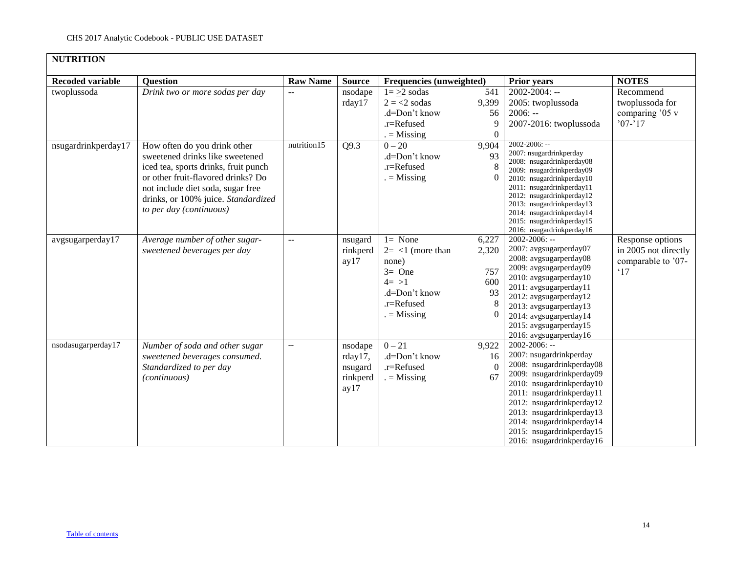## NUTRITION

| Recoded variable | Question | Raw Name | Source | Frequencies (unweighted) | | Prior years | NOTES |
|---|---|---|---|---|---|---|---|
| twoplussoda | *Drink two or more sodas per day* | -- | nsodaperday17 | 1= ≥2 sodas<br>2 = <2 sodas<br>.d=Don't know<br>.r=Refused<br>. = Missing | 541<br>9,399<br>56<br>9<br>0 | 2002-2004: --<br>2005: twoplussoda<br>2006: --<br>2007-2016: twoplussoda | Recommend twoplussoda for comparing '05 v '07-'17 |
| nsugardrinkperday17 | How often do you drink other sweetened drinks like sweetened iced tea, sports drinks, fruit punch or other fruit-flavored drinks? Do not include diet soda, sugar free drinks, or 100% juice. *Standardized to per day (continuous)* | nutrition15 | Q9.3 | 0 – 20<br>.d=Don't know<br>.r=Refused<br>. = Missing | 9,904<br>93<br>8<br>0 | 2002-2006: --<br>2007: nsugardrinkperday<br>2008: nsugardrinkperday08<br>2009: nsugardrinkperday09<br>2010: nsugardrinkperday10<br>2011: nsugardrinkperday11<br>2012: nsugardrinkperday12<br>2013: nsugardrinkperday13<br>2014: nsugardrinkperday14<br>2015: nsugardrinkperday15<br>2016: nsugardrinkperday16 | |
| avgsugarperday17 | *Average number of other sugar-sweetened beverages per day* | -- | nsugardrinkperday17 | 1= None<br>2= <1 (more than none)<br>3= One<br>4= >1<br>.d=Don't know<br>.r=Refused<br>. = Missing | 6,227<br>2,320<br>757<br>600<br>93<br>8<br>0 | 2002-2006: --<br>2007: avgsugarperday07<br>2008: avgsugarperday08<br>2009: avgsugarperday09<br>2010: avgsugarperday10<br>2011: avgsugarperday11<br>2012: avgsugarperday12<br>2013: avgsugarperday13<br>2014: avgsugarperday14<br>2015: avgsugarperday15<br>2016: avgsugarperday16 | Response options in 2005 not directly comparable to '07-'17 |
| nsodasugarperday17 | *Number of soda and other sugar sweetened beverages consumed. Standardized to per day (continuous)* | -- | nsodaperday17, nsugardrinkperday17 | 0 – 21<br>.d=Don't know<br>.r=Refused<br>. = Missing | 9,922<br>16<br>0<br>67 | 2002-2006: --<br>2007: nsugardrinkperday<br>2008: nsugardrinkperday08<br>2009: nsugardrinkperday09<br>2010: nsugardrinkperday10<br>2011: nsugardrinkperday11<br>2012: nsugardrinkperday12<br>2013: nsugardrinkperday13<br>2014: nsugardrinkperday14<br>2015: nsugardrinkperday15<br>2016: nsugardrinkperday16 | |

Table of contents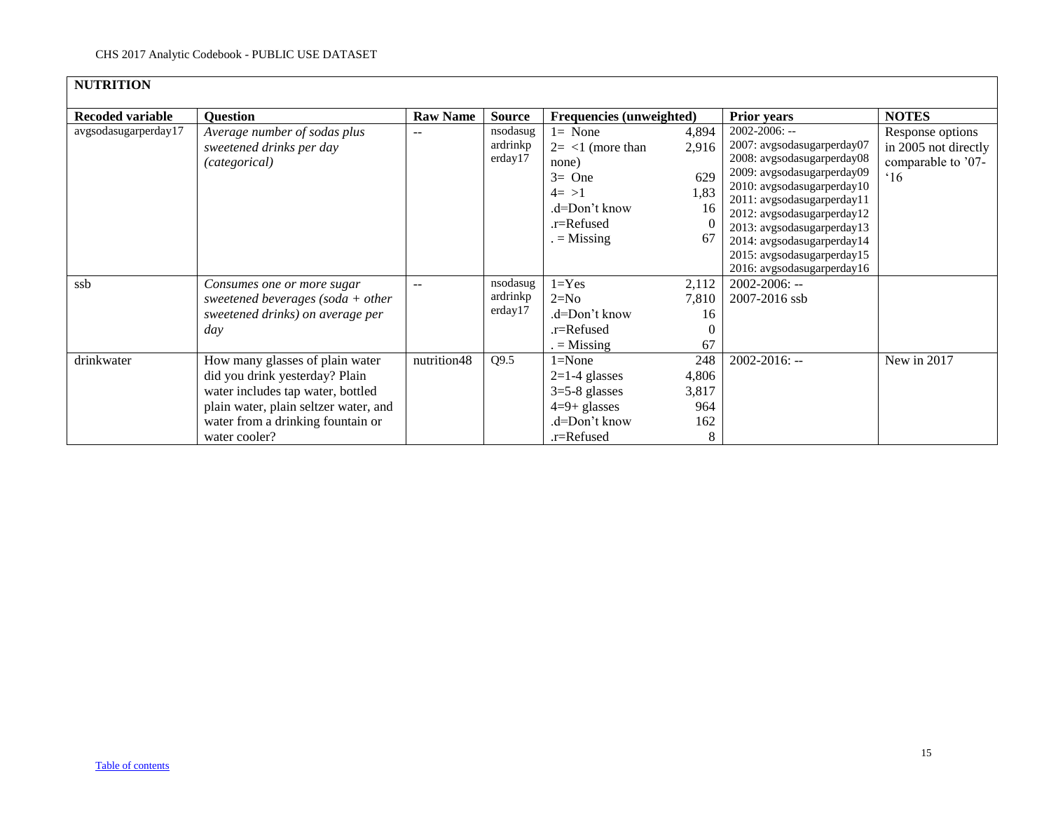## NUTRITION

| Recoded variable | Question | Raw Name | Source | Frequencies (unweighted) | | Prior years | NOTES |
|---|---|---|---|---|---|---|---|
| avgsodasugarperday17 | *Average number of sodas plus sweetened drinks per day (categorical)* | -- | nsodasugardrinkperday17 | 1= None<br>2= <1 (more than none)<br>3= One<br>4= >1<br>.d=Don't know<br>.r=Refused<br>. = Missing | 4,894<br>2,916<br><br>629<br>1,83<br>16<br>0<br>67 | 2002-2006: --<br>2007: avgsodasugarperday07<br>2008: avgsodasugarperday08<br>2009: avgsodasugarperday09<br>2010: avgsodasugarperday10<br>2011: avgsodasugarperday11<br>2012: avgsodasugarperday12<br>2013: avgsodasugarperday13<br>2014: avgsodasugarperday14<br>2015: avgsodasugarperday15<br>2016: avgsodasugarperday16 | Response options in 2005 not directly comparable to '07-'16 |
| ssb | *Consumes one or more sugar sweetened beverages (soda + other sweetened drinks) on average per day* | -- | nsodasugardrinkperday17 | 1=Yes<br>2=No<br>.d=Don't know<br>.r=Refused<br>. = Missing | 2,112<br>7,810<br>16<br>0<br>67 | 2002-2006: --<br>2007-2016 ssb | |
| drinkwater | How many glasses of plain water did you drink yesterday? Plain water includes tap water, bottled plain water, plain seltzer water, and water from a drinking fountain or water cooler? | nutrition48 | Q9.5 | 1=None<br>2=1-4 glasses<br>3=5-8 glasses<br>4=9+ glasses<br>.d=Don't know<br>.r=Refused | 248<br>4,806<br>3,817<br>964<br>162<br>8 | 2002-2016: -- | New in 2017 |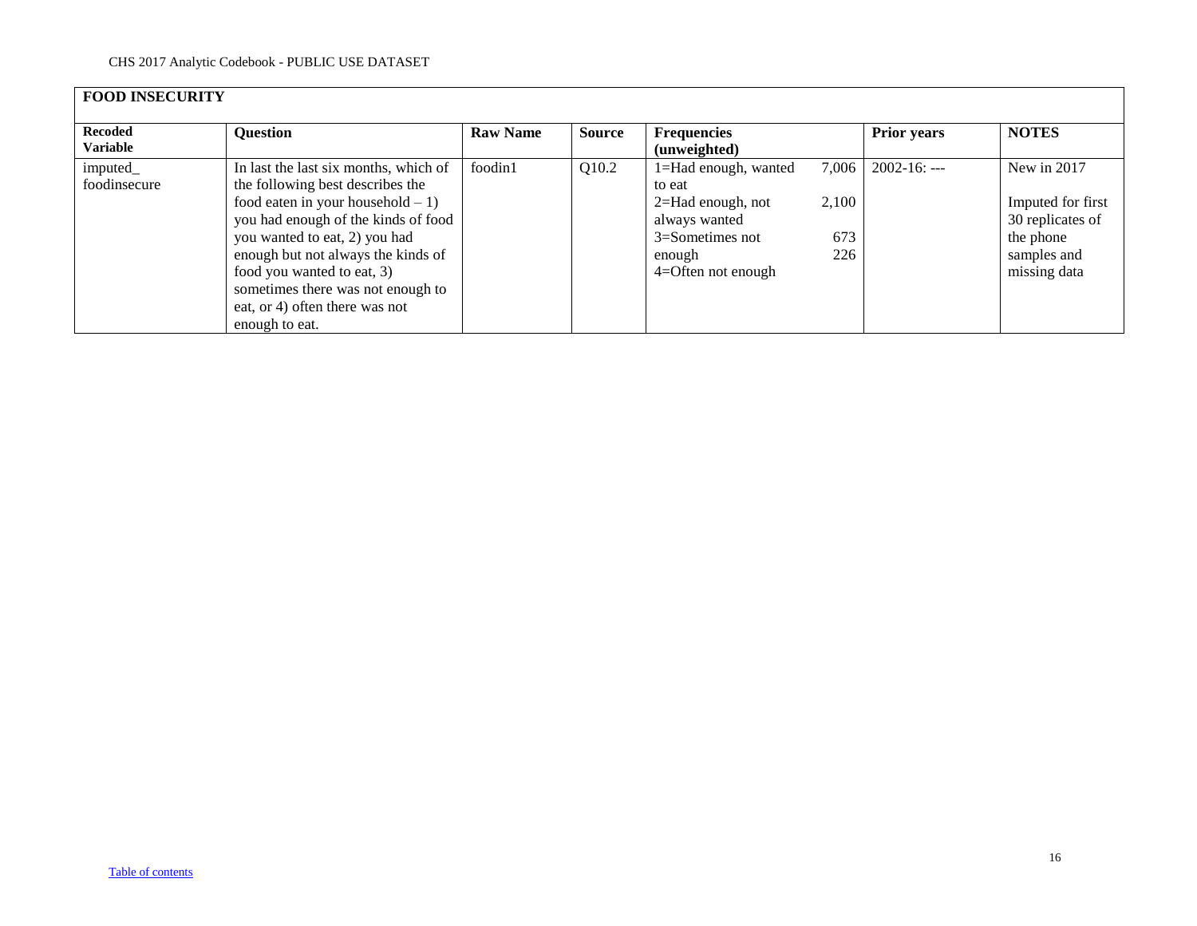| **FOOD INSECURITY** | | | | | | |
|---|---|---|---|---|---|---|
| **Recoded Variable** | **Question** | **Raw Name** | **Source** | **Frequencies (unweighted)** | **Prior years** | **NOTES** |
| imputed_ foodinsecure | In last the last six months, which of the following best describes the food eaten in your household – 1) you had enough of the kinds of food you wanted to eat, 2) you had enough but not always the kinds of food you wanted to eat, 3) sometimes there was not enough to eat, or 4) often there was not enough to eat. | foodin1 | Q10.2 | 1=Had enough, wanted to eat 7,006<br>2=Had enough, not always wanted 2,100<br>3=Sometimes not enough 673<br>4=Often not enough 226 | 2002-16: --- | New in 2017<br><br>Imputed for first 30 replicates of the phone samples and missing data |

[Table of contents]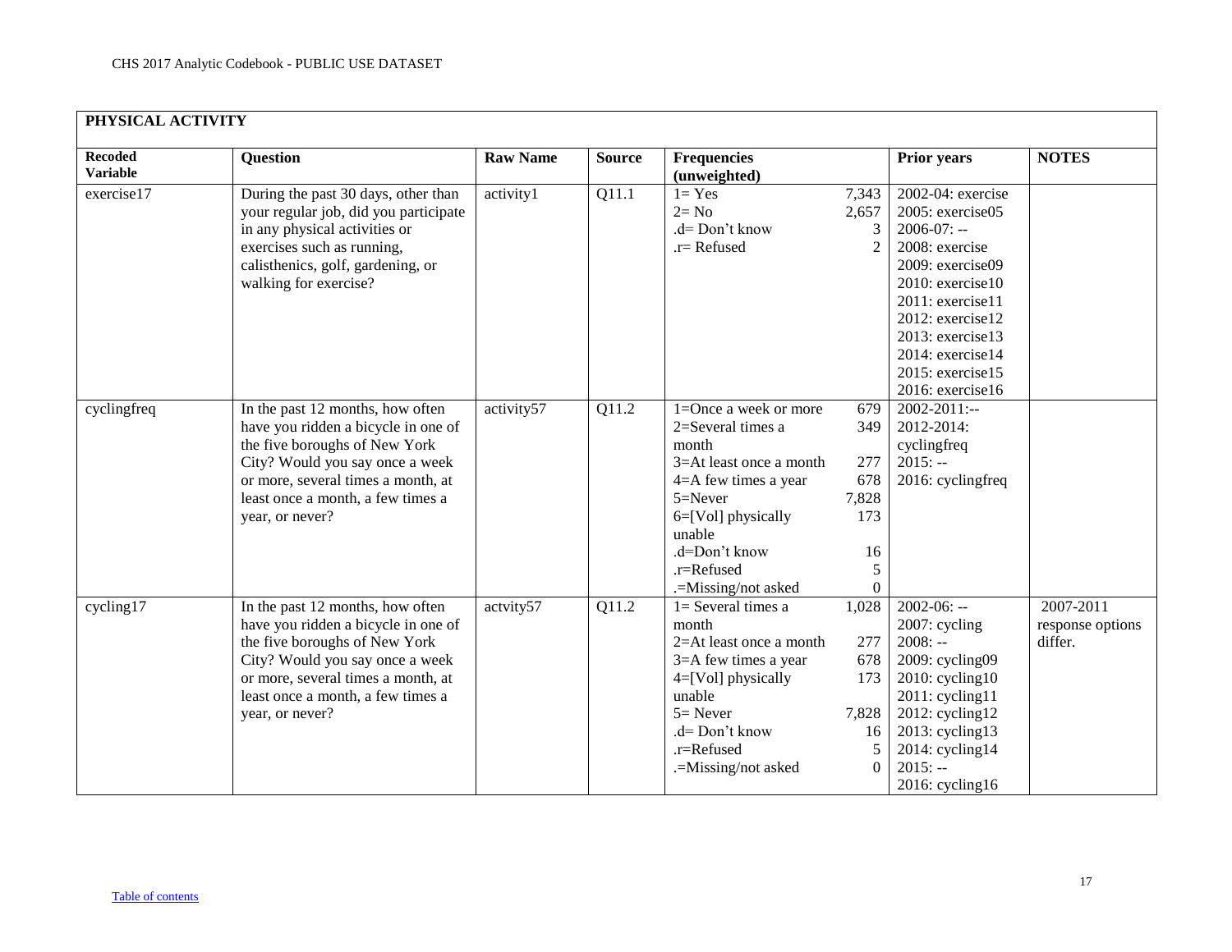| PHYSICAL ACTIVITY | | | | | | |
|---|---|---|---|---|---|---|
| **Recoded Variable** | **Question** | **Raw Name** | **Source** | **Frequencies (unweighted)** | **Prior years** | **NOTES** |
| exercise17 | During the past 30 days, other than your regular job, did you participate in any physical activities or exercises such as running, calisthenics, golf, gardening, or walking for exercise? | activity1 | Q11.1 | 1= Yes 7,343<br>2= No 2,657<br>.d= Don't know 3<br>.r= Refused 2 | 2002-04: exercise<br>2005: exercise05<br>2006-07: --<br>2008: exercise<br>2009: exercise09<br>2010: exercise10<br>2011: exercise11<br>2012: exercise12<br>2013: exercise13<br>2014: exercise14<br>2015: exercise15<br>2016: exercise16 | |
| cyclingfreq | In the past 12 months, how often have you ridden a bicycle in one of the five boroughs of New York City? Would you say once a week or more, several times a month, at least once a month, a few times a year, or never? | activity57 | Q11.2 | 1=Once a week or more 679<br>2=Several times a month 349<br>3=At least once a month 277<br>4=A few times a year 678<br>5=Never 7,828<br>6=[Vol] physically unable 173<br>.d=Don't know 16<br>.r=Refused 5<br>.=Missing/not asked 0 | 2002-2011:--<br>2012-2014: cyclingfreq<br>2015: --<br>2016: cyclingfreq | |
| cycling17 | In the past 12 months, how often have you ridden a bicycle in one of the five boroughs of New York City? Would you say once a week or more, several times a month, at least once a month, a few times a year, or never? | actvity57 | Q11.2 | 1= Several times a month 1,028<br>2=At least once a month 277<br>3=A few times a year 678<br>4=[Vol] physically unable 173<br>5= Never 7,828<br>.d= Don't know 16<br>.r=Refused 5<br>.=Missing/not asked 0 | 2002-06: --<br>2007: cycling<br>2008: --<br>2009: cycling09<br>2010: cycling10<br>2011: cycling11<br>2012: cycling12<br>2013: cycling13<br>2014: cycling14<br>2015: --<br>2016: cycling16 | 2007-2011 response options differ. |

Table of contents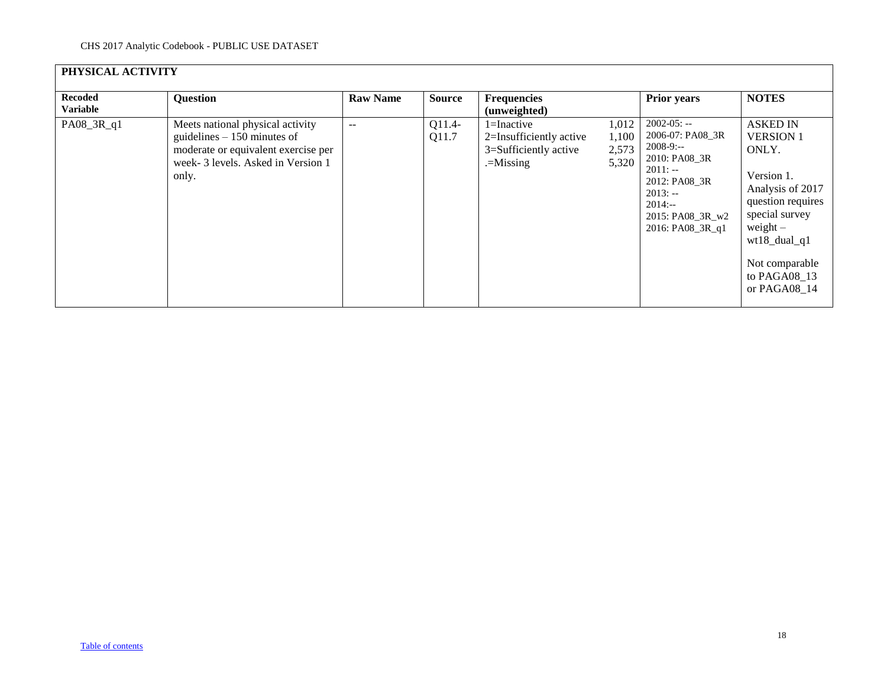| PHYSICAL ACTIVITY | | | | | | |
|---|---|---|---|---|---|---|
| **Recoded Variable** | **Question** | **Raw Name** | **Source** | **Frequencies (unweighted)** | **Prior years** | **NOTES** |
| PA08_3R_q1 | Meets national physical activity guidelines – 150 minutes of moderate or equivalent exercise per week- 3 levels. Asked in Version 1 only. | -- | Q11.4-Q11.7 | 1=Inactive 1,012<br>2=Insufficiently active 1,100<br>3=Sufficiently active 2,573<br>.=Missing 5,320 | 2002-05: --<br>2006-07: PA08_3R<br>2008-9:--<br>2010: PA08_3R<br>2011: --<br>2012: PA08_3R<br>2013: --<br>2014:--<br>2015: PA08_3R_w2<br>2016: PA08_3R_q1 | ASKED IN VERSION 1 ONLY.<br><br>Version 1. Analysis of 2017 question requires special survey weight – wt18_dual_q1<br><br>Not comparable to PAGA08_13 or PAGA08_14 |

[Table of contents](#)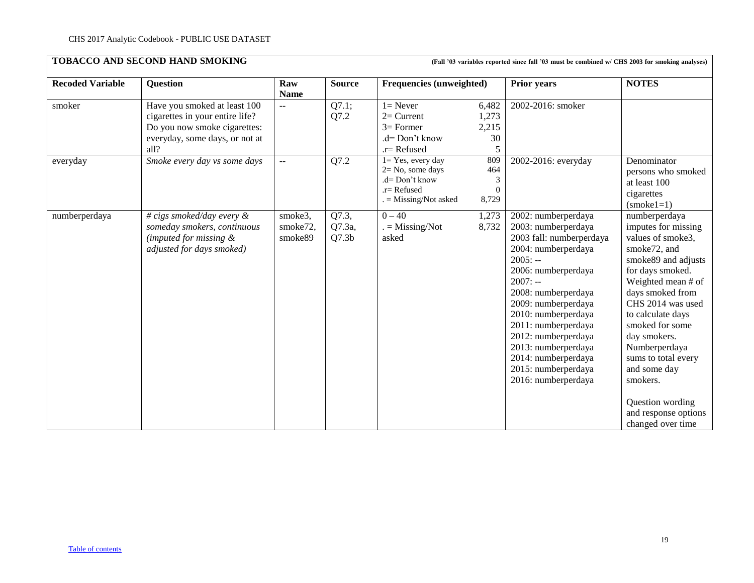## TOBACCO AND SECOND HAND SMOKING

**(Fall '03 variables reported since fall '03 must be combined w/ CHS 2003 for smoking analyses)**

| Recoded Variable | Question | Raw Name | Source | Frequencies (unweighted) | Prior years | NOTES |
|---|---|---|---|---|---|---|
| smoker | Have you smoked at least 100 cigarettes in your entire life? Do you now smoke cigarettes: everyday, some days, or not at all? | -- | Q7.1; Q7.2 | 1= Never 6,482<br>2= Current 1,273<br>3= Former 2,215<br>.d= Don't know 30<br>.r= Refused 5 | 2002-2016: smoker | |
| everyday | *Smoke every day vs some days* | -- | Q7.2 | 1= Yes, every day 809<br>2= No, some days 464<br>.d= Don't know 3<br>.r= Refused 0<br>. = Missing/Not asked 8,729 | 2002-2016: everyday | Denominator persons who smoked at least 100 cigarettes (smoke1=1) |
| numberperdaya | *# cigs smoked/day every & someday smokers, continuous (imputed for missing & adjusted for days smoked)* | smoke3, smoke72, smoke89 | Q7.3, Q7.3a, Q7.3b | 0 – 40 1,273<br>. = Missing/Not asked 8,732 | 2002: numberperdaya<br>2003: numberperdaya<br>2003 fall: numberperdaya<br>2004: numberperdaya<br>2005: --<br>2006: numberperdaya<br>2007: --<br>2008: numberperdaya<br>2009: numberperdaya<br>2010: numberperdaya<br>2011: numberperdaya<br>2012: numberperdaya<br>2013: numberperdaya<br>2014: numberperdaya<br>2015: numberperdaya<br>2016: numberperdaya | numberperdaya imputes for missing values of smoke3, smoke72, and smoke89 and adjusts for days smoked. Weighted mean # of days smoked from CHS 2014 was used to calculate days smoked for some day smokers. Numberperdaya sums to total every and some day smokers.<br><br>Question wording and response options changed over time |

Table of contents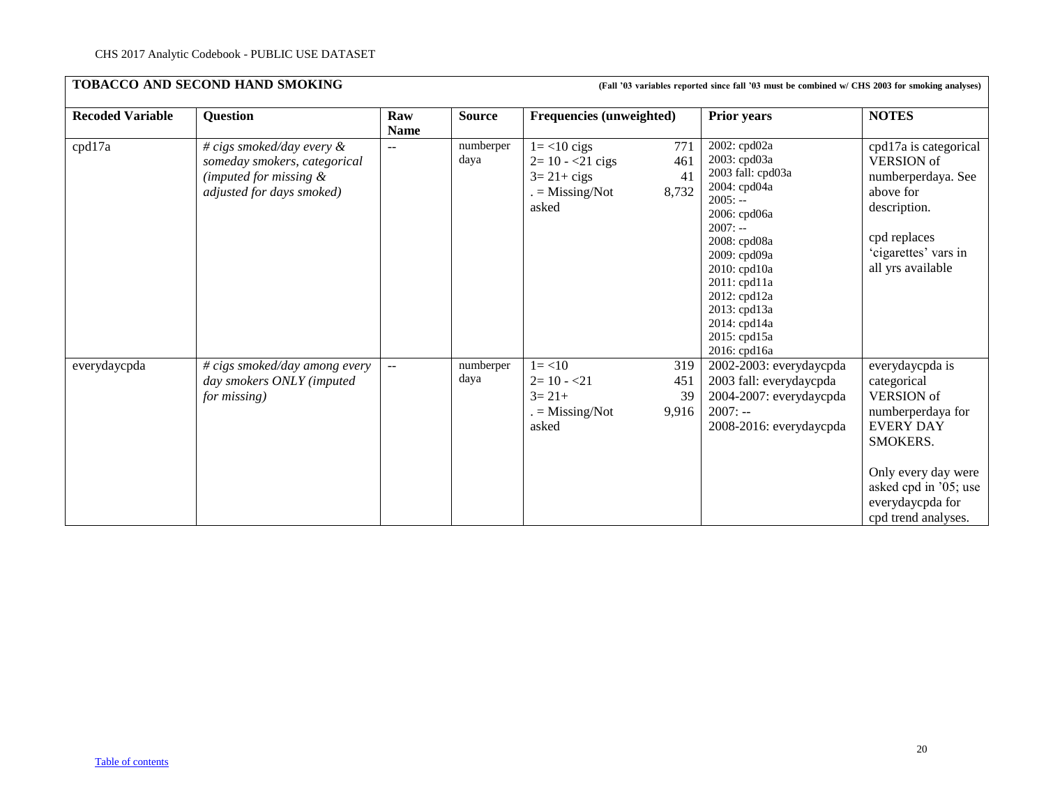## TOBACCO AND SECOND HAND SMOKING

**(Fall '03 variables reported since fall '03 must be combined w/ CHS 2003 for smoking analyses)**

| Recoded Variable | Question | Raw Name | Source | Frequencies (unweighted) | Prior years | NOTES |
|---|---|---|---|---|---|---|
| cpd17a | *# cigs smoked/day every & someday smokers, categorical (imputed for missing & adjusted for days smoked)* | -- | numberperdaya | 1= <10 cigs 771<br>2= 10 - <21 cigs 461<br>3= 21+ cigs 41<br>. = Missing/Not asked 8,732 | 2002: cpd02a<br>2003: cpd03a<br>2003 fall: cpd03a<br>2004: cpd04a<br>2005: --<br>2006: cpd06a<br>2007: --<br>2008: cpd08a<br>2009: cpd09a<br>2010: cpd10a<br>2011: cpd11a<br>2012: cpd12a<br>2013: cpd13a<br>2014: cpd14a<br>2015: cpd15a<br>2016: cpd16a | cpd17a is categorical VERSION of numberperdaya. See above for description.<br><br>cpd replaces 'cigarettes' vars in all yrs available |
| everydaycpda | *# cigs smoked/day among every day smokers ONLY (imputed for missing)* | -- | numberperdaya | 1= <10 319<br>2= 10 - <21 451<br>3= 21+ 39<br>. = Missing/Not asked 9,916 | 2002-2003: everydaycpda<br>2003 fall: everydaycpda<br>2004-2007: everydaycpda<br>2007: --<br>2008-2016: everydaycpda | everydaycpda is categorical VERSION of numberperdaya for EVERY DAY SMOKERS.<br><br>Only every day were asked cpd in '05; use everydaycpda for cpd trend analyses. |

Table of contents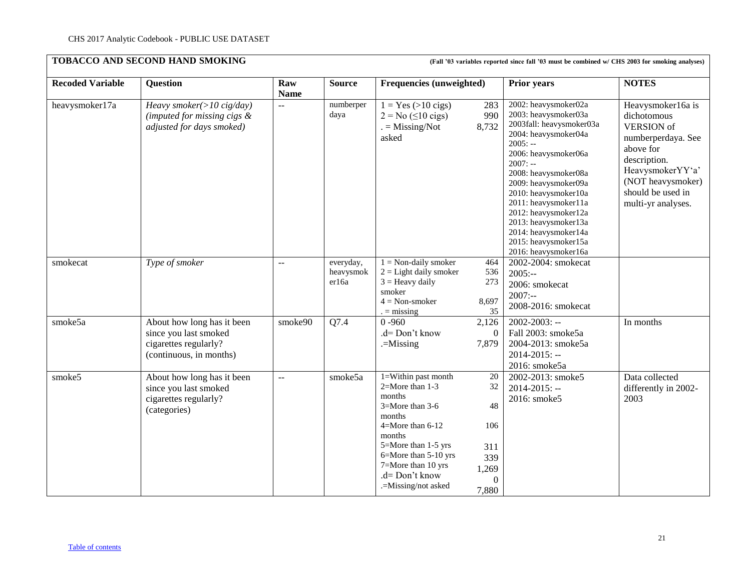## TOBACCO AND SECOND HAND SMOKING

**(Fall '03 variables reported since fall '03 must be combined w/ CHS 2003 for smoking analyses)**

| Recoded Variable | Question | Raw Name | Source | Frequencies (unweighted) | Prior years | NOTES |
|---|---|---|---|---|---|---|
| heavysmoker17a | *Heavy smoker(>10 cig/day) (imputed for missing cigs & adjusted for days smoked)* | -- | numberperdaya | 1 = Yes (>10 cigs) 283<br>2 = No (≤10 cigs) 990<br>. = Missing/Not asked 8,732 | 2002: heavysmoker02a<br>2003: heavysmoker03a<br>2003fall: heavysmoker03a<br>2004: heavysmoker04a<br>2005: --<br>2006: heavysmoker06a<br>2007: --<br>2008: heavysmoker08a<br>2009: heavysmoker09a<br>2010: heavysmoker10a<br>2011: heavysmoker11a<br>2012: heavysmoker12a<br>2013: heavysmoker13a<br>2014: heavysmoker14a<br>2015: heavysmoker15a<br>2016: heavysmoker16a | Heavysmoker16a is dichotomous VERSION of numberperdaya. See above for description. HeavysmokerYY'a' (NOT heavysmoker) should be used in multi-yr analyses. |
| smokecat | *Type of smoker* | -- | everyday, heavysmoker16a | 1 = Non-daily smoker 464<br>2 = Light daily smoker 536<br>3 = Heavy daily smoker 273<br>4 = Non-smoker 8,697<br>. = missing 35 | 2002-2004: smokecat<br>2005:--<br>2006: smokecat<br>2007:--<br>2008-2016: smokecat | |
| smoke5a | About how long has it been since you last smoked cigarettes regularly? (continuous, in months) | smoke90 | Q7.4 | 0 -960 2,126<br>.d= Don't know 0<br>.=Missing 7,879 | 2002-2003: --<br>Fall 2003: smoke5a<br>2004-2013: smoke5a<br>2014-2015: --<br>2016: smoke5a | In months |
| smoke5 | About how long has it been since you last smoked cigarettes regularly? (categories) | -- | smoke5a | 1=Within past month 20<br>2=More than 1-3 months 32<br>3=More than 3-6 months 48<br>4=More than 6-12 months 106<br>5=More than 1-5 yrs 311<br>6=More than 5-10 yrs 339<br>7=More than 10 yrs 1,269<br>.d= Don't know 0<br>.=Missing/not asked 7,880 | 2002-2013: smoke5<br>2014-2015: --<br>2016: smoke5 | Data collected differently in 2002-2003 |

Table of contents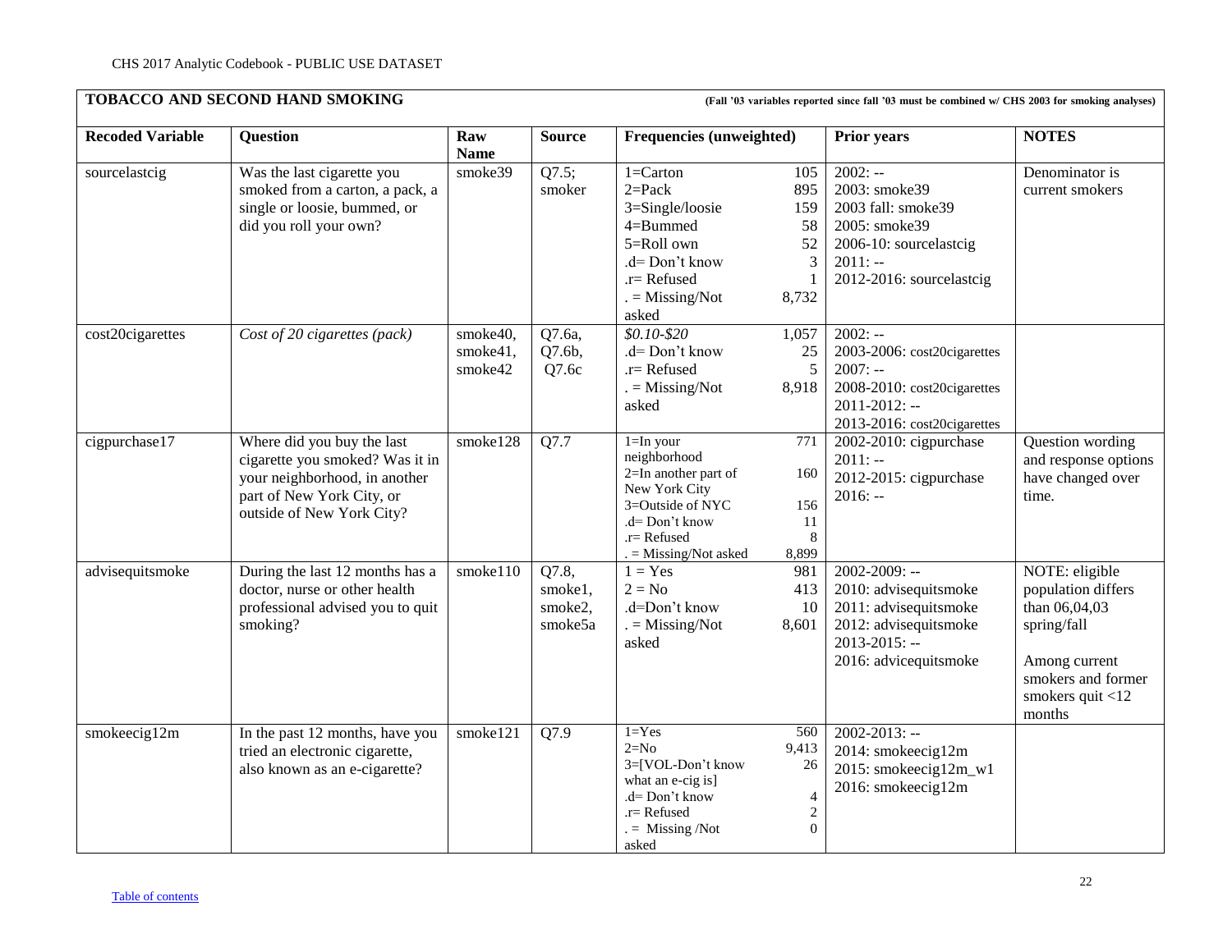## TOBACCO AND SECOND HAND SMOKING

**(Fall '03 variables reported since fall '03 must be combined w/ CHS 2003 for smoking analyses)**

| Recoded Variable | Question | Raw Name | Source | Frequencies (unweighted) | | Prior years | NOTES |
|---|---|---|---|---|---|---|---|
| sourcelastcig | Was the last cigarette you smoked from a carton, a pack, a single or loosie, bummed, or did you roll your own? | smoke39 | Q7.5; smoker | 1=Carton<br>2=Pack<br>3=Single/loosie<br>4=Bummed<br>5=Roll own<br>.d= Don't know<br>.r= Refused<br>. = Missing/Not asked | 105<br>895<br>159<br>58<br>52<br>3<br>1<br>8,732 | 2002: --<br>2003: smoke39<br>2003 fall: smoke39<br>2005: smoke39<br>2006-10: sourcelastcig<br>2011: --<br>2012-2016: sourcelastcig | Denominator is current smokers |
| cost20cigarettes | *Cost of 20 cigarettes (pack)* | smoke40, smoke41, smoke42 | Q7.6a, Q7.6b, Q7.6c | *$0.10-$20*<br>.d= Don't know<br>.r= Refused<br>. = Missing/Not asked | 1,057<br>25<br>5<br>8,918 | 2002: --<br>2003-2006: cost20cigarettes<br>2007: --<br>2008-2010: cost20cigarettes<br>2011-2012: --<br>2013-2016: cost20cigarettes | |
| cigpurchase17 | Where did you buy the last cigarette you smoked? Was it in your neighborhood, in another part of New York City, or outside of New York City? | smoke128 | Q7.7 | 1=In your neighborhood<br>2=In another part of New York City<br>3=Outside of NYC<br>.d= Don't know<br>.r= Refused<br>. = Missing/Not asked | 771<br>160<br>156<br>11<br>8<br>8,899 | 2002-2010: cigpurchase<br>2011: --<br>2012-2015: cigpurchase<br>2016: -- | Question wording and response options have changed over time. |
| advisequitsmoke | During the last 12 months has a doctor, nurse or other health professional advised you to quit smoking? | smoke110 | Q7.8, smoke1, smoke2, smoke5a | 1 = Yes<br>2 = No<br>.d=Don't know<br>. = Missing/Not asked | 981<br>413<br>10<br>8,601 | 2002-2009: --<br>2010: advisequitsmoke<br>2011: advisequitsmoke<br>2012: advisequitsmoke<br>2013-2015: --<br>2016: advicequitsmoke | NOTE: eligible population differs than 06,04,03 spring/fall<br><br>Among current smokers and former smokers quit <12 months |
| smokeecig12m | In the past 12 months, have you tried an electronic cigarette, also known as an e-cigarette? | smoke121 | Q7.9 | 1=Yes<br>2=No<br>3=[VOL-Don't know what an e-cig is]<br>.d= Don't know<br>.r= Refused<br>. = Missing /Not asked | 560<br>9,413<br>26<br>4<br>2<br>0 | 2002-2013: --<br>2014: smokeecig12m<br>2015: smokeecig12m_w1<br>2016: smokeecig12m | |

Table of contents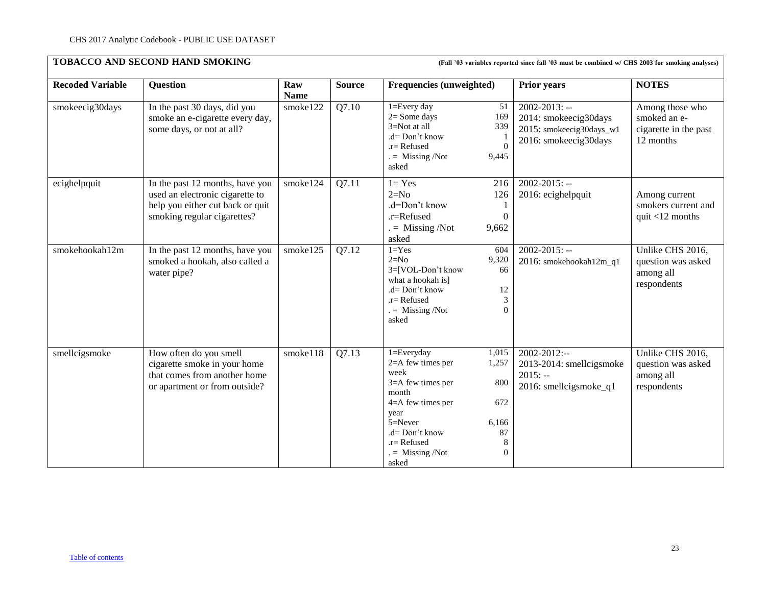## TOBACCO AND SECOND HAND SMOKING

**(Fall '03 variables reported since fall '03 must be combined w/ CHS 2003 for smoking analyses)**

| Recoded Variable | Question | Raw Name | Source | Frequencies (unweighted) | Prior years | NOTES |
|---|---|---|---|---|---|---|
| smokeecig30days | In the past 30 days, did you smoke an e-cigarette every day, some days, or not at all? | smoke122 | Q7.10 | 1=Every day 51<br>2= Some days 169<br>3=Not at all 339<br>.d= Don't know 1<br>.r= Refused 0<br>. = Missing /Not asked 9,445 | 2002-2013: --<br>2014: smokeecig30days<br>2015: smokeecig30days_w1<br>2016: smokeecig30days | Among those who smoked an e-cigarette in the past 12 months |
| ecighelpquit | In the past 12 months, have you used an electronic cigarette to help you either cut back or quit smoking regular cigarettes? | smoke124 | Q7.11 | 1= Yes 216<br>2=No 126<br>.d=Don't know 1<br>.r=Refused 0<br>. = Missing /Not asked 9,662 | 2002-2015: --<br>2016: ecighelpquit | Among current smokers current and quit <12 months |
| smokehookah12m | In the past 12 months, have you smoked a hookah, also called a water pipe? | smoke125 | Q7.12 | 1=Yes 604<br>2=No 9,320<br>3=[VOL-Don't know what a hookah is] 66<br>.d= Don't know 12<br>.r= Refused 3<br>. = Missing /Not asked 0 | 2002-2015: --<br>2016: smokehookah12m_q1 | Unlike CHS 2016, question was asked among all respondents |
| smellcigsmoke | How often do you smell cigarette smoke in your home that comes from another home or apartment or from outside? | smoke118 | Q7.13 | 1=Everyday 1,015<br>2=A few times per week 1,257<br>3=A few times per month 800<br>4=A few times per year 672<br>5=Never 6,166<br>.d= Don't know 87<br>.r= Refused 8<br>. = Missing /Not asked 0 | 2002-2012:--<br>2013-2014: smellcigsmoke<br>2015: --<br>2016: smellcigsmoke_q1 | Unlike CHS 2016, question was asked among all respondents |

Table of contents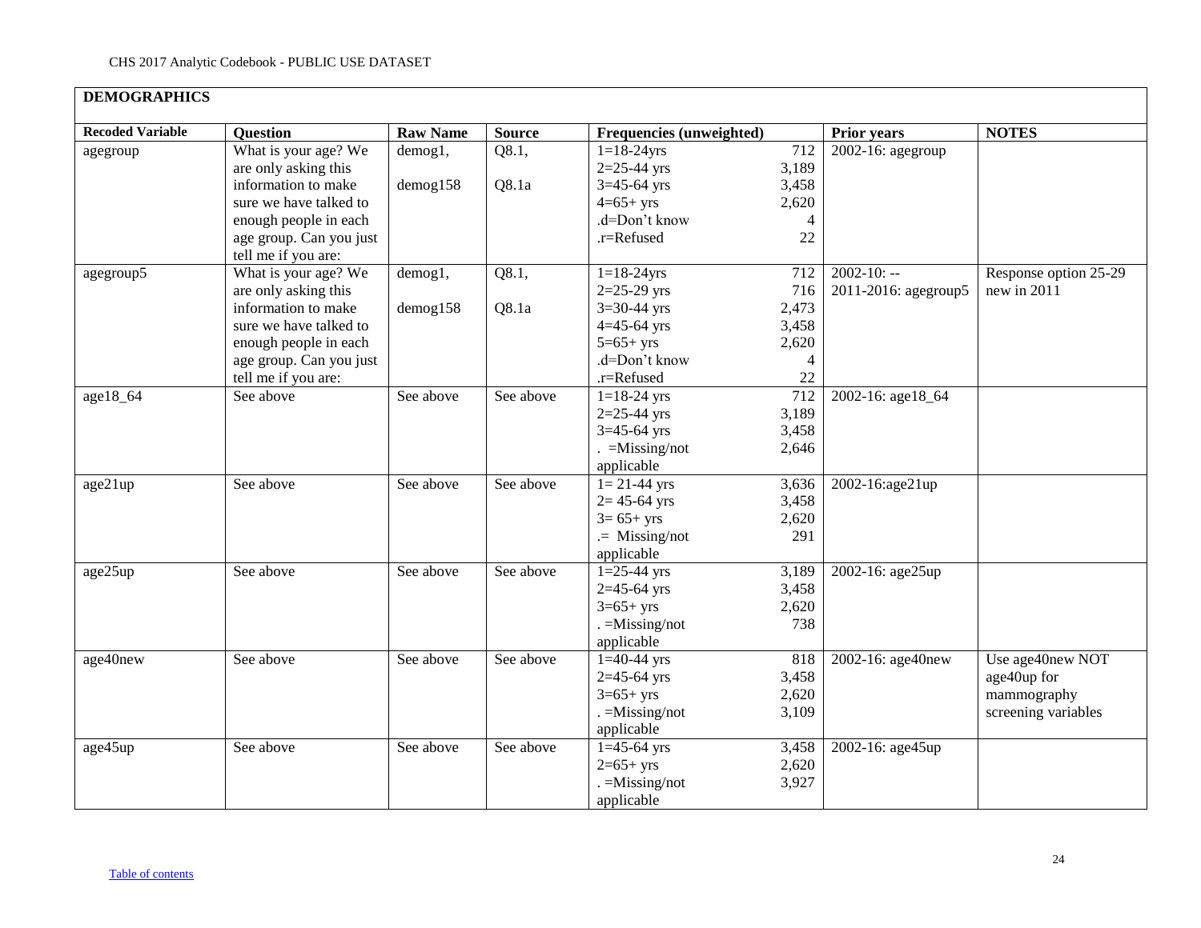## DEMOGRAPHICS

| Recoded Variable | Question | Raw Name | Source | Frequencies (unweighted) | | Prior years | NOTES |
|---|---|---|---|---|---|---|---|
| agegroup | What is your age? We are only asking this information to make sure we have talked to enough people in each age group. Can you just tell me if you are: | demog1, demog158 | Q8.1, Q8.1a | 1=18-24yrs<br>2=25-44 yrs<br>3=45-64 yrs<br>4=65+ yrs<br>.d=Don't know<br>.r=Refused | 712<br>3,189<br>3,458<br>2,620<br>4<br>22 | 2002-16: agegroup | |
| agegroup5 | What is your age? We are only asking this information to make sure we have talked to enough people in each age group. Can you just tell me if you are: | demog1, demog158 | Q8.1, Q8.1a | 1=18-24yrs<br>2=25-29 yrs<br>3=30-44 yrs<br>4=45-64 yrs<br>5=65+ yrs<br>.d=Don't know<br>.r=Refused | 712<br>716<br>2,473<br>3,458<br>2,620<br>4<br>22 | 2002-10: --<br>2011-2016: agegroup5 | Response option 25-29 new in 2011 |
| age18_64 | See above | See above | See above | 1=18-24 yrs<br>2=25-44 yrs<br>3=45-64 yrs<br>. =Missing/not applicable | 712<br>3,189<br>3,458<br>2,646 | 2002-16: age18_64 | |
| age21up | See above | See above | See above | 1= 21-44 yrs<br>2= 45-64 yrs<br>3= 65+ yrs<br>.= Missing/not applicable | 3,636<br>3,458<br>2,620<br>291 | 2002-16:age21up | |
| age25up | See above | See above | See above | 1=25-44 yrs<br>2=45-64 yrs<br>3=65+ yrs<br>. =Missing/not applicable | 3,189<br>3,458<br>2,620<br>738 | 2002-16: age25up | |
| age40new | See above | See above | See above | 1=40-44 yrs<br>2=45-64 yrs<br>3=65+ yrs<br>. =Missing/not applicable | 818<br>3,458<br>2,620<br>3,109 | 2002-16: age40new | Use age40new NOT age40up for mammography screening variables |
| age45up | See above | See above | See above | 1=45-64 yrs<br>2=65+ yrs<br>. =Missing/not applicable | 3,458<br>2,620<br>3,927 | 2002-16: age45up | |

Table of contents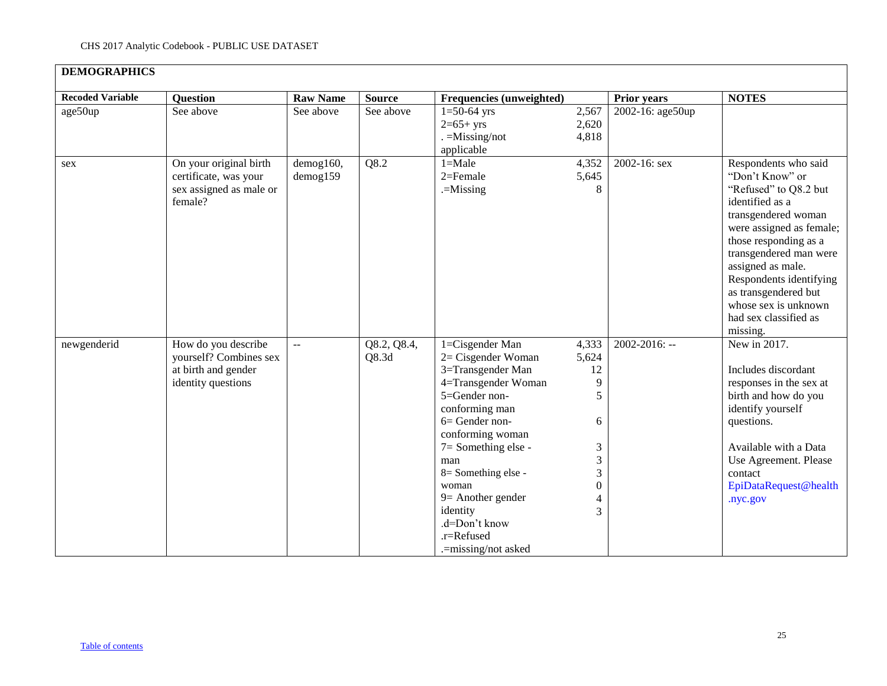| **DEMOGRAPHICS** | | | | | | | |
|---|---|---|---|---|---|---|---|
| **Recoded Variable** | **Question** | **Raw Name** | **Source** | **Frequencies (unweighted)** | | **Prior years** | **NOTES** |
| age50up | See above | See above | See above | 1=50-64 yrs<br>2=65+ yrs<br>. =Missing/not applicable | 2,567<br>2,620<br>4,818 | 2002-16: age50up | |
| sex | On your original birth certificate, was your sex assigned as male or female? | demog160, demog159 | Q8.2 | 1=Male<br>2=Female<br>.=Missing | 4,352<br>5,645<br>8 | 2002-16: sex | Respondents who said "Don't Know" or "Refused" to Q8.2 but identified as a transgendered woman were assigned as female; those responding as a transgendered man were assigned as male. Respondents identifying as transgendered but whose sex is unknown had sex classified as missing. |
| newgenderid | How do you describe yourself? Combines sex at birth and gender identity questions | -- | Q8.2, Q8.4, Q8.3d | 1=Cisgender Man<br>2= Cisgender Woman<br>3=Transgender Man<br>4=Transgender Woman<br>5=Gender non-conforming man<br>6= Gender non-conforming woman<br>7= Something else - man<br>8= Something else - woman<br>9= Another gender identity<br>.d=Don't know<br>.r=Refused<br>.=missing/not asked | 4,333<br>5,624<br>12<br>9<br>5<br>6<br>3<br>3<br>3<br>0<br>4<br>3 | 2002-2016: -- | New in 2017.<br><br>Includes discordant responses in the sex at birth and how do you identify yourself questions.<br><br>Available with a Data Use Agreement. Please contact EpiDataRequest@health.nyc.gov |

Table of contents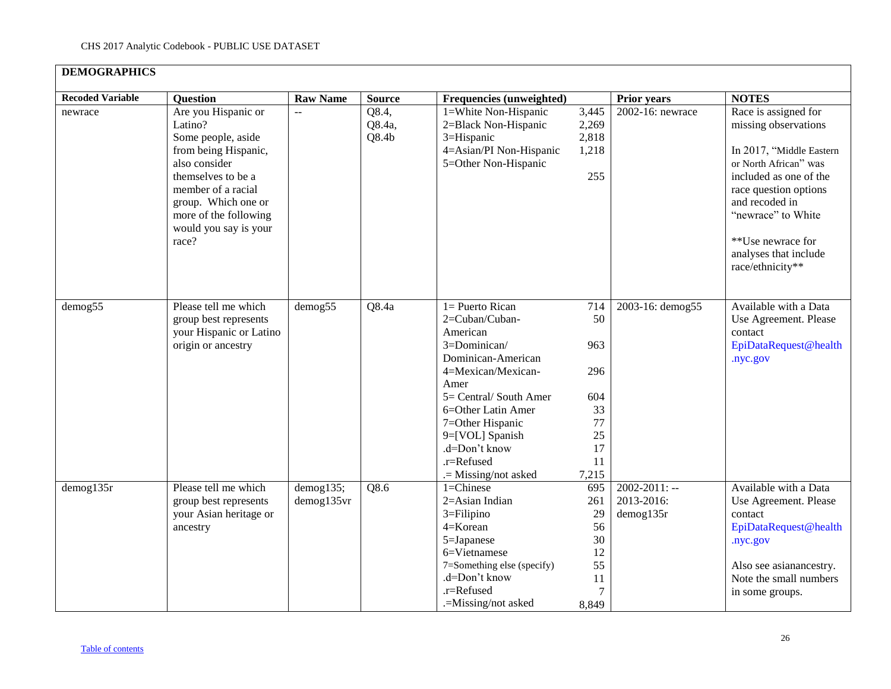## DEMOGRAPHICS

| Recoded Variable | Question | Raw Name | Source | Frequencies (unweighted) | | Prior years | NOTES |
|---|---|---|---|---|---|---|---|
| newrace | Are you Hispanic or Latino? Some people, aside from being Hispanic, also consider themselves to be a member of a racial group. Which one or more of the following would you say is your race? | -- | Q8.4, Q8.4a, Q8.4b | 1=White Non-Hispanic<br>2=Black Non-Hispanic<br>3=Hispanic<br>4=Asian/PI Non-Hispanic<br>5=Other Non-Hispanic | 3,445<br>2,269<br>2,818<br>1,218<br>255 | 2002-16: newrace | Race is assigned for missing observations<br><br>In 2017, "Middle Eastern or North African" was included as one of the race question options and recoded in "newrace" to White<br><br>**Use newrace for analyses that include race/ethnicity** |
| demog55 | Please tell me which group best represents your Hispanic or Latino origin or ancestry | demog55 | Q8.4a | 1= Puerto Rican<br>2=Cuban/Cuban-American<br>3=Dominican/ Dominican-American<br>4=Mexican/Mexican-Amer<br>5= Central/ South Amer<br>6=Other Latin Amer<br>7=Other Hispanic<br>9=[VOL] Spanish<br>.d=Don't know<br>.r=Refused<br>.= Missing/not asked | 714<br>50<br>963<br>296<br>604<br>33<br>77<br>25<br>17<br>11<br>7,215 | 2003-16: demog55 | Available with a Data Use Agreement. Please contact EpiDataRequest@health.nyc.gov |
| demog135r | Please tell me which group best represents your Asian heritage or ancestry | demog135; demog135vr | Q8.6 | 1=Chinese<br>2=Asian Indian<br>3=Filipino<br>4=Korean<br>5=Japanese<br>6=Vietnamese<br>7=Something else (specify)<br>.d=Don't know<br>.r=Refused<br>.=Missing/not asked | 695<br>261<br>29<br>56<br>30<br>12<br>55<br>11<br>7<br>8,849 | 2002-2011: --<br>2013-2016: demog135r | Available with a Data Use Agreement. Please contact EpiDataRequest@health.nyc.gov<br><br>Also see asianancestry. Note the small numbers in some groups. |

Table of contents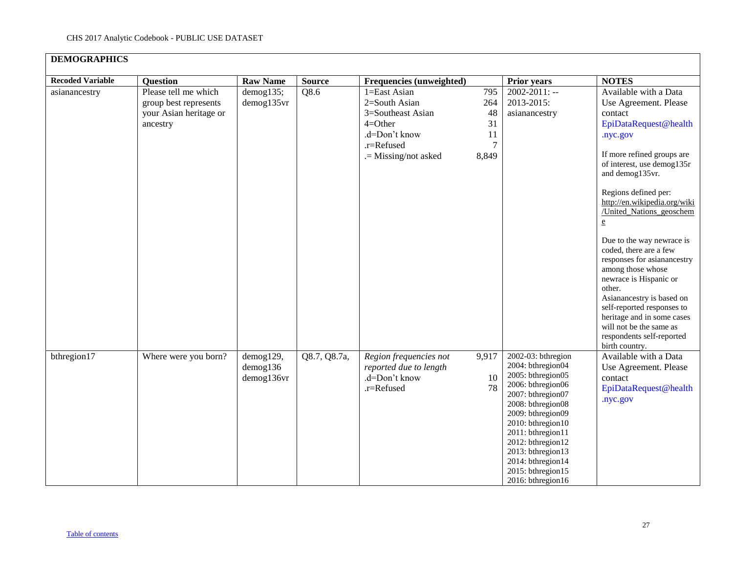## DEMOGRAPHICS

| Recoded Variable | Question | Raw Name | Source | Frequencies (unweighted) | | Prior years | NOTES |
|---|---|---|---|---|---|---|---|
| asianancestry | Please tell me which group best represents your Asian heritage or ancestry | demog135; demog135vr | Q8.6 | 1=East Asian<br>2=South Asian<br>3=Southeast Asian<br>4=Other<br>.d=Don't know<br>.r=Refused<br>.= Missing/not asked | 795<br>264<br>48<br>31<br>11<br>7<br>8,849 | 2002-2011: --<br>2013-2015: asianancestry | Available with a Data Use Agreement. Please contact EpiDataRequest@health.nyc.gov<br><br>If more refined groups are of interest, use demog135r and demog135vr.<br><br>Regions defined per: http://en.wikipedia.org/wiki/United_Nations_geoscheme<br><br>Due to the way newrace is coded, there are a few responses for asianancestry among those whose newrace is Hispanic or other.<br>Asianancestry is based on self-reported responses to heritage and in some cases will not be the same as respondents self-reported birth country. |
| bthregion17 | Where were you born? | demog129, demog136 demog136vr | Q8.7, Q8.7a, | *Region frequencies not reported due to length*<br>.d=Don't know<br>.r=Refused | 9,917<br><br>10<br>78 | 2002-03: bthregion<br>2004: bthregion04<br>2005: bthregion05<br>2006: bthregion06<br>2007: bthregion07<br>2008: bthregion08<br>2009: bthregion09<br>2010: bthregion10<br>2011: bthregion11<br>2012: bthregion12<br>2013: bthregion13<br>2014: bthregion14<br>2015: bthregion15<br>2016: bthregion16 | Available with a Data Use Agreement. Please contact EpiDataRequest@health.nyc.gov |

Table of contents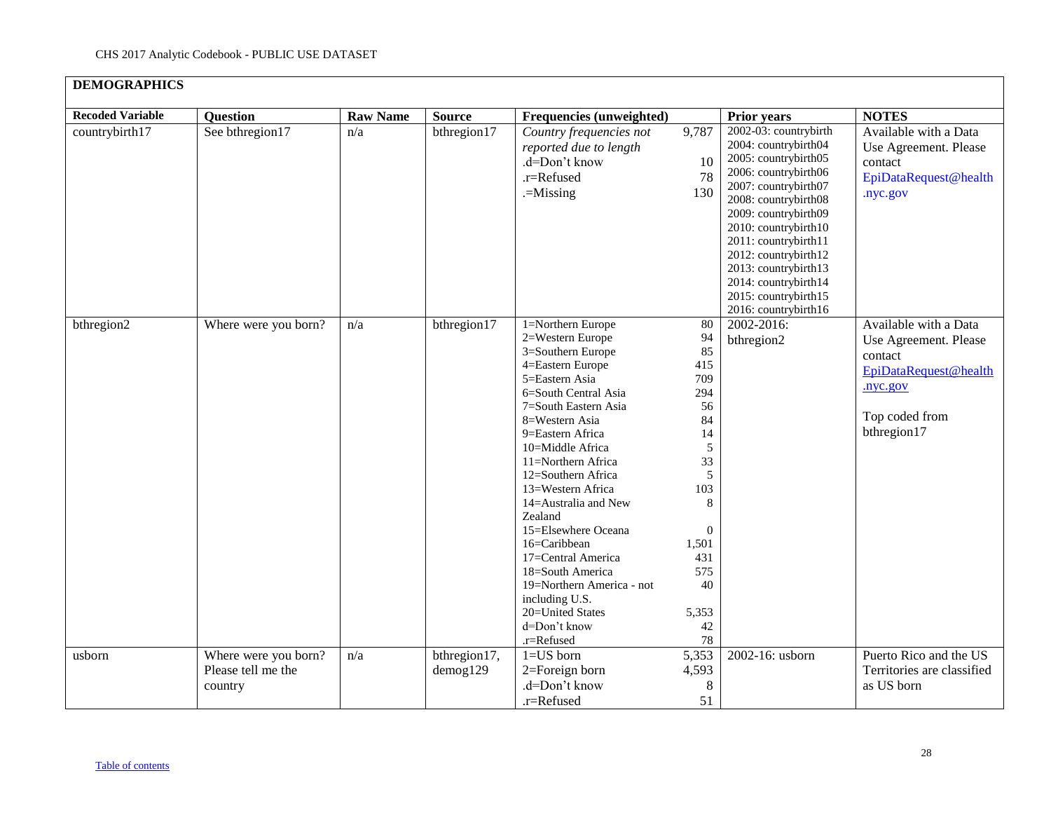**DEMOGRAPHICS**

| Recoded Variable | Question | Raw Name | Source | Frequencies (unweighted) | | Prior years | NOTES |
|---|---|---|---|---|---|---|---|
| countrybirth17 | See bthregion17 | n/a | bthregion17 | *Country frequencies not reported due to length*<br>.d=Don't know<br>.r=Refused<br>.=Missing | 9,787<br>10<br>78<br>130 | 2002-03: countrybirth<br>2004: countrybirth04<br>2005: countrybirth05<br>2006: countrybirth06<br>2007: countrybirth07<br>2008: countrybirth08<br>2009: countrybirth09<br>2010: countrybirth10<br>2011: countrybirth11<br>2012: countrybirth12<br>2013: countrybirth13<br>2014: countrybirth14<br>2015: countrybirth15<br>2016: countrybirth16 | Available with a Data Use Agreement. Please contact EpiDataRequest@health.nyc.gov |
| bthregion2 | Where were you born? | n/a | bthregion17 | 1=Northern Europe<br>2=Western Europe<br>3=Southern Europe<br>4=Eastern Europe<br>5=Eastern Asia<br>6=South Central Asia<br>7=South Eastern Asia<br>8=Western Asia<br>9=Eastern Africa<br>10=Middle Africa<br>11=Northern Africa<br>12=Southern Africa<br>13=Western Africa<br>14=Australia and New Zealand<br>15=Elsewhere Oceana<br>16=Caribbean<br>17=Central America<br>18=South America<br>19=Northern America - not including U.S.<br>20=United States<br>d=Don't know<br>.r=Refused | 80<br>94<br>85<br>415<br>709<br>294<br>56<br>84<br>14<br>5<br>33<br>5<br>103<br>8<br>0<br>1,501<br>431<br>575<br>40<br>5,353<br>42<br>78 | 2002-2016: bthregion2 | Available with a Data Use Agreement. Please contact EpiDataRequest@health.nyc.gov<br><br>Top coded from bthregion17 |
| usborn | Where were you born? Please tell me the country | n/a | bthregion17, demog129 | 1=US born<br>2=Foreign born<br>.d=Don't know<br>.r=Refused | 5,353<br>4,593<br>8<br>51 | 2002-16: usborn | Puerto Rico and the US Territories are classified as US born |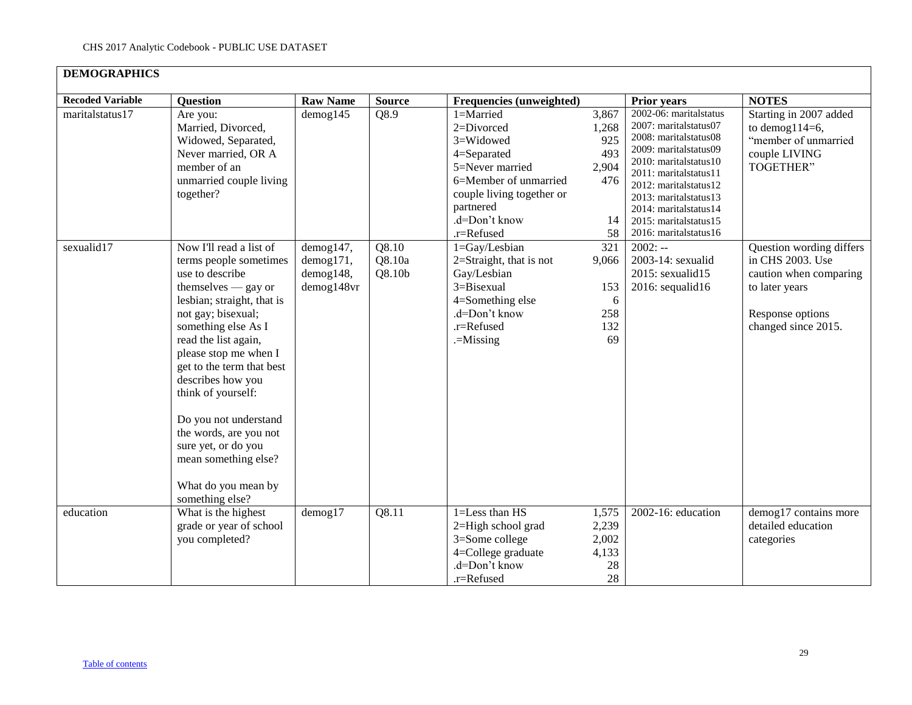CHS 2017 Analytic Codebook - PUBLIC USE DATASET

## DEMOGRAPHICS

| Recoded Variable | Question | Raw Name | Source | Frequencies (unweighted) | | Prior years | NOTES |
|---|---|---|---|---|---|---|---|
| maritalstatus17 | Are you: Married, Divorced, Widowed, Separated, Never married, OR A member of an unmarried couple living together? | demog145 | Q8.9 | 1=Married<br>2=Divorced<br>3=Widowed<br>4=Separated<br>5=Never married<br>6=Member of unmarried couple living together or partnered<br>.d=Don't know<br>.r=Refused | 3,867<br>1,268<br>925<br>493<br>2,904<br>476<br><br>14<br>58 | 2002-06: maritalstatus<br>2007: maritalstatus07<br>2008: maritalstatus08<br>2009: maritalstatus09<br>2010: maritalstatus10<br>2011: maritalstatus11<br>2012: maritalstatus12<br>2013: maritalstatus13<br>2014: maritalstatus14<br>2015: maritalstatus15<br>2016: maritalstatus16 | Starting in 2007 added to demog114=6, "member of unmarried couple LIVING TOGETHER" |
| sexualid17 | Now I'll read a list of terms people sometimes use to describe themselves — gay or lesbian; straight, that is not gay; bisexual; something else As I read the list again, please stop me when I get to the term that best describes how you think of yourself:<br><br>Do you not understand the words, are you not sure yet, or do you mean something else?<br><br>What do you mean by something else? | demog147, demog171, demog148, demog148vr | Q8.10<br>Q8.10a<br>Q8.10b | 1=Gay/Lesbian<br>2=Straight, that is not Gay/Lesbian<br>3=Bisexual<br>4=Something else<br>.d=Don't know<br>.r=Refused<br>.=Missing | 321<br>9,066<br><br>153<br>6<br>258<br>132<br>69 | 2002: --<br>2003-14: sexualid<br>2015: sexualid15<br>2016: sequalid16 | Question wording differs in CHS 2003. Use caution when comparing to later years<br><br>Response options changed since 2015. |
| education | What is the highest grade or year of school you completed? | demog17 | Q8.11 | 1=Less than HS<br>2=High school grad<br>3=Some college<br>4=College graduate<br>.d=Don't know<br>.r=Refused | 1,575<br>2,239<br>2,002<br>4,133<br>28<br>28 | 2002-16: education | demog17 contains more detailed education categories |

Table of contents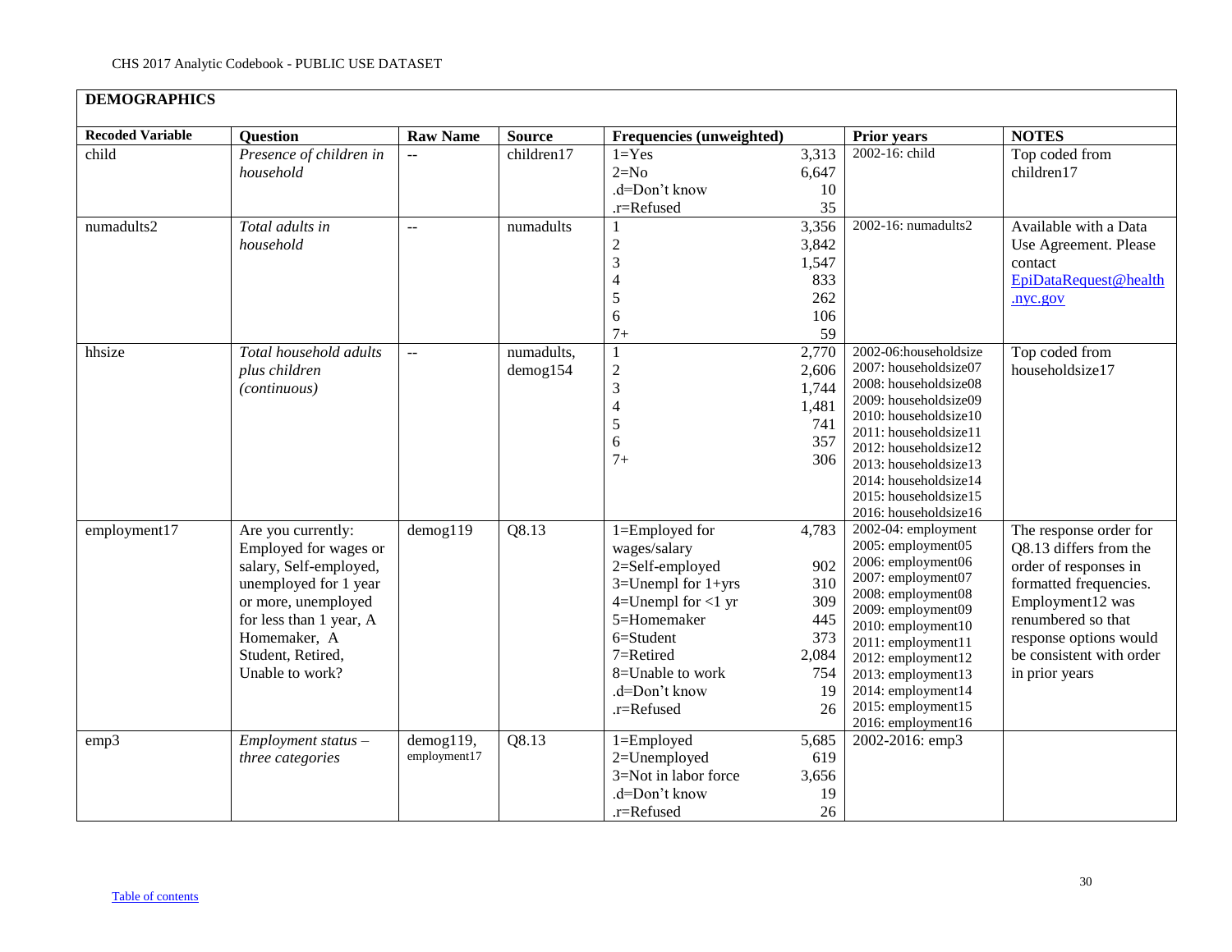## DEMOGRAPHICS

| Recoded Variable | Question | Raw Name | Source | Frequencies (unweighted) | | Prior years | NOTES |
|---|---|---|---|---|---|---|---|
| child | *Presence of children in household* | -- | children17 | 1=Yes<br>2=No<br>.d=Don't know<br>.r=Refused | 3,313<br>6,647<br>10<br>35 | 2002-16: child | Top coded from children17 |
| numadults2 | *Total adults in household* | -- | numadults | 1<br>2<br>3<br>4<br>5<br>6<br>7+ | 3,356<br>3,842<br>1,547<br>833<br>262<br>106<br>59 | 2002-16: numadults2 | Available with a Data Use Agreement. Please contact EpiDataRequest@health.nyc.gov |
| hhsize | *Total household adults plus children (continuous)* | -- | numadults, demog154 | 1<br>2<br>3<br>4<br>5<br>6<br>7+ | 2,770<br>2,606<br>1,744<br>1,481<br>741<br>357<br>306 | 2002-06:householdsize<br>2007: householdsize07<br>2008: householdsize08<br>2009: householdsize09<br>2010: householdsize10<br>2011: householdsize11<br>2012: householdsize12<br>2013: householdsize13<br>2014: householdsize14<br>2015: householdsize15<br>2016: householdsize16 | Top coded from householdsize17 |
| employment17 | Are you currently: Employed for wages or salary, Self-employed, unemployed for 1 year or more, unemployed for less than 1 year, A Homemaker, A Student, Retired, Unable to work? | demog119 | Q8.13 | 1=Employed for wages/salary<br>2=Self-employed<br>3=Unempl for 1+yrs<br>4=Unempl for <1 yr<br>5=Homemaker<br>6=Student<br>7=Retired<br>8=Unable to work<br>.d=Don't know<br>.r=Refused | 4,783<br>902<br>310<br>309<br>445<br>373<br>2,084<br>754<br>19<br>26 | 2002-04: employment<br>2005: employment05<br>2006: employment06<br>2007: employment07<br>2008: employment08<br>2009: employment09<br>2010: employment10<br>2011: employment11<br>2012: employment12<br>2013: employment13<br>2014: employment14<br>2015: employment15<br>2016: employment16 | The response order for Q8.13 differs from the order of responses in formatted frequencies. Employment12 was renumbered so that response options would be consistent with order in prior years |
| emp3 | *Employment status – three categories* | demog119, employment17 | Q8.13 | 1=Employed<br>2=Unemployed<br>3=Not in labor force<br>.d=Don't know<br>.r=Refused | 5,685<br>619<br>3,656<br>19<br>26 | 2002-2016: emp3 | |

Table of contents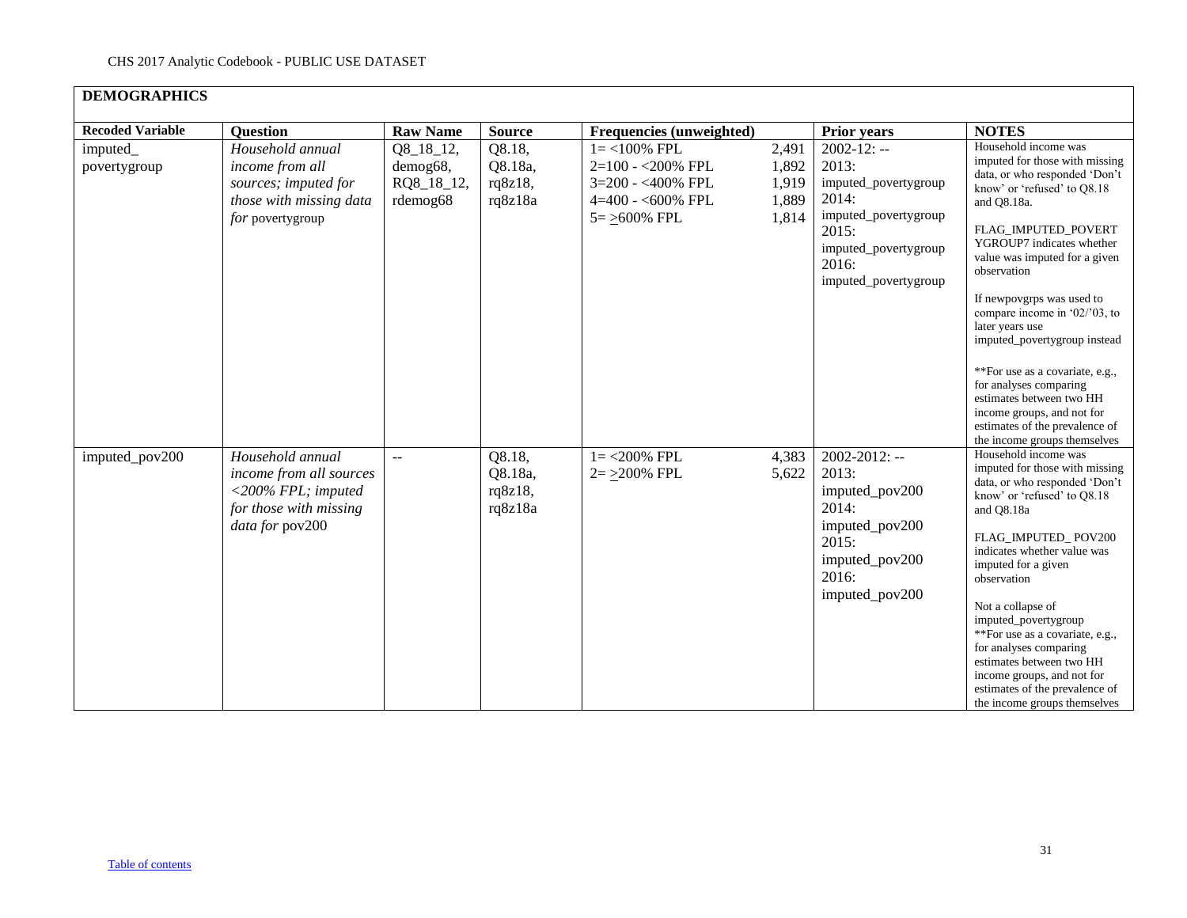## DEMOGRAPHICS

| Recoded Variable | Question | Raw Name | Source | Frequencies (unweighted) | | Prior years | NOTES |
|---|---|---|---|---|---|---|---|
| imputed_povertygroup | *Household annual income from all sources; imputed for those with missing data for* povertygroup | Q8_18_12, demog68, RQ8_18_12, rdemog68 | Q8.18, Q8.18a, rq8z18, rq8z18a | 1= <100% FPL<br>2=100 - <200% FPL<br>3=200 - <400% FPL<br>4=400 - <600% FPL<br>5= >600% FPL | 2,491<br>1,892<br>1,919<br>1,889<br>1,814 | 2002-12: --<br>2013: imputed_povertygroup<br>2014: imputed_povertygroup<br>2015: imputed_povertygroup<br>2016: imputed_povertygroup | Household income was imputed for those with missing data, or who responded 'Don't know' or 'refused' to Q8.18 and Q8.18a.<br><br>FLAG_IMPUTED_POVERTYGROUP7 indicates whether value was imputed for a given observation<br><br>If newpovgrps was used to compare income in '02/'03, to later years use imputed_povertygroup instead<br><br>**For use as a covariate, e.g., for analyses comparing estimates between two HH income groups, and not for estimates of the prevalence of the income groups themselves |
| imputed_pov200 | *Household annual income from all sources <200% FPL; imputed for those with missing data for* pov200 | -- | Q8.18, Q8.18a, rq8z18, rq8z18a | 1= <200% FPL<br>2= >200% FPL | 4,383<br>5,622 | 2002-2012: --<br>2013: imputed_pov200<br>2014: imputed_pov200<br>2015: imputed_pov200<br>2016: imputed_pov200 | Household income was imputed for those with missing data, or who responded 'Don't know' or 'refused' to Q8.18 and Q8.18a<br><br>FLAG_IMPUTED_ POV200 indicates whether value was imputed for a given observation<br><br>Not a collapse of imputed_povertygroup<br>**For use as a covariate, e.g., for analyses comparing estimates between two HH income groups, and not for estimates of the prevalence of the income groups themselves |

Table of contents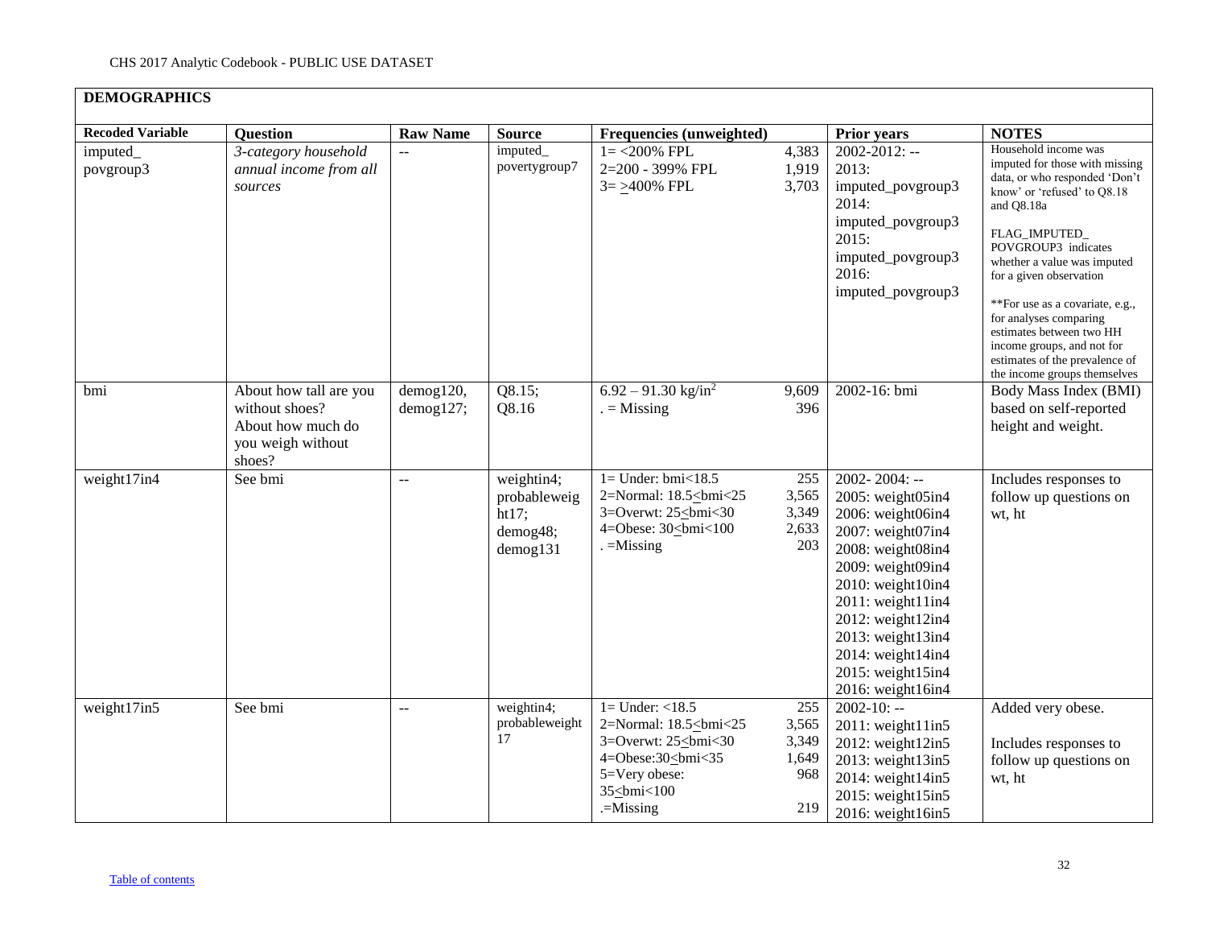CHS 2017 Analytic Codebook - PUBLIC USE DATASET

**DEMOGRAPHICS**

| Recoded Variable | Question | Raw Name | Source | Frequencies (unweighted) | | Prior years | NOTES |
|---|---|---|---|---|---|---|---|
| imputed_ povgroup3 | *3-category household annual income from all sources* | -- | imputed_ povertygroup7 | 1= <200% FPL<br>2=200 - 399% FPL<br>3= >400% FPL | 4,383<br>1,919<br>3,703 | 2002-2012: --<br>2013: imputed_povgroup3<br>2014: imputed_povgroup3<br>2015: imputed_povgroup3<br>2016: imputed_povgroup3 | Household income was imputed for those with missing data, or who responded 'Don't know' or 'refused' to Q8.18 and Q8.18a<br><br>FLAG_IMPUTED_ POVGROUP3 indicates whether a value was imputed for a given observation<br><br>**For use as a covariate, e.g., for analyses comparing estimates between two HH income groups, and not for estimates of the prevalence of the income groups themselves |
| bmi | About how tall are you without shoes? About how much do you weigh without shoes? | demog120, demog127; | Q8.15; Q8.16 | 6.92 – 91.30 kg/in$^2$<br>. = Missing | 9,609<br>396 | 2002-16: bmi | Body Mass Index (BMI) based on self-reported height and weight. |
| weight17in4 | See bmi | -- | weightin4; probableweight17; demog48; demog131 | 1= Under: bmi<18.5<br>2=Normal: 18.5<bmi<25<br>3=Overwt: 25<bmi<30<br>4=Obese: 30<bmi<100<br>. =Missing | 255<br>3,565<br>3,349<br>2,633<br>203 | 2002- 2004: --<br>2005: weight05in4<br>2006: weight06in4<br>2007: weight07in4<br>2008: weight08in4<br>2009: weight09in4<br>2010: weight10in4<br>2011: weight11in4<br>2012: weight12in4<br>2013: weight13in4<br>2014: weight14in4<br>2015: weight15in4<br>2016: weight16in4 | Includes responses to follow up questions on wt, ht |
| weight17in5 | See bmi | -- | weightin4; probableweight 17 | 1= Under: <18.5<br>2=Normal: 18.5<bmi<25<br>3=Overwt: 25<bmi<30<br>4=Obese:30<bmi<35<br>5=Very obese: 35<bmi<100<br>.=Missing | 255<br>3,565<br>3,349<br>1,649<br>968<br><br>219 | 2002-10: --<br>2011: weight11in5<br>2012: weight12in5<br>2013: weight13in5<br>2014: weight14in5<br>2015: weight15in5<br>2016: weight16in5 | Added very obese.<br><br>Includes responses to follow up questions on wt, ht |

Table of contents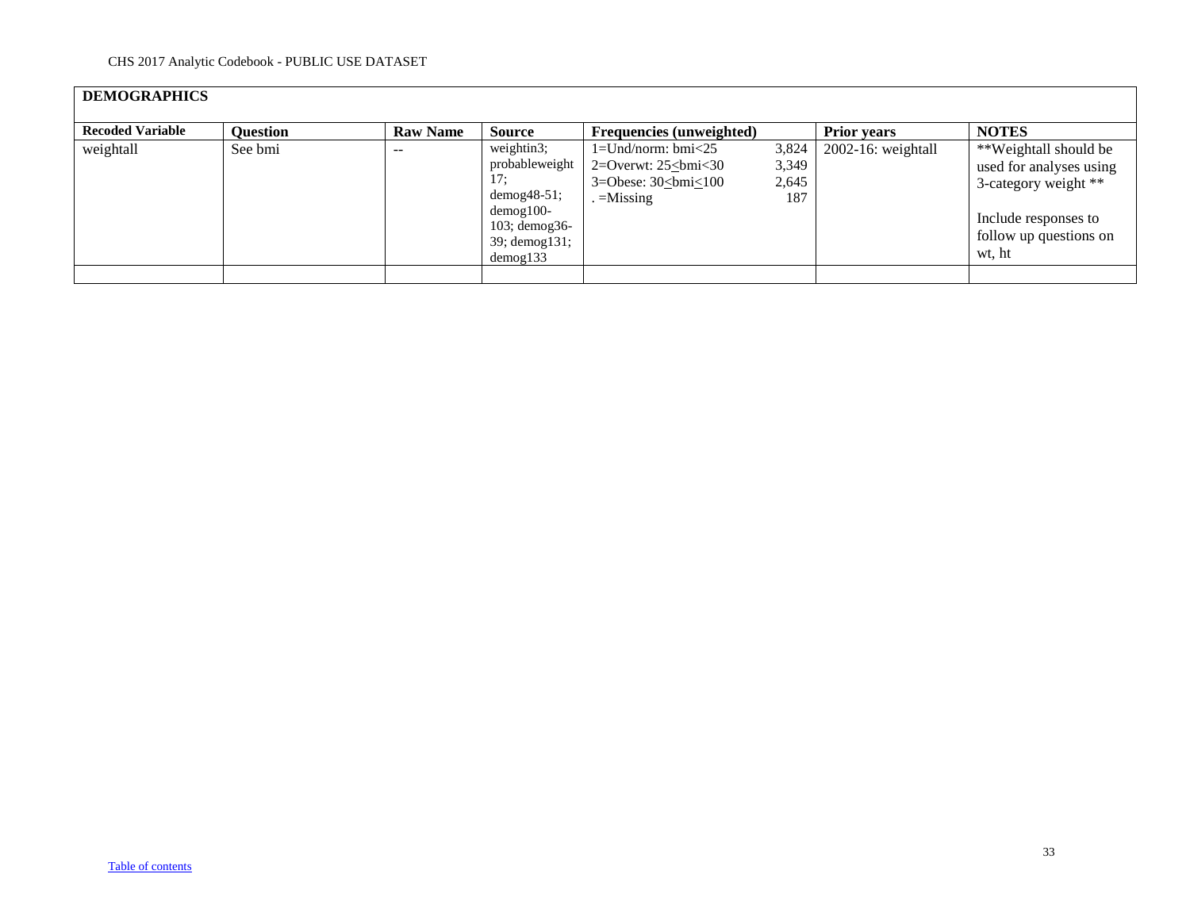## DEMOGRAPHICS

| Recoded Variable | Question | Raw Name | Source | Frequencies (unweighted) | | Prior years | NOTES |
|---|---|---|---|---|---|---|---|
| weightall | See bmi | -- | weightin3; probableweight 17; demog48-51; demog100-103; demog36-39; demog131; demog133 | 1=Und/norm: bmi<25<br>2=Overwt: 25≤bmi<30<br>3=Obese: 30≤bmi≤100<br>. =Missing | 3,824<br>3,349<br>2,645<br>187 | 2002-16: weightall | **Weightall should be used for analyses using 3-category weight **<br><br>Include responses to follow up questions on wt, ht |
| | | | | | | | |

[Table of contents]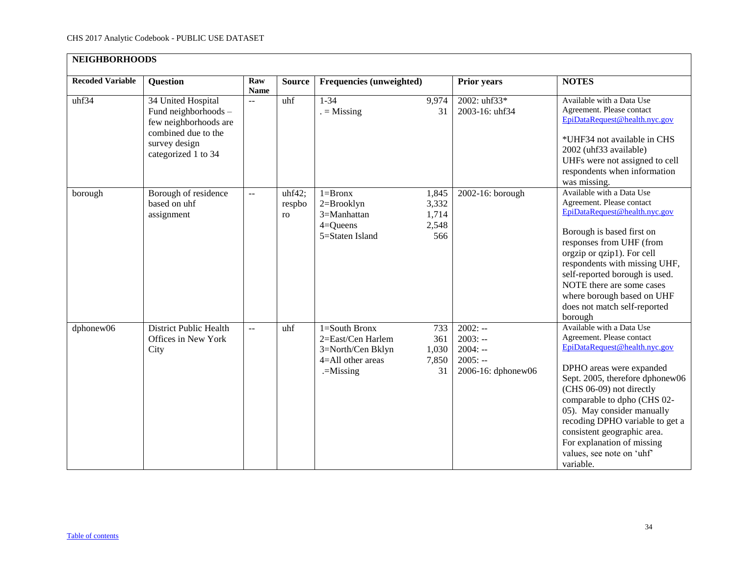| NEIGHBORHOODS | | | | | | |
|---|---|---|---|---|---|---|
| **Recoded Variable** | **Question** | **Raw Name** | **Source** | **Frequencies (unweighted)** | **Prior years** | **NOTES** |
| uhf34 | 34 United Hospital Fund neighborhoods – few neighborhoods are combined due to the survey design categorized 1 to 34 | -- | uhf | 1-34 9,974<br>. = Missing 31 | 2002: uhf33*<br>2003-16: uhf34 | Available with a Data Use Agreement. Please contact EpiDataRequest@health.nyc.gov<br><br>*UHF34 not available in CHS 2002 (uhf33 available)<br>UHFs were not assigned to cell respondents when information was missing. |
| borough | Borough of residence based on uhf assignment | -- | uhf42; respboro | 1=Bronx 1,845<br>2=Brooklyn 3,332<br>3=Manhattan 1,714<br>4=Queens 2,548<br>5=Staten Island 566 | 2002-16: borough | Available with a Data Use Agreement. Please contact EpiDataRequest@health.nyc.gov<br><br>Borough is based first on responses from UHF (from orgzip or qzip1). For cell respondents with missing UHF, self-reported borough is used. NOTE there are some cases where borough based on UHF does not match self-reported borough |
| dphonew06 | District Public Health Offices in New York City | -- | uhf | 1=South Bronx 733<br>2=East/Cen Harlem 361<br>3=North/Cen Bklyn 1,030<br>4=All other areas 7,850<br>.=Missing 31 | 2002: --<br>2003: --<br>2004: --<br>2005: --<br>2006-16: dphonew06 | Available with a Data Use Agreement. Please contact EpiDataRequest@health.nyc.gov<br><br>DPHO areas were expanded Sept. 2005, therefore dphonew06 (CHS 06-09) not directly comparable to dpho (CHS 02-05). May consider manually recoding DPHO variable to get a consistent geographic area. For explanation of missing values, see note on 'uhf' variable. |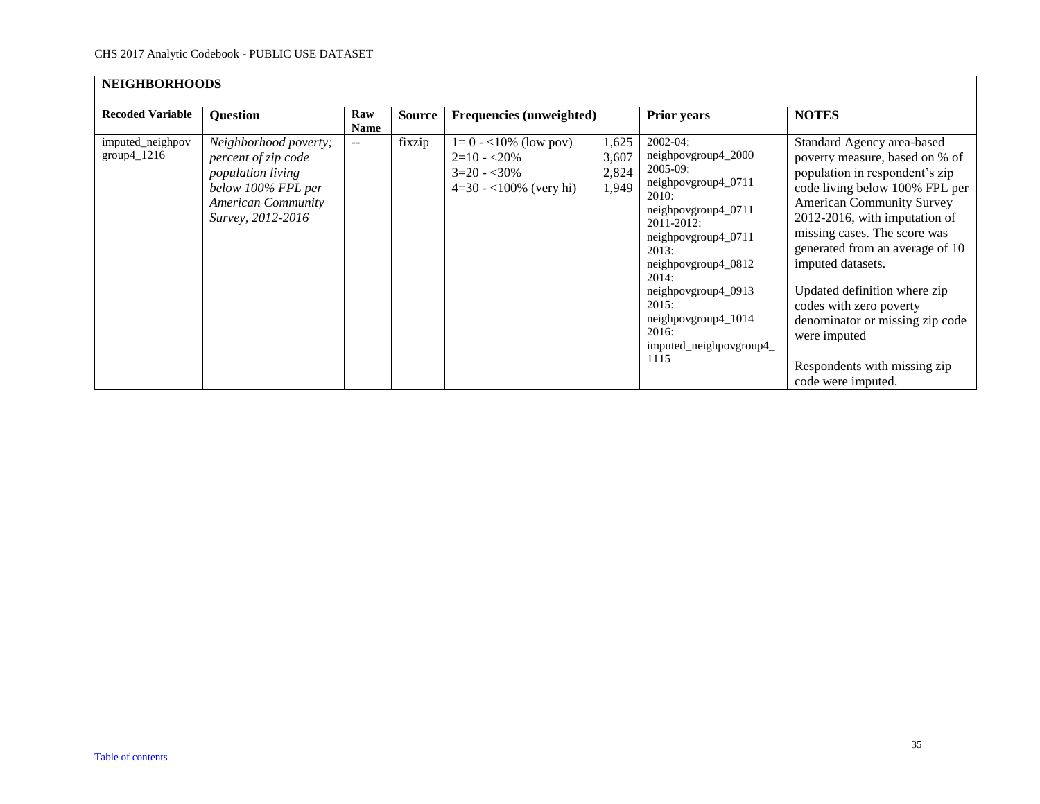| **NEIGHBORHOODS** | | | | | | | |
|---|---|---|---|---|---|---|---|
| **Recoded Variable** | **Question** | **Raw Name** | **Source** | **Frequencies (unweighted)** | | **Prior years** | **NOTES** |
| imputed_neighpovgroup4_1216 | *Neighborhood poverty; percent of zip code population living below 100% FPL per American Community Survey, 2012-2016* | -- | fixzip | 1= 0 - <10% (low pov)<br>2=10 - <20%<br>3=20 - <30%<br>4=30 - <100% (very hi) | 1,625<br>3,607<br>2,824<br>1,949 | 2002-04: neighpovgroup4_2000<br>2005-09: neighpovgroup4_0711<br>2010: neighpovgroup4_0711<br>2011-2012: neighpovgroup4_0711<br>2013: neighpovgroup4_0812<br>2014: neighpovgroup4_0913<br>2015: neighpovgroup4_1014<br>2016: imputed_neighpovgroup4_1115 | Standard Agency area-based poverty measure, based on % of population in respondent's zip code living below 100% FPL per American Community Survey 2012-2016, with imputation of missing cases. The score was generated from an average of 10 imputed datasets.<br><br>Updated definition where zip codes with zero poverty denominator or missing zip code were imputed<br><br>Respondents with missing zip code were imputed. |

Table of contents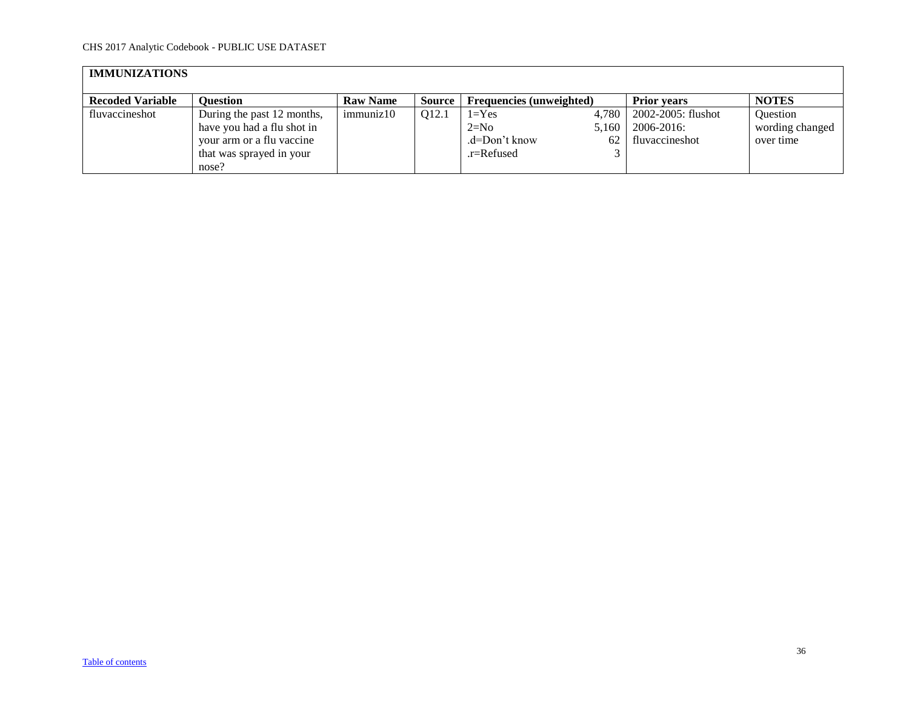## IMMUNIZATIONS

| Recoded Variable | Question | Raw Name | Source | Frequencies (unweighted) | Prior years | NOTES |
|---|---|---|---|---|---|---|
| fluvaccineshot | During the past 12 months, have you had a flu shot in your arm or a flu vaccine that was sprayed in your nose? | immuniz10 | Q12.1 | 1=Yes 4,780<br>2=No 5,160<br>.d=Don't know 62<br>.r=Refused 3 | 2002-2005: flushot<br>2006-2016: fluvaccineshot | Question wording changed over time |

Table of contents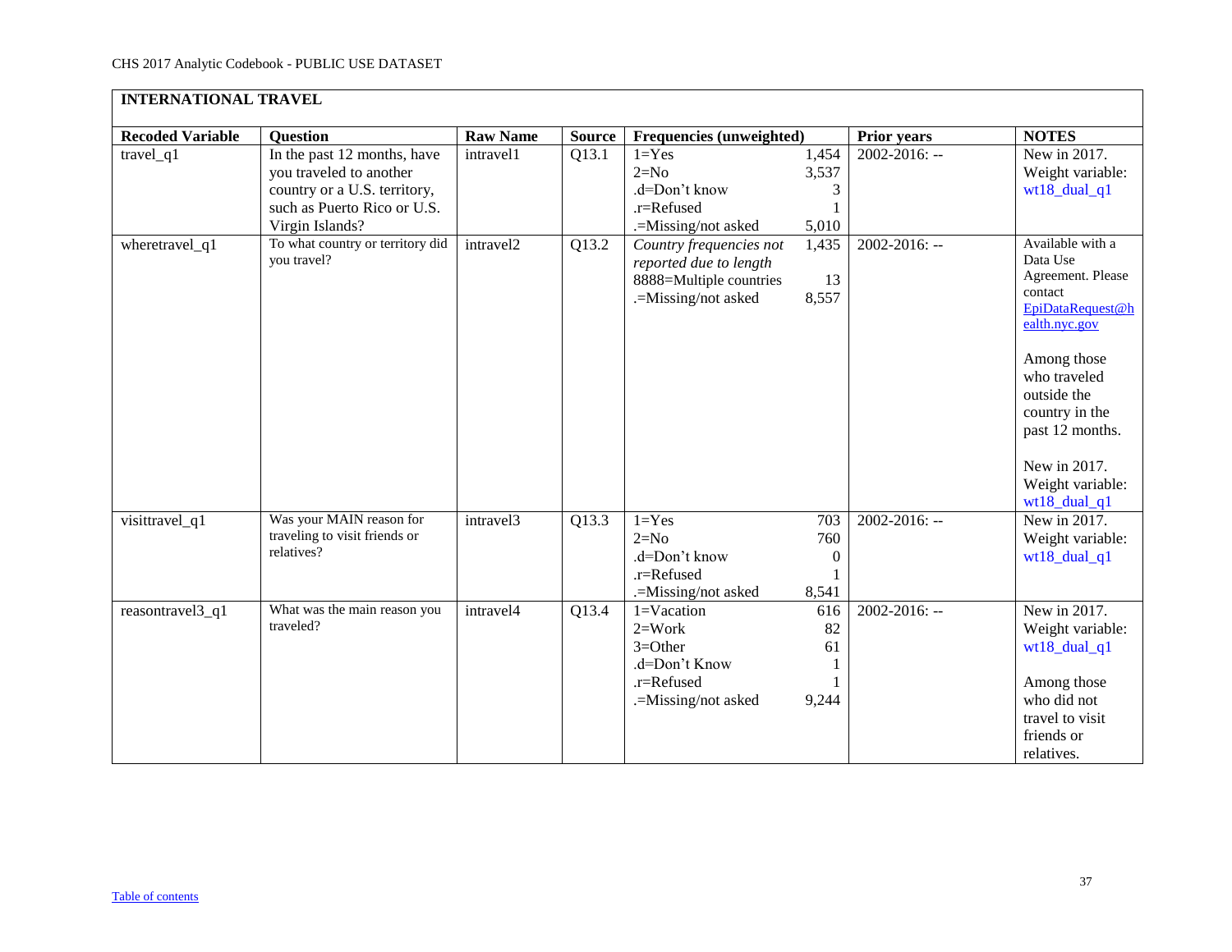## INTERNATIONAL TRAVEL

| Recoded Variable | Question | Raw Name | Source | Frequencies (unweighted) | | Prior years | NOTES |
|---|---|---|---|---|---|---|---|
| travel_q1 | In the past 12 months, have you traveled to another country or a U.S. territory, such as Puerto Rico or U.S. Virgin Islands? | intravel1 | Q13.1 | 1=Yes<br>2=No<br>.d=Don't know<br>.r=Refused<br>.=Missing/not asked | 1,454<br>3,537<br>3<br>1<br>5,010 | 2002-2016: -- | New in 2017.<br>Weight variable: wt18_dual_q1 |
| wheretravel_q1 | To what country or territory did you travel? | intravel2 | Q13.2 | *Country frequencies not reported due to length*<br>8888=Multiple countries<br>.=Missing/not asked | 1,435<br><br>13<br>8,557 | 2002-2016: -- | Available with a Data Use Agreement. Please contact EpiDataRequest@health.nyc.gov<br><br>Among those who traveled outside the country in the past 12 months.<br><br>New in 2017.<br>Weight variable: wt18_dual_q1 |
| visittravel_q1 | Was your MAIN reason for traveling to visit friends or relatives? | intravel3 | Q13.3 | 1=Yes<br>2=No<br>.d=Don't know<br>.r=Refused<br>.=Missing/not asked | 703<br>760<br>0<br>1<br>8,541 | 2002-2016: -- | New in 2017.<br>Weight variable: wt18_dual_q1 |
| reasontravel3_q1 | What was the main reason you traveled? | intravel4 | Q13.4 | 1=Vacation<br>2=Work<br>3=Other<br>.d=Don't Know<br>.r=Refused<br>.=Missing/not asked | 616<br>82<br>61<br>1<br>1<br>9,244 | 2002-2016: -- | New in 2017.<br>Weight variable: wt18_dual_q1<br><br>Among those who did not travel to visit friends or relatives. |

Table of contents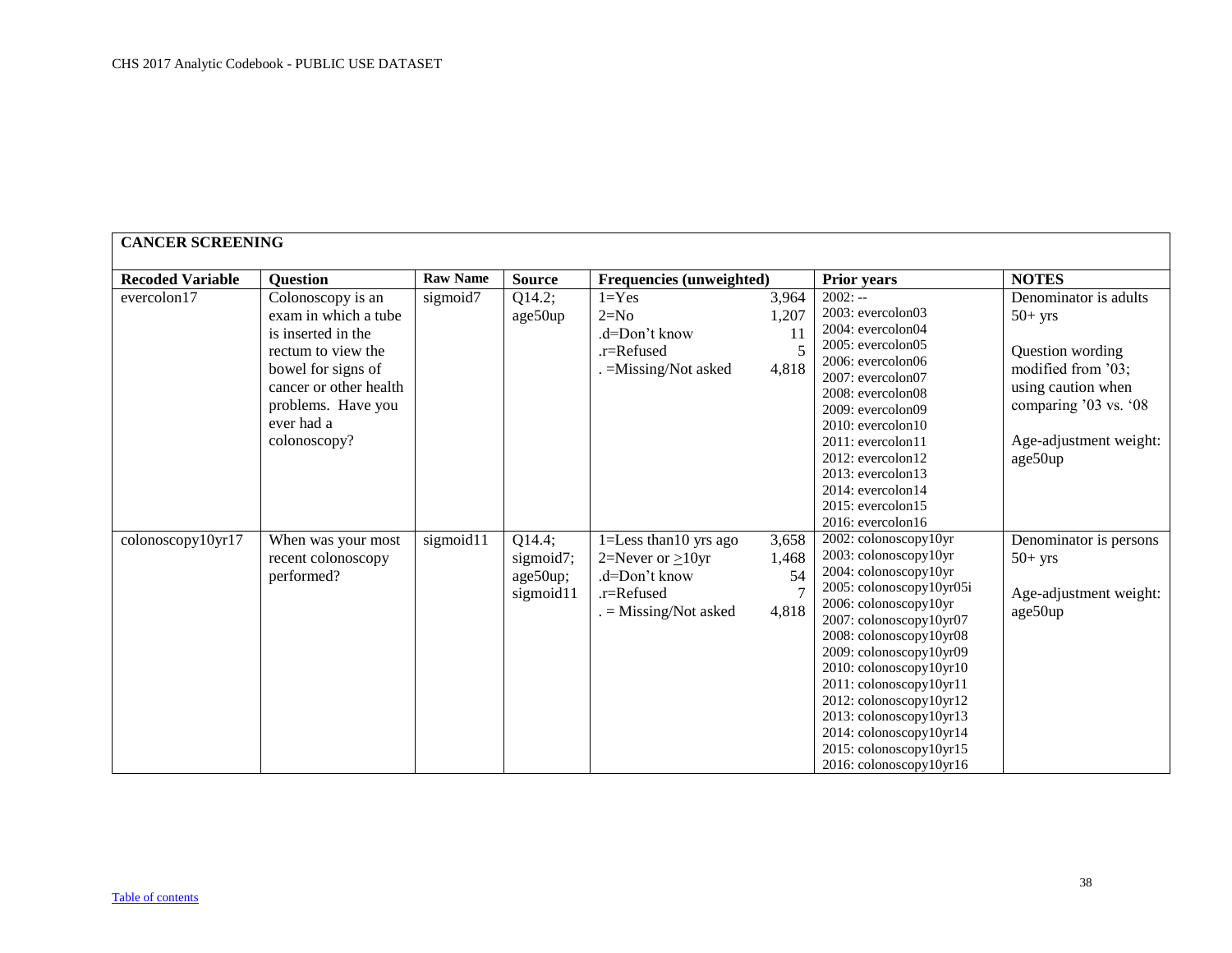| CANCER SCREENING | | | | | | | |
|---|---|---|---|---|---|---|---|
| **Recoded Variable** | **Question** | **Raw Name** | **Source** | **Frequencies (unweighted)** | | **Prior years** | **NOTES** |
| evercolon17 | Colonoscopy is an exam in which a tube is inserted in the rectum to view the bowel for signs of cancer or other health problems. Have you ever had a colonoscopy? | sigmoid7 | Q14.2; age50up | 1=Yes<br>2=No<br>.d=Don't know<br>.r=Refused<br>. =Missing/Not asked | 3,964<br>1,207<br>11<br>5<br>4,818 | 2002: --<br>2003: evercolon03<br>2004: evercolon04<br>2005: evercolon05<br>2006: evercolon06<br>2007: evercolon07<br>2008: evercolon08<br>2009: evercolon09<br>2010: evercolon10<br>2011: evercolon11<br>2012: evercolon12<br>2013: evercolon13<br>2014: evercolon14<br>2015: evercolon15<br>2016: evercolon16 | Denominator is adults 50+ yrs<br><br>Question wording modified from '03; using caution when comparing '03 vs. '08<br><br>Age-adjustment weight: age50up |
| colonoscopy10yr17 | When was your most recent colonoscopy performed? | sigmoid11 | Q14.4; sigmoid7; age50up; sigmoid11 | 1=Less than10 yrs ago<br>2=Never or $\geq$10yr<br>.d=Don't know<br>.r=Refused<br>. = Missing/Not asked | 3,658<br>1,468<br>54<br>7<br>4,818 | 2002: colonoscopy10yr<br>2003: colonoscopy10yr<br>2004: colonoscopy10yr<br>2005: colonoscopy10yr05i<br>2006: colonoscopy10yr<br>2007: colonoscopy10yr07<br>2008: colonoscopy10yr08<br>2009: colonoscopy10yr09<br>2010: colonoscopy10yr10<br>2011: colonoscopy10yr11<br>2012: colonoscopy10yr12<br>2013: colonoscopy10yr13<br>2014: colonoscopy10yr14<br>2015: colonoscopy10yr15<br>2016: colonoscopy10yr16 | Denominator is persons 50+ yrs<br><br>Age-adjustment weight: age50up |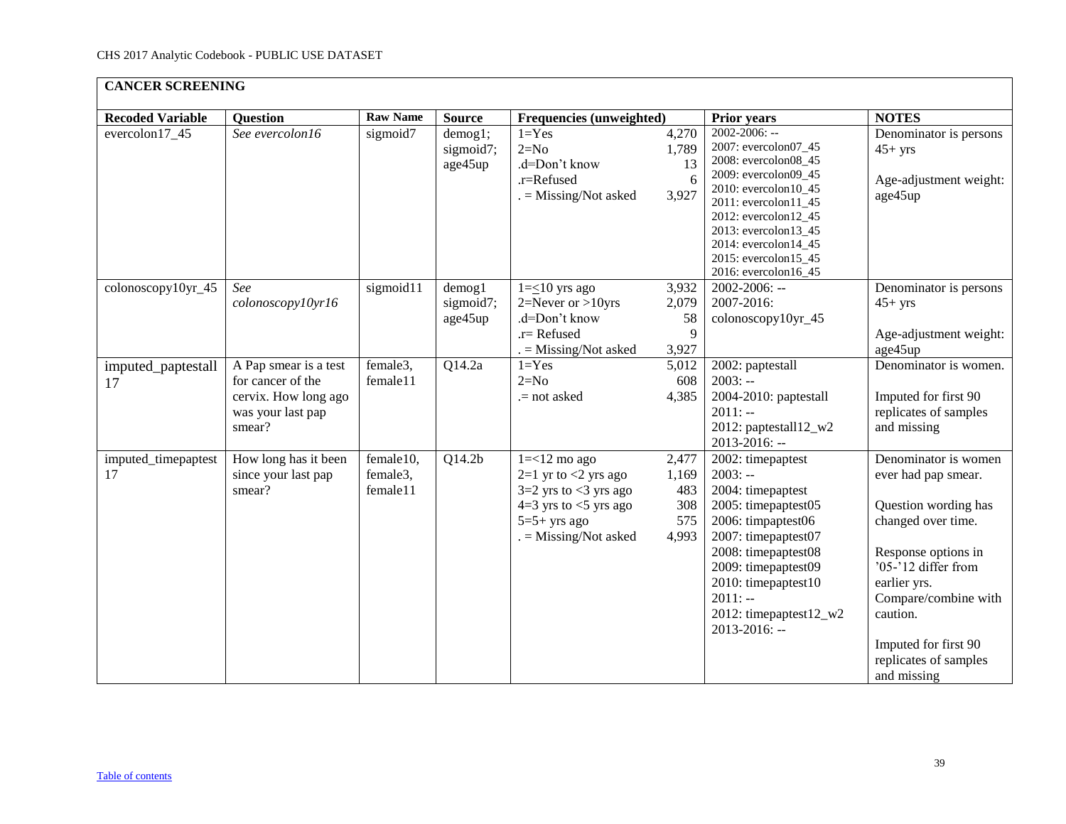CHS 2017 Analytic Codebook - PUBLIC USE DATASET

## CANCER SCREENING

| Recoded Variable | Question | Raw Name | Source | Frequencies (unweighted) | | Prior years | NOTES |
|---|---|---|---|---|---|---|---|
| evercolon17_45 | *See evercolon16* | sigmoid7 | demog1; sigmoid7; age45up | 1=Yes<br>2=No<br>.d=Don't know<br>.r=Refused<br>. = Missing/Not asked | 4,270<br>1,789<br>13<br>6<br>3,927 | 2002-2006: --<br>2007: evercolon07_45<br>2008: evercolon08_45<br>2009: evercolon09_45<br>2010: evercolon10_45<br>2011: evercolon11_45<br>2012: evercolon12_45<br>2013: evercolon13_45<br>2014: evercolon14_45<br>2015: evercolon15_45<br>2016: evercolon16_45 | Denominator is persons 45+ yrs<br><br>Age-adjustment weight: age45up |
| colonoscopy10yr_45 | *See colonoscopy10yr16* | sigmoid11 | demog1 sigmoid7; age45up | 1=≤10 yrs ago<br>2=Never or >10yrs<br>.d=Don't know<br>.r= Refused<br>. = Missing/Not asked | 3,932<br>2,079<br>58<br>9<br>3,927 | 2002-2006: --<br>2007-2016: colonoscopy10yr_45 | Denominator is persons 45+ yrs<br><br>Age-adjustment weight: age45up |
| imputed_paptestall 17 | A Pap smear is a test for cancer of the cervix. How long ago was your last pap smear? | female3, female11 | Q14.2a | 1=Yes<br>2=No<br>.= not asked | 5,012<br>608<br>4,385 | 2002: paptestall<br>2003: --<br>2004-2010: paptestall<br>2011: --<br>2012: paptestall12_w2<br>2013-2016: -- | Denominator is women.<br><br>Imputed for first 90 replicates of samples and missing |
| imputed_timepaptest 17 | How long has it been since your last pap smear? | female10, female3, female11 | Q14.2b | 1=<12 mo ago<br>2=1 yr to <2 yrs ago<br>3=2 yrs to <3 yrs ago<br>4=3 yrs to <5 yrs ago<br>5=5+ yrs ago<br>. = Missing/Not asked | 2,477<br>1,169<br>483<br>308<br>575<br>4,993 | 2002: timepaptest<br>2003: --<br>2004: timepaptest<br>2005: timepaptest05<br>2006: timpaptest06<br>2007: timepaptest07<br>2008: timepaptest08<br>2009: timepaptest09<br>2010: timepaptest10<br>2011: --<br>2012: timepaptest12_w2<br>2013-2016: -- | Denominator is women ever had pap smear.<br><br>Question wording has changed over time.<br><br>Response options in '05-'12 differ from earlier yrs. Compare/combine with caution.<br><br>Imputed for first 90 replicates of samples and missing |

Table of contents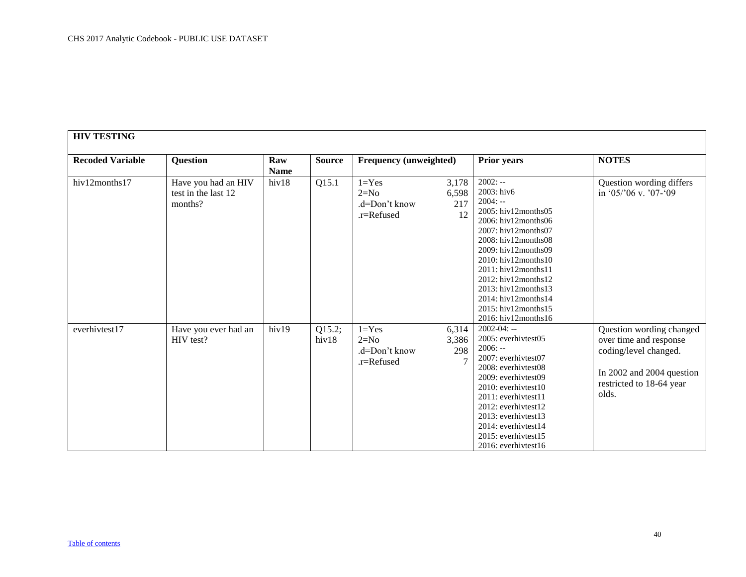## HIV TESTING

| Recoded Variable | Question | Raw Name | Source | Frequency (unweighted) | | Prior years | NOTES |
|---|---|---|---|---|---|---|---|
| hiv12months17 | Have you had an HIV test in the last 12 months? | hiv18 | Q15.1 | 1=Yes<br>2=No<br>.d=Don't know<br>.r=Refused | 3,178<br>6,598<br>217<br>12 | 2002: --<br>2003: hiv6<br>2004: --<br>2005: hiv12months05<br>2006: hiv12months06<br>2007: hiv12months07<br>2008: hiv12months08<br>2009: hiv12months09<br>2010: hiv12months10<br>2011: hiv12months11<br>2012: hiv12months12<br>2013: hiv12months13<br>2014: hiv12months14<br>2015: hiv12months15<br>2016: hiv12months16 | Question wording differs in '05/'06 v. '07-'09 |
| everhivtest17 | Have you ever had an HIV test? | hiv19 | Q15.2; hiv18 | 1=Yes<br>2=No<br>.d=Don't know<br>.r=Refused | 6,314<br>3,386<br>298<br>7 | 2002-04: --<br>2005: everhivtest05<br>2006: --<br>2007: everhivtest07<br>2008: everhivtest08<br>2009: everhivtest09<br>2010: everhivtest10<br>2011: everhivtest11<br>2012: everhivtest12<br>2013: everhivtest13<br>2014: everhivtest14<br>2015: everhivtest15<br>2016: everhivtest16 | Question wording changed over time and response coding/level changed.<br><br>In 2002 and 2004 question restricted to 18-64 year olds. |

Table of contents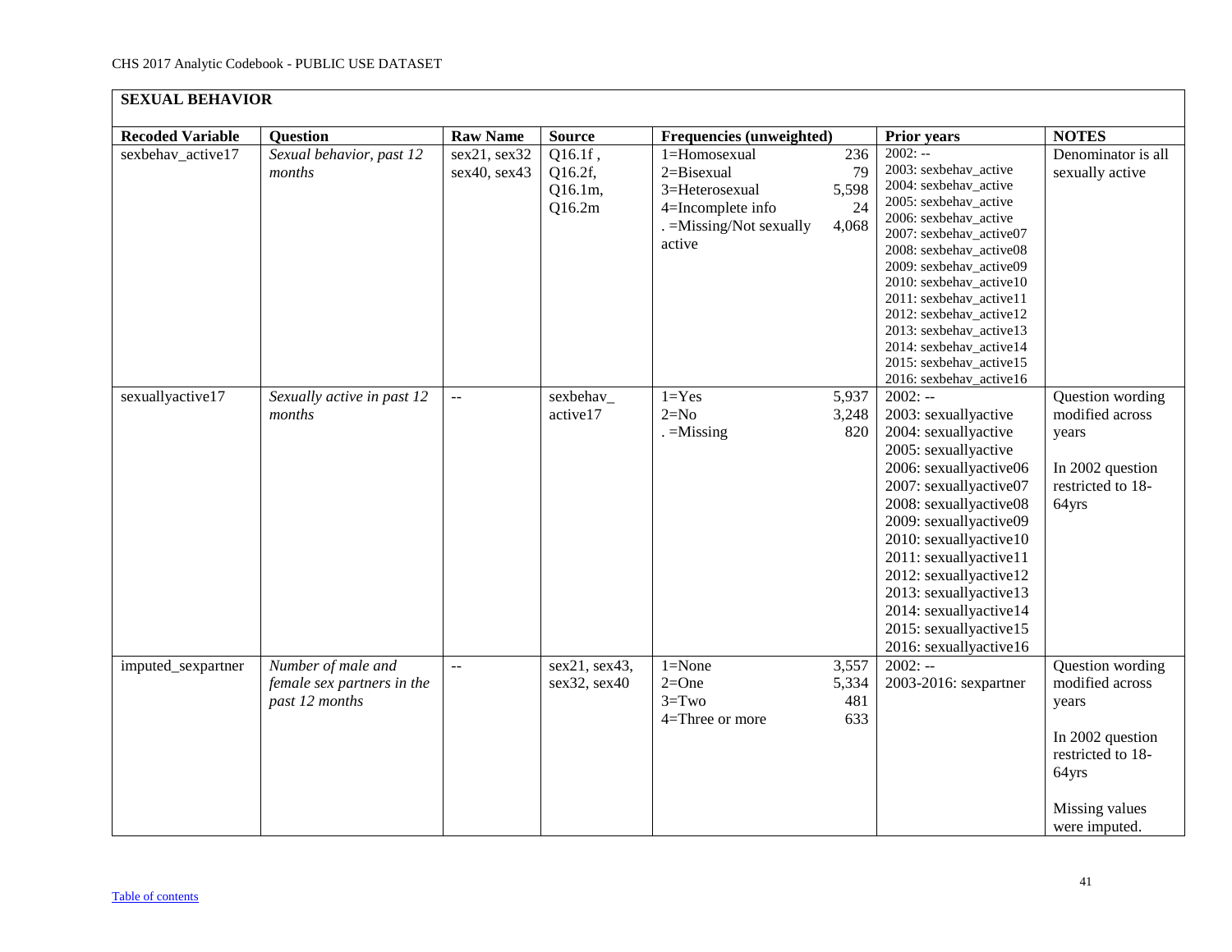## SEXUAL BEHAVIOR

| Recoded Variable | Question | Raw Name | Source | Frequencies (unweighted) | | Prior years | NOTES |
|---|---|---|---|---|---|---|---|
| sexbehav_active17 | *Sexual behavior, past 12 months* | sex21, sex32 sex40, sex43 | Q16.1f , Q16.2f, Q16.1m, Q16.2m | 1=Homosexual<br>2=Bisexual<br>3=Heterosexual<br>4=Incomplete info<br>. =Missing/Not sexually active | 236<br>79<br>5,598<br>24<br>4,068 | 2002: --<br>2003: sexbehav_active<br>2004: sexbehav_active<br>2005: sexbehav_active<br>2006: sexbehav_active<br>2007: sexbehav_active07<br>2008: sexbehav_active08<br>2009: sexbehav_active09<br>2010: sexbehav_active10<br>2011: sexbehav_active11<br>2012: sexbehav_active12<br>2013: sexbehav_active13<br>2014: sexbehav_active14<br>2015: sexbehav_active15<br>2016: sexbehav_active16 | Denominator is all sexually active |
| sexuallyactive17 | *Sexually active in past 12 months* | -- | sexbehav_ active17 | 1=Yes<br>2=No<br>. =Missing | 5,937<br>3,248<br>820 | 2002: --<br>2003: sexuallyactive<br>2004: sexuallyactive<br>2005: sexuallyactive<br>2006: sexuallyactive06<br>2007: sexuallyactive07<br>2008: sexuallyactive08<br>2009: sexuallyactive09<br>2010: sexuallyactive10<br>2011: sexuallyactive11<br>2012: sexuallyactive12<br>2013: sexuallyactive13<br>2014: sexuallyactive14<br>2015: sexuallyactive15<br>2016: sexuallyactive16 | Question wording modified across years<br><br>In 2002 question restricted to 18-64yrs |
| imputed_sexpartner | *Number of male and female sex partners in the past 12 months* | -- | sex21, sex43, sex32, sex40 | 1=None<br>2=One<br>3=Two<br>4=Three or more | 3,557<br>5,334<br>481<br>633 | 2002: --<br>2003-2016: sexpartner | Question wording modified across years<br><br>In 2002 question restricted to 18-64yrs<br><br>Missing values were imputed. |

Table of contents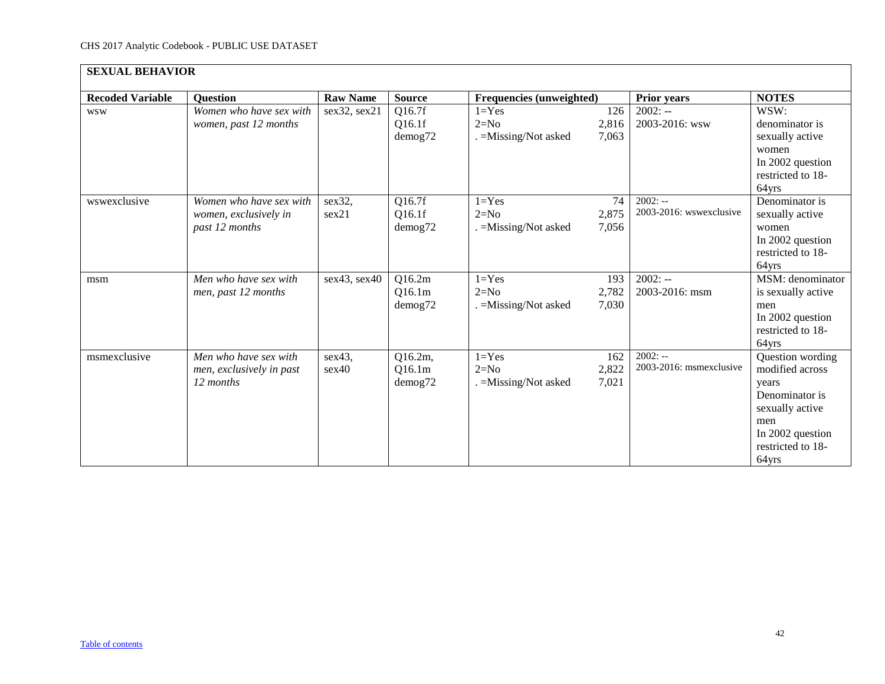## SEXUAL BEHAVIOR

| Recoded Variable | Question | Raw Name | Source | Frequencies (unweighted) | | Prior years | NOTES |
|---|---|---|---|---|---|---|---|
| wsw | *Women who have sex with women, past 12 months* | sex32, sex21 | Q16.7f<br>Q16.1f<br>demog72 | 1=Yes<br>2=No<br>. =Missing/Not asked | 126<br>2,816<br>7,063 | 2002: --<br>2003-2016: wsw | WSW: denominator is sexually active women<br>In 2002 question restricted to 18-64yrs |
| wswexclusive | *Women who have sex with women, exclusively in past 12 months* | sex32, sex21 | Q16.7f<br>Q16.1f<br>demog72 | 1=Yes<br>2=No<br>. =Missing/Not asked | 74<br>2,875<br>7,056 | 2002: --<br>2003-2016: wswexclusive | Denominator is sexually active women<br>In 2002 question restricted to 18-64yrs |
| msm | *Men who have sex with men, past 12 months* | sex43, sex40 | Q16.2m<br>Q16.1m<br>demog72 | 1=Yes<br>2=No<br>. =Missing/Not asked | 193<br>2,782<br>7,030 | 2002: --<br>2003-2016: msm | MSM: denominator is sexually active men<br>In 2002 question restricted to 18-64yrs |
| msmexclusive | *Men who have sex with men, exclusively in past 12 months* | sex43, sex40 | Q16.2m,<br>Q16.1m<br>demog72 | 1=Yes<br>2=No<br>. =Missing/Not asked | 162<br>2,822<br>7,021 | 2002: --<br>2003-2016: msmexclusive | Question wording modified across years<br>Denominator is sexually active men<br>In 2002 question restricted to 18-64yrs |

[Table of contents]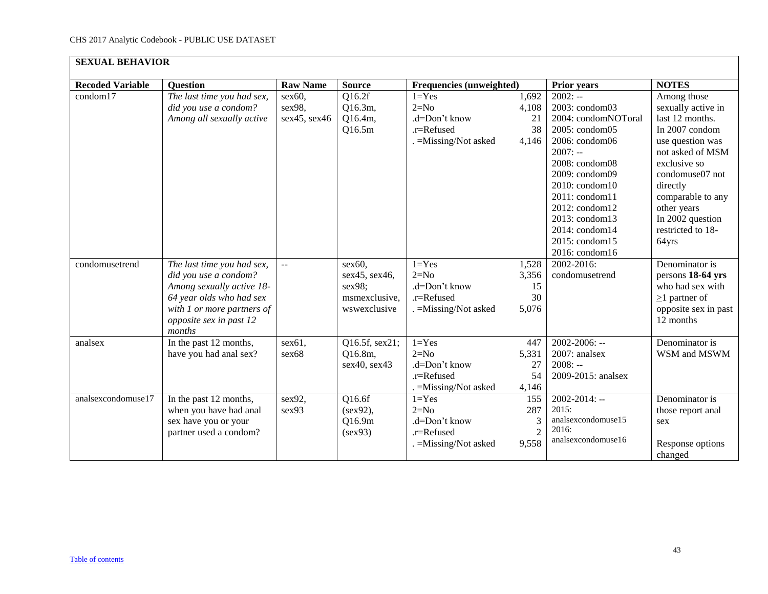## SEXUAL BEHAVIOR

| Recoded Variable | Question | Raw Name | Source | Frequencies (unweighted) | | Prior years | NOTES |
|---|---|---|---|---|---|---|---|
| condom17 | *The last time you had sex, did you use a condom? Among all sexually active* | sex60, sex98, sex45, sex46 | Q16.2f Q16.3m, Q16.4m, Q16.5m | 1=Yes<br>2=No<br>.d=Don't know<br>.r=Refused<br>. =Missing/Not asked | 1,692<br>4,108<br>21<br>38<br>4,146 | 2002: --<br>2003: condom03<br>2004: condomNOToral<br>2005: condom05<br>2006: condom06<br>2007: --<br>2008: condom08<br>2009: condom09<br>2010: condom10<br>2011: condom11<br>2012: condom12<br>2013: condom13<br>2014: condom14<br>2015: condom15<br>2016: condom16 | Among those sexually active in last 12 months. In 2007 condom use question was not asked of MSM exclusive so condomuse07 not directly comparable to any other years In 2002 question restricted to 18-64yrs |
| condomusetrend | *The last time you had sex, did you use a condom? Among sexually active 18-64 year olds who had sex with 1 or more partners of opposite sex in past 12 months* | -- | sex60, sex45, sex46, sex98; msmexclusive, wswexclusive | 1=Yes<br>2=No<br>.d=Don't know<br>.r=Refused<br>. =Missing/Not asked | 1,528<br>3,356<br>15<br>30<br>5,076 | 2002-2016: condomusetrend | Denominator is persons **18-64 yrs** who had sex with ≥1 partner of opposite sex in past 12 months |
| analsex | In the past 12 months, have you had anal sex? | sex61, sex68 | Q16.5f, sex21; Q16.8m, sex40, sex43 | 1=Yes<br>2=No<br>.d=Don't know<br>.r=Refused<br>. =Missing/Not asked | 447<br>5,331<br>27<br>54<br>4,146 | 2002-2006: --<br>2007: analsex<br>2008: --<br>2009-2015: analsex | Denominator is WSM and MSWM |
| analsexcondomuse17 | In the past 12 months, when you have had anal sex have you or your partner used a condom? | sex92, sex93 | Q16.6f (sex92), Q16.9m (sex93) | 1=Yes<br>2=No<br>.d=Don't know<br>.r=Refused<br>. =Missing/Not asked | 155<br>287<br>3<br>2<br>9,558 | 2002-2014: --<br>2015: analsexcondomuse15<br>2016: analsexcondomuse16 | Denominator is those report anal sex<br><br>Response options changed |

[Table of contents](#)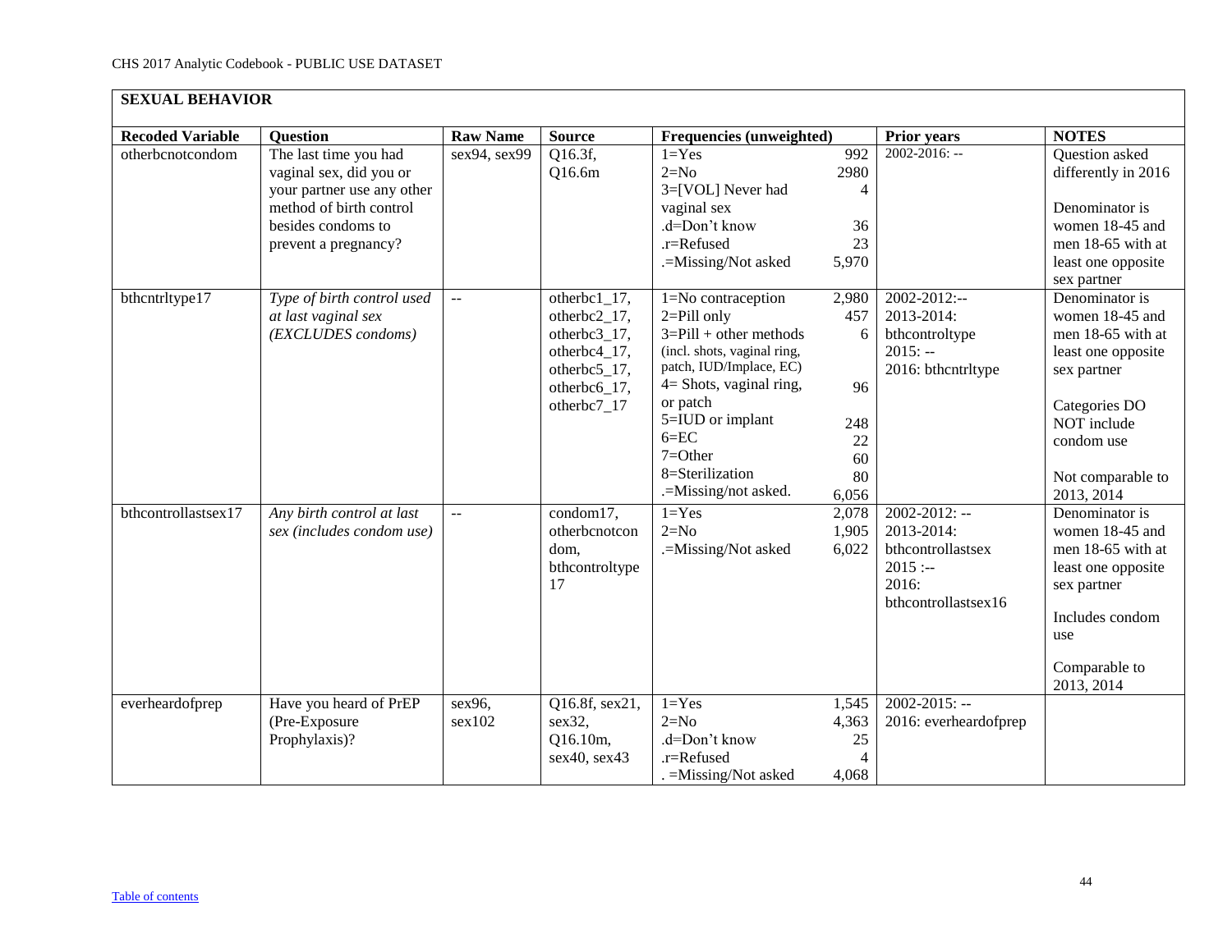| SEXUAL BEHAVIOR | | | | | | |
|---|---|---|---|---|---|---|
| **Recoded Variable** | **Question** | **Raw Name** | **Source** | **Frequencies (unweighted)** | **Prior years** | **NOTES** |
| otherbcnotcondom | The last time you had vaginal sex, did you or your partner use any other method of birth control besides condoms to prevent a pregnancy? | sex94, sex99 | Q16.3f, Q16.6m | 1=Yes 992<br>2=No 2980<br>3=[VOL] Never had vaginal sex 4<br>.d=Don't know 36<br>.r=Refused 23<br>.=Missing/Not asked 5,970 | 2002-2016: -- | Question asked differently in 2016<br><br>Denominator is women 18-45 and men 18-65 with at least one opposite sex partner |
| bthcntrltype17 | *Type of birth control used at last vaginal sex (EXCLUDES condoms)* | -- | otherbc1_17, otherbc2_17, otherbc3_17, otherbc4_17, otherbc5_17, otherbc6_17, otherbc7_17 | 1=No contraception 2,980<br>2=Pill only 457<br>3=Pill + other methods (incl. shots, vaginal ring, patch, IUD/Implace, EC) 6<br>4= Shots, vaginal ring, or patch 96<br>5=IUD or implant 248<br>6=EC 22<br>7=Other 60<br>8=Sterilization 80<br>.=Missing/not asked. 6,056 | 2002-2012:--<br>2013-2014: bthcontroltype<br>2015: --<br>2016: bthcntrltype | Denominator is women 18-45 and men 18-65 with at least one opposite sex partner<br><br>Categories DO NOT include condom use<br><br>Not comparable to 2013, 2014 |
| bthcontrollastsex17 | *Any birth control at last sex (includes condom use)* | -- | condom17, otherbcnotcondom, bthcontroltype17 | 1=Yes 2,078<br>2=No 1,905<br>.=Missing/Not asked 6,022 | 2002-2012: --<br>2013-2014: bthcontrollastsex<br>2015 :--<br>2016: bthcontrollastsex16 | Denominator is women 18-45 and men 18-65 with at least one opposite sex partner<br><br>Includes condom use<br><br>Comparable to 2013, 2014 |
| everheardofprep | Have you heard of PrEP (Pre-Exposure Prophylaxis)? | sex96, sex102 | Q16.8f, sex21, sex32, Q16.10m, sex40, sex43 | 1=Yes 1,545<br>2=No 4,363<br>.d=Don't know 25<br>.r=Refused 4<br>. =Missing/Not asked 4,068 | 2002-2015: --<br>2016: everheardofprep | |

Table of contents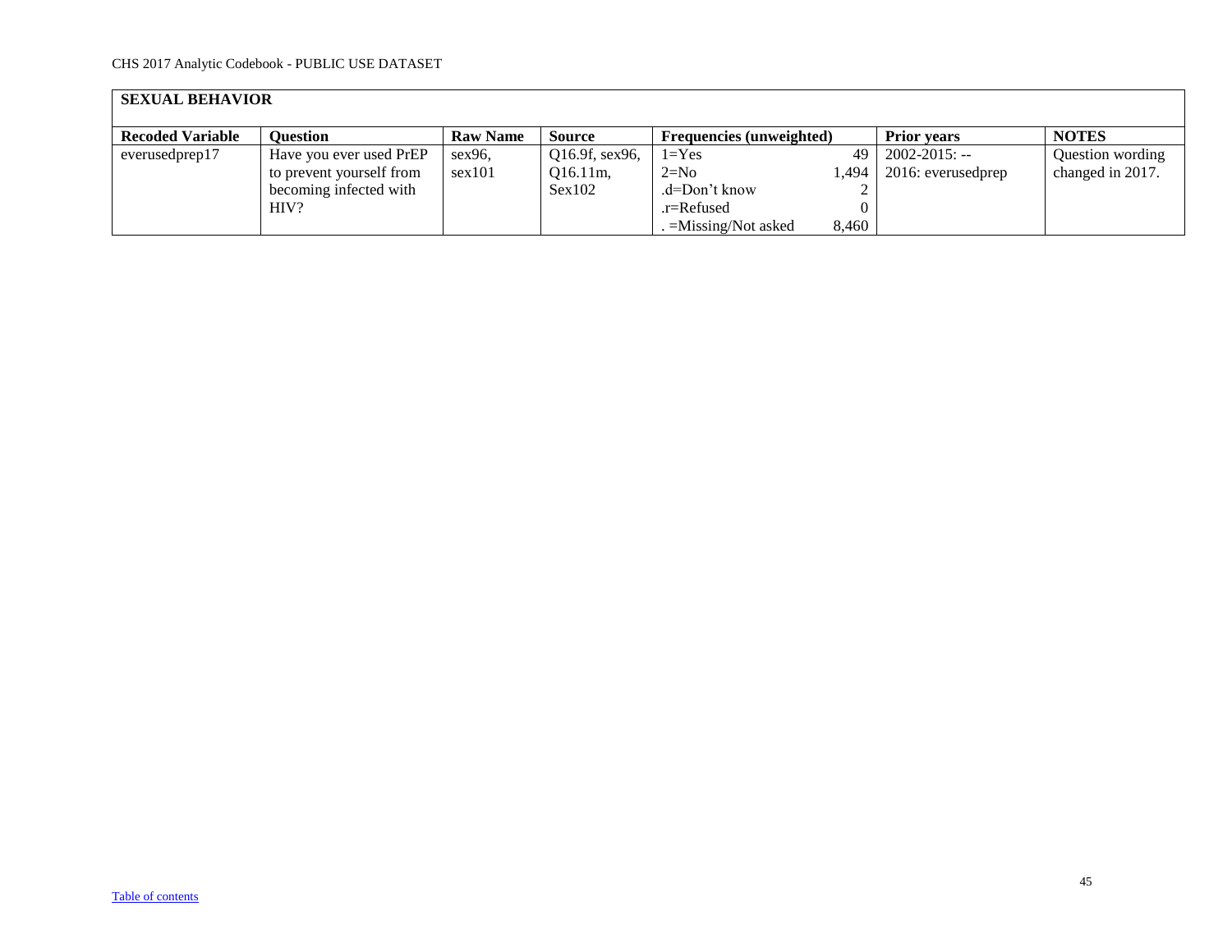## SEXUAL BEHAVIOR

| Recoded Variable | Question | Raw Name | Source | Frequencies (unweighted) | | Prior years | NOTES |
|---|---|---|---|---|---|---|---|
| everusedprep17 | Have you ever used PrEP to prevent yourself from becoming infected with HIV? | sex96, sex101 | Q16.9f, sex96, Q16.11m, Sex102 | 1=Yes<br>2=No<br>.d=Don't know<br>.r=Refused<br>. =Missing/Not asked | 49<br>1,494<br>2<br>0<br>8,460 | 2002-2015: --<br>2016: everusedprep | Question wording changed in 2017. |

Table of contents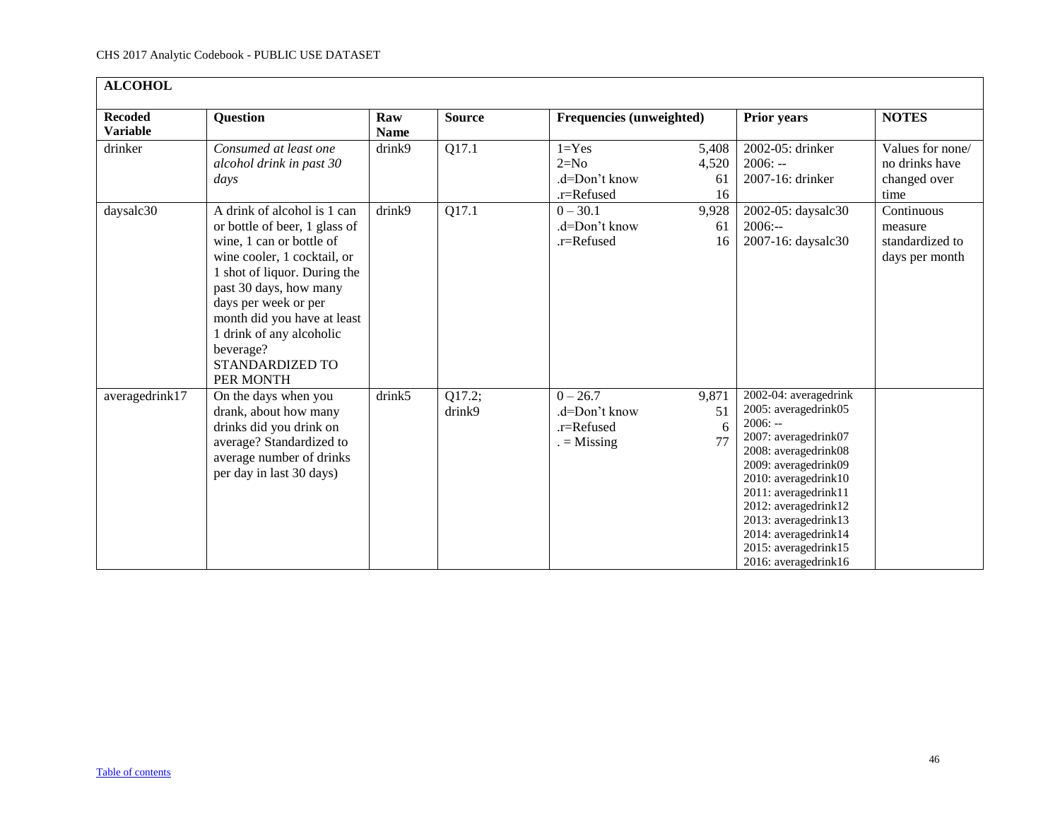CHS 2017 Analytic Codebook - PUBLIC USE DATASET

| **ALCOHOL** | | | | | | |
|---|---|---|---|---|---|---|
| **Recoded Variable** | **Question** | **Raw Name** | **Source** | **Frequencies (unweighted)** | **Prior years** | **NOTES** |
| drinker | *Consumed at least one alcohol drink in past 30 days* | drink9 | Q17.1 | 1=Yes 5,408<br>2=No 4,520<br>.d=Don't know 61<br>.r=Refused 16 | 2002-05: drinker<br>2006: --<br>2007-16: drinker | Values for none/ no drinks have changed over time |
| daysalc30 | A drink of alcohol is 1 can or bottle of beer, 1 glass of wine, 1 can or bottle of wine cooler, 1 cocktail, or 1 shot of liquor. During the past 30 days, how many days per week or per month did you have at least 1 drink of any alcoholic beverage? STANDARDIZED TO PER MONTH | drink9 | Q17.1 | 0 – 30.1 9,928<br>.d=Don't know 61<br>.r=Refused 16 | 2002-05: daysalc30<br>2006:--<br>2007-16: daysalc30 | Continuous measure standardized to days per month |
| averagedrink17 | On the days when you drank, about how many drinks did you drink on average? Standardized to average number of drinks per day in last 30 days) | drink5 | Q17.2; drink9 | 0 – 26.7 9,871<br>.d=Don't know 51<br>.r=Refused 6<br>. = Missing 77 | 2002-04: averagedrink<br>2005: averagedrink05<br>2006: --<br>2007: averagedrink07<br>2008: averagedrink08<br>2009: averagedrink09<br>2010: averagedrink10<br>2011: averagedrink11<br>2012: averagedrink12<br>2013: averagedrink13<br>2014: averagedrink14<br>2015: averagedrink15<br>2016: averagedrink16 | |

Table of contents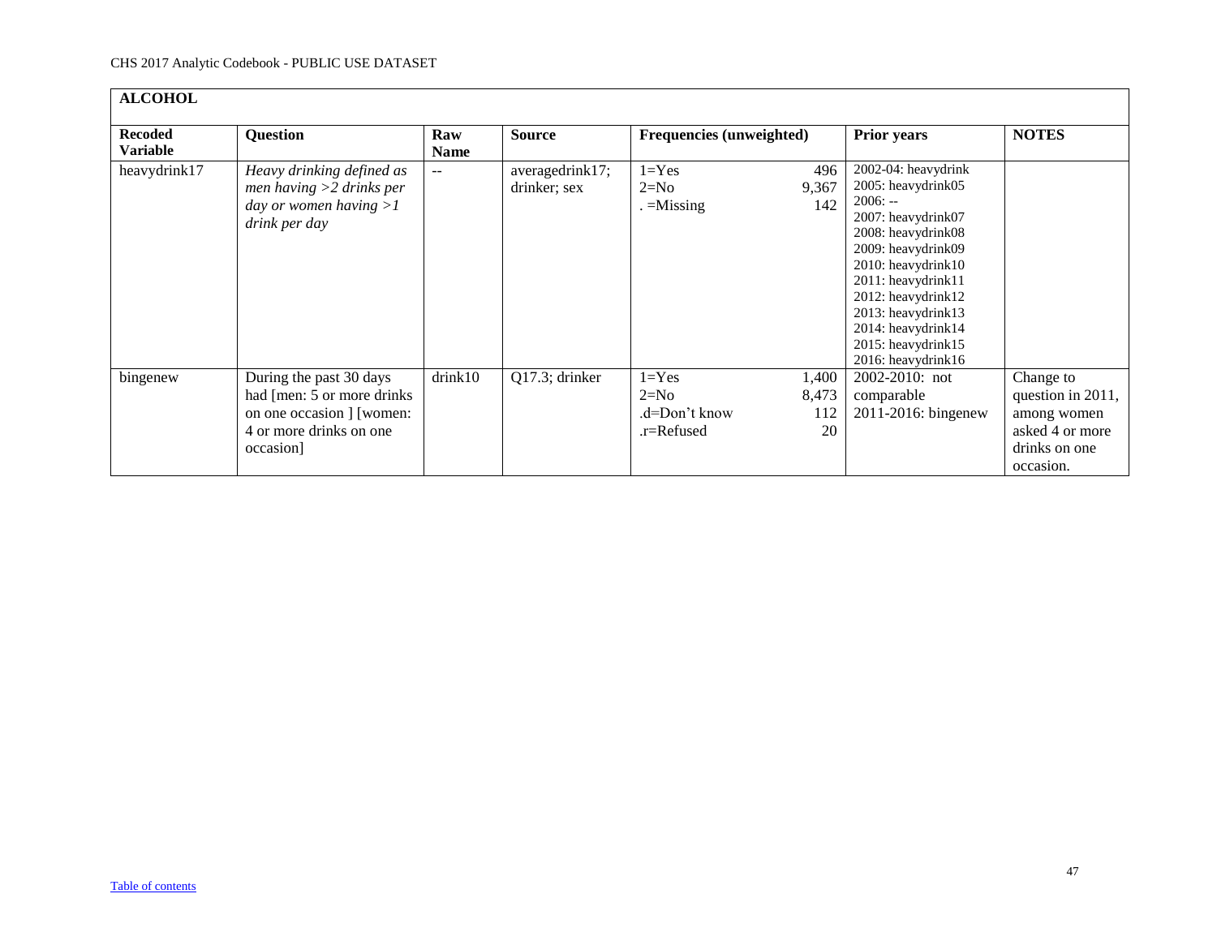| ALCOHOL | | | | | | |
|---|---|---|---|---|---|---|
| **Recoded Variable** | **Question** | **Raw Name** | **Source** | **Frequencies (unweighted)** | **Prior years** | **NOTES** |
| heavydrink17 | *Heavy drinking defined as men having >2 drinks per day or women having >1 drink per day* | -- | averagedrink17; drinker; sex | 1=Yes 496<br>2=No 9,367<br>. =Missing 142 | 2002-04: heavydrink<br>2005: heavydrink05<br>2006: --<br>2007: heavydrink07<br>2008: heavydrink08<br>2009: heavydrink09<br>2010: heavydrink10<br>2011: heavydrink11<br>2012: heavydrink12<br>2013: heavydrink13<br>2014: heavydrink14<br>2015: heavydrink15<br>2016: heavydrink16 | |
| bingenew | During the past 30 days had [men: 5 or more drinks on one occasion ] [women: 4 or more drinks on one occasion] | drink10 | Q17.3; drinker | 1=Yes 1,400<br>2=No 8,473<br>.d=Don't know 112<br>.r=Refused 20 | 2002-2010: not comparable<br>2011-2016: bingenew | Change to question in 2011, among women asked 4 or more drinks on one occasion. |

[Table of contents](#)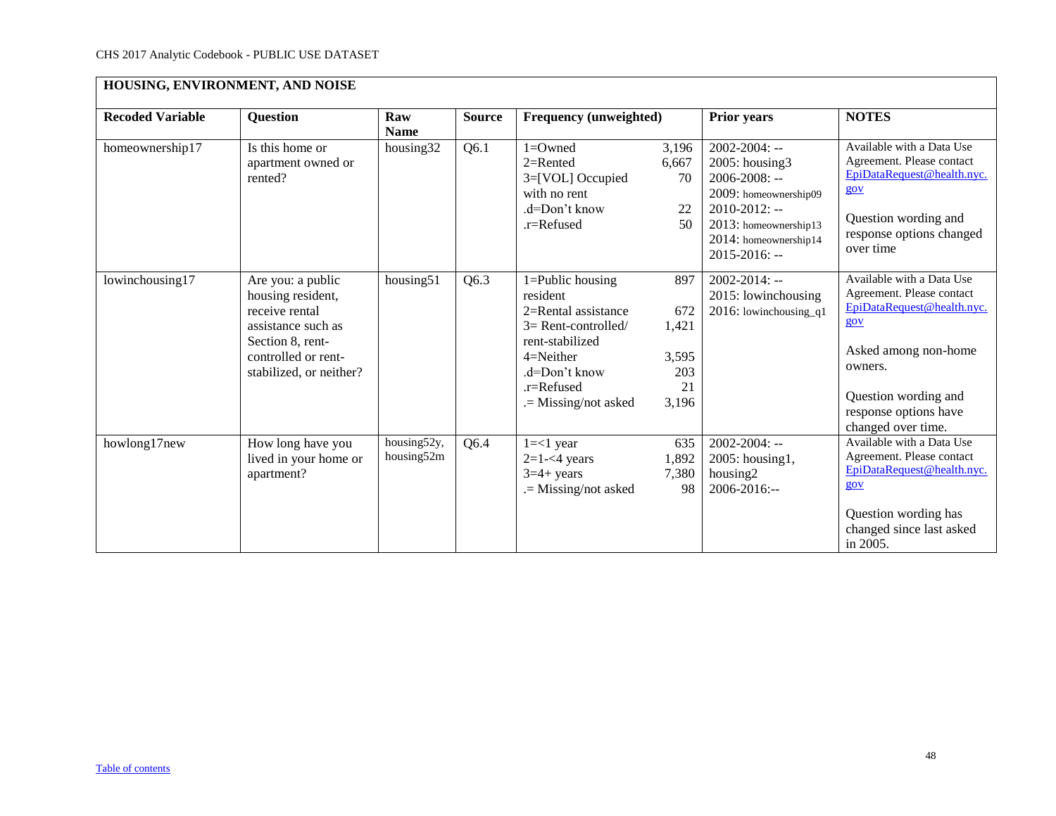## HOUSING, ENVIRONMENT, AND NOISE

| Recoded Variable | Question | Raw Name | Source | Frequency (unweighted) | | Prior years | NOTES |
|---|---|---|---|---|---|---|---|
| homeownership17 | Is home or apartment owned or rented? | housing32 | Q6.1 | 1=Owned<br>2=Rented<br>3=[VOL] Occupied with no rent<br>.d=Don't know<br>.r=Refused | 3,196<br>6,667<br>70<br>22<br>50 | 2002-2004: --<br>2005: housing3<br>2006-2008: --<br>2009: homeownership09<br>2010-2012: --<br>2013: homeownership13<br>2014: homeownership14<br>2015-2016: -- | Available with a Data Use Agreement. Please contact EpiDataRequest@health.nyc.gov<br><br>Question wording and response options changed over time |
| lowinchousing17 | Are you: a public housing resident, receive rental assistance such as Section 8, rent-controlled or rent-stabilized, or neither? | housing51 | Q6.3 | 1=Public housing resident<br>2=Rental assistance<br>3= Rent-controlled/ rent-stabilized<br>4=Neither<br>.d=Don't know<br>.r=Refused<br>.= Missing/not asked | 897<br>672<br>1,421<br>3,595<br>203<br>21<br>3,196 | 2002-2014: --<br>2015: lowinchousing<br>2016: lowinchousing_q1 | Available with a Data Use Agreement. Please contact EpiDataRequest@health.nyc.gov<br><br>Asked among non-home owners.<br><br>Question wording and response options have changed over time. |
| howlong17new | How long have you lived in your home or apartment? | housing52y, housing52m | Q6.4 | 1=<1 year<br>2=1-<4 years<br>3=4+ years<br>.= Missing/not asked | 635<br>1,892<br>7,380<br>98 | 2002-2004: --<br>2005: housing1, housing2<br>2006-2016:-- | Available with a Data Use Agreement. Please contact EpiDataRequest@health.nyc.gov<br><br>Question wording has changed since last asked in 2005. |

Table of contents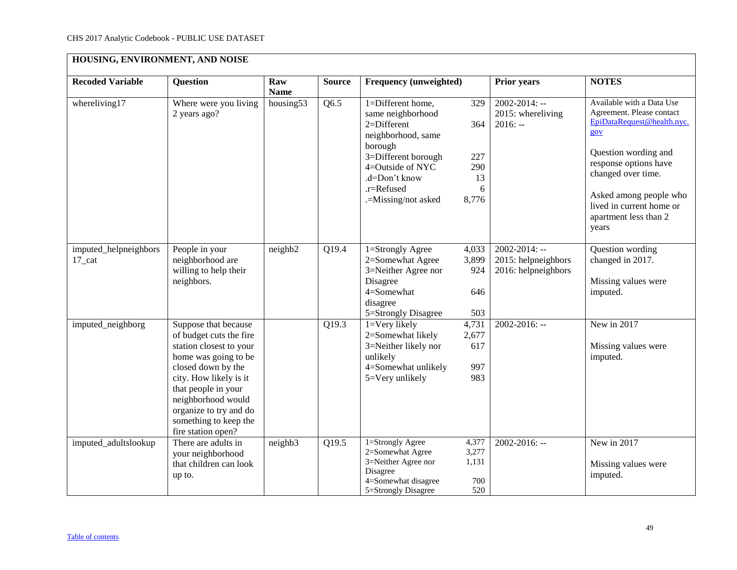## HOUSING, ENVIRONMENT, AND NOISE

| Recoded Variable | Question | Raw Name | Source | Frequency (unweighted) | Prior years | NOTES |
|---|---|---|---|---|---|---|
| whereliving17 | Where were you living 2 years ago? | housing53 | Q6.5 | 1=Different home, same neighborhood 329<br>2=Different neighborhood, same borough 364<br>3=Different borough 227<br>4=Outside of NYC 290<br>.d=Don't know 13<br>.r=Refused 6<br>.=Missing/not asked 8,776 | 2002-2014: --<br>2015: whereliving<br>2016: -- | Available with a Data Use Agreement. Please contact EpiDataRequest@health.nyc.gov<br><br>Question wording and response options have changed over time.<br><br>Asked among people who lived in current home or apartment less than 2 years |
| imputed_helpneighbors17_cat | People in your neighborhood are willing to help their neighbors. | neighb2 | Q19.4 | 1=Strongly Agree 4,033<br>2=Somewhat Agree 3,899<br>3=Neither Agree nor Disagree 924<br>4=Somewhat disagree 646<br>5=Strongly Disagree 503 | 2002-2014: --<br>2015: helpneighbors<br>2016: helpneighbors | Question wording changed in 2017.<br><br>Missing values were imputed. |
| imputed_neighborg | Suppose that because of budget cuts the fire station closest to your home was going to be closed down by the city. How likely is it that people in your neighborhood would organize to try and do something to keep the fire station open? | | Q19.3 | 1=Very likely 4,731<br>2=Somewhat likely 2,677<br>3=Neither likely nor unlikely 617<br>4=Somewhat unlikely 997<br>5=Very unlikely 983 | 2002-2016: -- | New in 2017<br><br>Missing values were imputed. |
| imputed_adultslookup | There are adults in your neighborhood that children can look up to. | neighb3 | Q19.5 | 1=Strongly Agree 4,377<br>2=Somewhat Agree 3,277<br>3=Neither Agree nor Disagree 1,131<br>4=Somewhat disagree 700<br>5=Strongly Disagree 520 | 2002-2016: -- | New in 2017<br><br>Missing values were imputed. |

Table of contents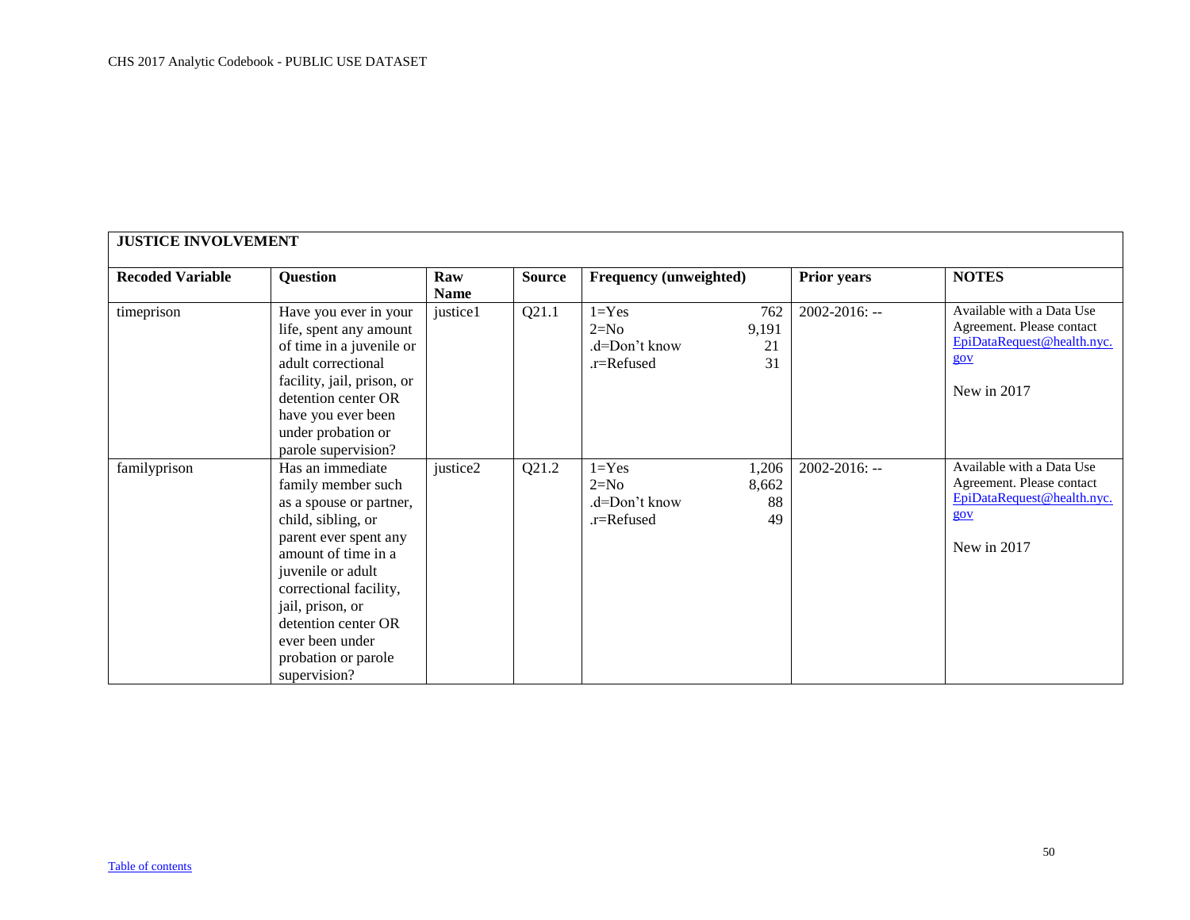| JUSTICE INVOLVEMENT | | | | | | |
|---|---|---|---|---|---|---|
| **Recoded Variable** | **Question** | **Raw Name** | **Source** | **Frequency (unweighted)** | **Prior years** | **NOTES** |
| timeprison | Have you ever in your life, spent any amount of time in a juvenile or adult correctional facility, jail, prison, or detention center OR have you ever been under probation or parole supervision? | justice1 | Q21.1 | 1=Yes 762<br>2=No 9,191<br>.d=Don't know 21<br>.r=Refused 31 | 2002-2016: -- | Available with a Data Use Agreement. Please contact EpiDataRequest@health.nyc.gov<br><br>New in 2017 |
| familyprison | Has an immediate family member such as a spouse or partner, child, sibling, or parent ever spent any amount of time in a juvenile or adult correctional facility, jail, prison, or detention center OR ever been under probation or parole supervision? | justice2 | Q21.2 | 1=Yes 1,206<br>2=No 8,662<br>.d=Don't know 88<br>.r=Refused 49 | 2002-2016: -- | Available with a Data Use Agreement. Please contact EpiDataRequest@health.nyc.gov<br><br>New in 2017 |

Table of contents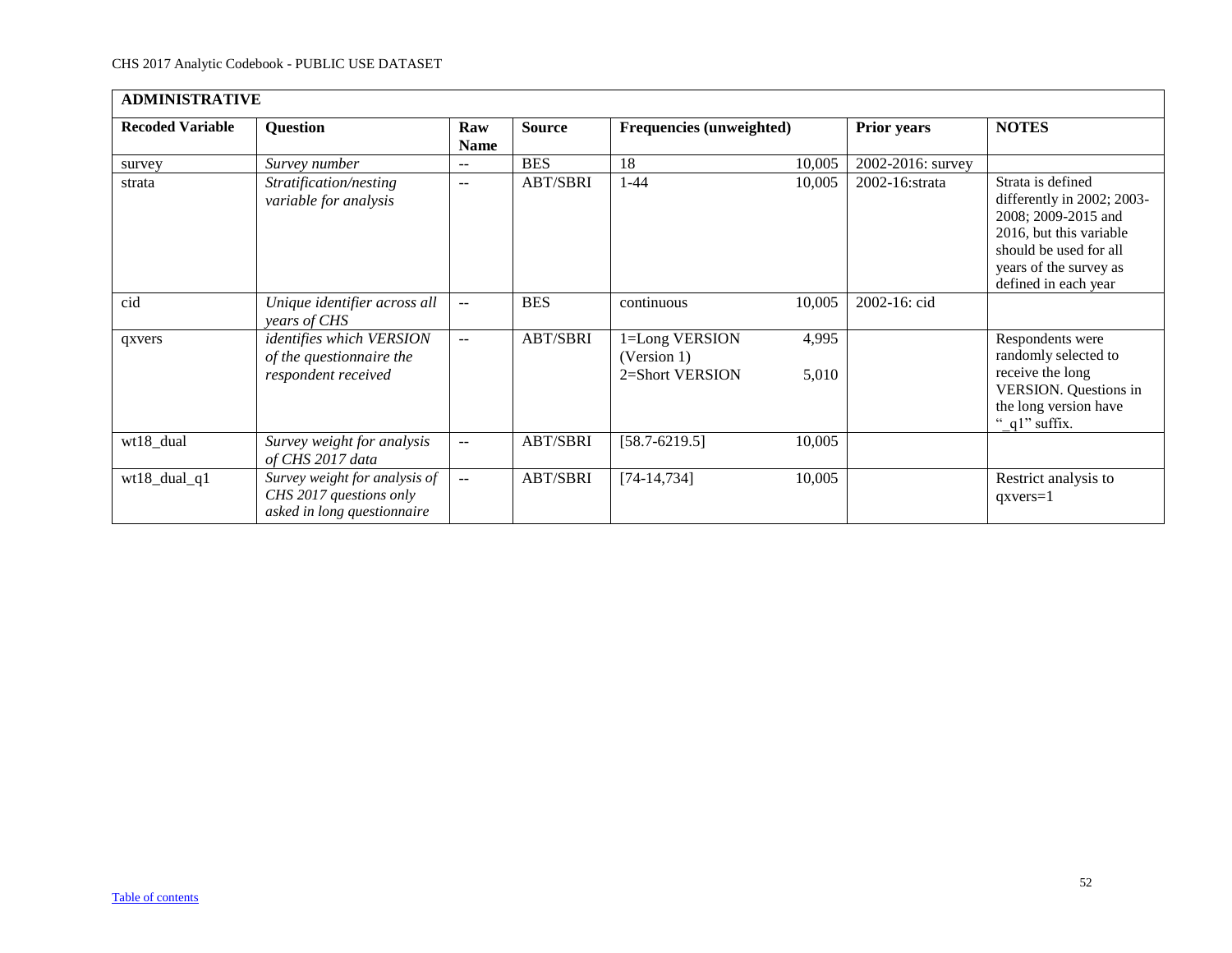| ADMINISTRATIVE | | | | | | | |
|---|---|---|---|---|---|---|---|
| **Recoded Variable** | **Question** | **Raw Name** | **Source** | **Frequencies (unweighted)** | | **Prior years** | **NOTES** |
| survey | *Survey number* | -- | BES | 18 | 10,005 | 2002-2016: survey | |
| strata | *Stratification/nesting variable for analysis* | -- | ABT/SBRI | 1-44 | 10,005 | 2002-16:strata | Strata is defined differently in 2002; 2003-2008; 2009-2015 and 2016, but this variable should be used for all years of the survey as defined in each year |
| cid | *Unique identifier across all years of CHS* | -- | BES | continuous | 10,005 | 2002-16: cid | |
| qxvers | *identifies which VERSION of the questionnaire the respondent received* | -- | ABT/SBRI | 1=Long VERSION (Version 1)<br>2=Short VERSION | 4,995<br><br>5,010 | | Respondents were randomly selected to receive the long VERSION. Questions in the long version have "_q1" suffix. |
| wt18_dual | *Survey weight for analysis of CHS 2017 data* | -- | ABT/SBRI | [58.7-6219.5] | 10,005 | | |
| wt18_dual_q1 | *Survey weight for analysis of CHS 2017 questions only asked in long questionnaire* | -- | ABT/SBRI | [74-14,734] | 10,005 | | Restrict analysis to qxvers=1 |

Table of contents